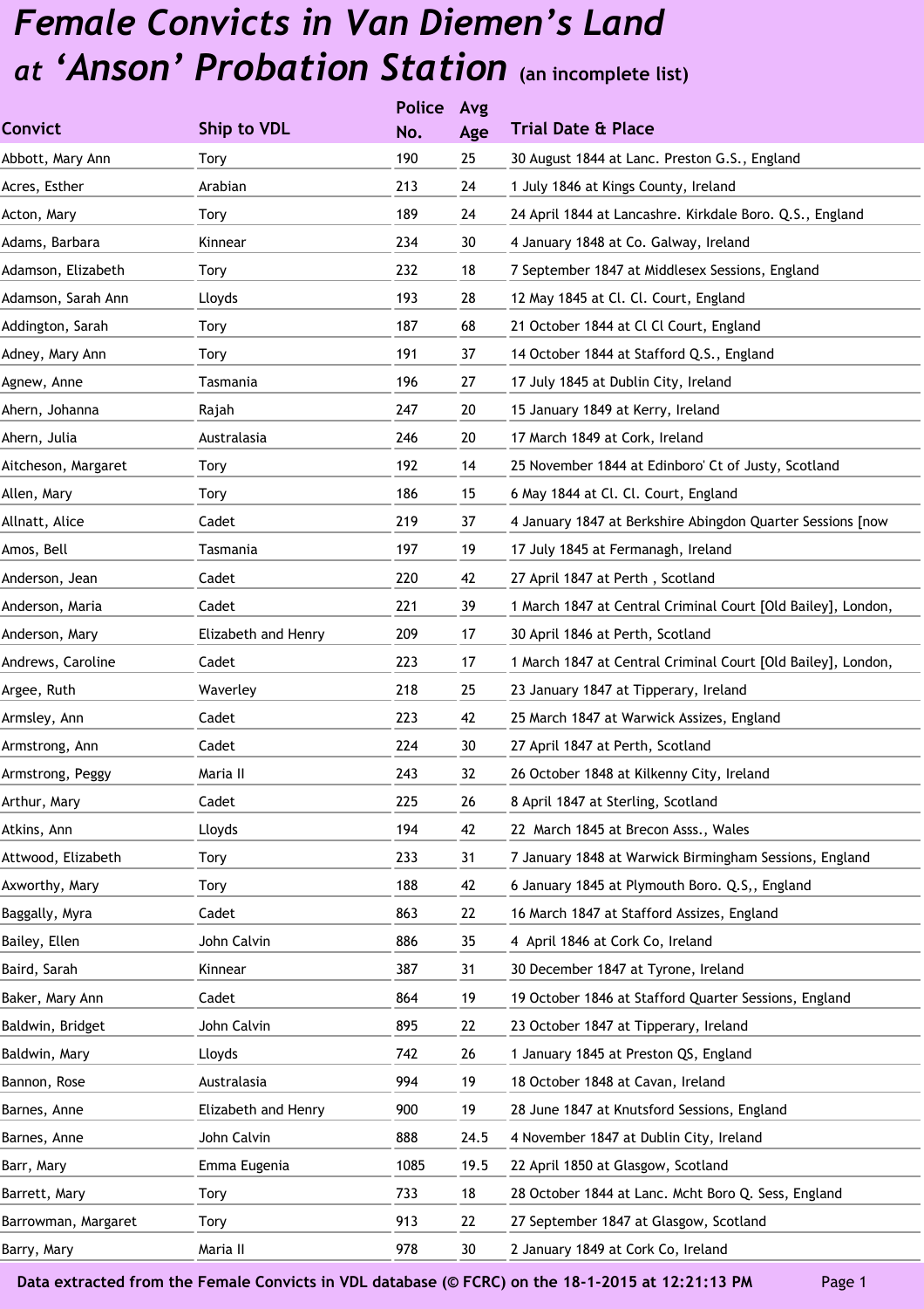# *Female Convicts in Van Diemen's Land at 'Anson' Probation Station* (an incomplete list)

| Convict | Ship to VDL | Police No. | Avg Age | Trial Date & Place |
|---|---|---|---|---|
| Abbott, Mary Ann | Tory | 190 | 25 | 30 August 1844 at Lanc. Preston G.S., England |
| Acres, Esther | Arabian | 213 | 24 | 1 July 1846 at Kings County, Ireland |
| Acton, Mary | Tory | 189 | 24 | 24 April 1844 at Lancashre. Kirkdale Boro. Q.S., England |
| Adams, Barbara | Kinnear | 234 | 30 | 4 January 1848 at Co. Galway, Ireland |
| Adamson, Elizabeth | Tory | 232 | 18 | 7 September 1847 at Middlesex Sessions, England |
| Adamson, Sarah Ann | Lloyds | 193 | 28 | 12 May 1845 at Cl. Cl. Court, England |
| Addington, Sarah | Tory | 187 | 68 | 21 October 1844 at Cl Cl Court, England |
| Adney, Mary Ann | Tory | 191 | 37 | 14 October 1844 at Stafford Q.S., England |
| Agnew, Anne | Tasmania | 196 | 27 | 17 July 1845 at Dublin City, Ireland |
| Ahern, Johanna | Rajah | 247 | 20 | 15 January 1849 at Kerry, Ireland |
| Ahern, Julia | Australasia | 246 | 20 | 17 March 1849 at Cork, Ireland |
| Aitcheson, Margaret | Tory | 192 | 14 | 25 November 1844 at Edinboro' Ct of Justy, Scotland |
| Allen, Mary | Tory | 186 | 15 | 6 May 1844 at Cl. Cl. Court, England |
| Allnatt, Alice | Cadet | 219 | 37 | 4 January 1847 at Berkshire Abingdon Quarter Sessions [now |
| Amos, Bell | Tasmania | 197 | 19 | 17 July 1845 at Fermanagh, Ireland |
| Anderson, Jean | Cadet | 220 | 42 | 27 April 1847 at Perth , Scotland |
| Anderson, Maria | Cadet | 221 | 39 | 1 March 1847 at Central Criminal Court [Old Bailey], London, |
| Anderson, Mary | Elizabeth and Henry | 209 | 17 | 30 April 1846 at Perth, Scotland |
| Andrews, Caroline | Cadet | 223 | 17 | 1 March 1847 at Central Criminal Court [Old Bailey], London, |
| Argee, Ruth | Waverley | 218 | 25 | 23 January 1847 at Tipperary, Ireland |
| Armsley, Ann | Cadet | 223 | 42 | 25 March 1847 at Warwick Assizes, England |
| Armstrong, Ann | Cadet | 224 | 30 | 27 April 1847 at Perth, Scotland |
| Armstrong, Peggy | Maria II | 243 | 32 | 26 October 1848 at Kilkenny City, Ireland |
| Arthur, Mary | Cadet | 225 | 26 | 8 April 1847 at Sterling, Scotland |
| Atkins, Ann | Lloyds | 194 | 42 | 22 March 1845 at Brecon Asss., Wales |
| Attwood, Elizabeth | Tory | 233 | 31 | 7 January 1848 at Warwick Birmingham Sessions, England |
| Axworthy, Mary | Tory | 188 | 42 | 6 January 1845 at Plymouth Boro. Q.S,, England |
| Baggally, Myra | Cadet | 863 | 22 | 16 March 1847 at Stafford Assizes, England |
| Bailey, Ellen | John Calvin | 886 | 35 | 4 April 1846 at Cork Co, Ireland |
| Baird, Sarah | Kinnear | 387 | 31 | 30 December 1847 at Tyrone, Ireland |
| Baker, Mary Ann | Cadet | 864 | 19 | 19 October 1846 at Stafford Quarter Sessions, England |
| Baldwin, Bridget | John Calvin | 895 | 22 | 23 October 1847 at Tipperary, Ireland |
| Baldwin, Mary | Lloyds | 742 | 26 | 1 January 1845 at Preston QS, England |
| Bannon, Rose | Australasia | 994 | 19 | 18 October 1848 at Cavan, Ireland |
| Barnes, Anne | Elizabeth and Henry | 900 | 19 | 28 June 1847 at Knutsford Sessions, England |
| Barnes, Anne | John Calvin | 888 | 24.5 | 4 November 1847 at Dublin City, Ireland |
| Barr, Mary | Emma Eugenia | 1085 | 19.5 | 22 April 1850 at Glasgow, Scotland |
| Barrett, Mary | Tory | 733 | 18 | 28 October 1844 at Lanc. Mcht Boro Q. Sess, England |
| Barrowman, Margaret | Tory | 913 | 22 | 27 September 1847 at Glasgow, Scotland |
| Barry, Mary | Maria II | 978 | 30 | 2 January 1849 at Cork Co, Ireland |

Data extracted from the Female Convicts in VDL database (© FCRC) on the 18-1-2015 at 12:21:13 PM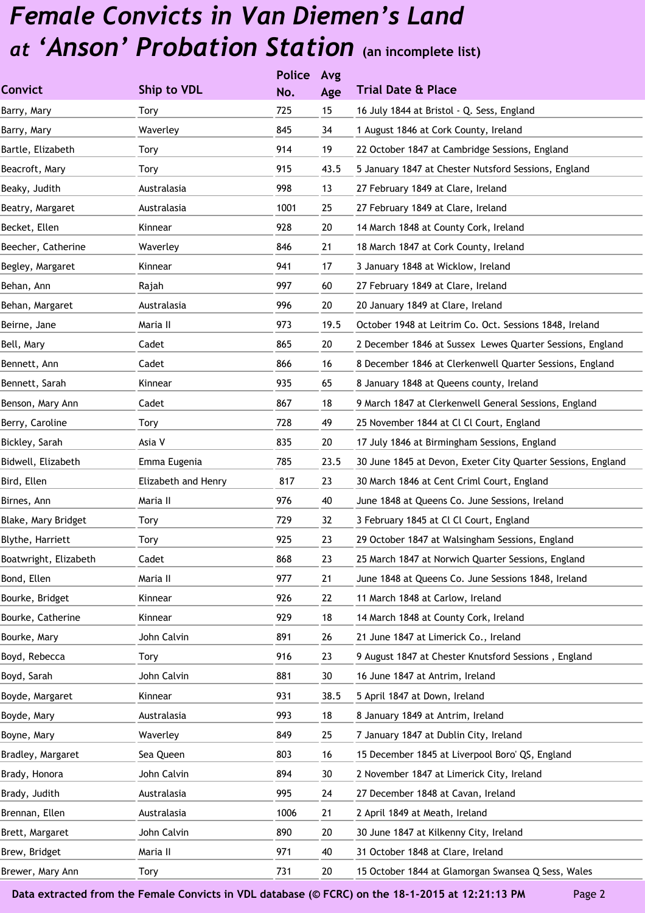# *Female Convicts in Van Diemen's Land at 'Anson' Probation Station* (an incomplete list)

| Convict | Ship to VDL | Police No. | Avg Age | Trial Date & Place |
|---|---|---|---|---|
| Barry, Mary | Tory | 725 | 15 | 16 July 1844 at Bristol - Q. Sess, England |
| Barry, Mary | Waverley | 845 | 34 | 1 August 1846 at Cork County, Ireland |
| Bartle, Elizabeth | Tory | 914 | 19 | 22 October 1847 at Cambridge Sessions, England |
| Beacroft, Mary | Tory | 915 | 43.5 | 5 January 1847 at Chester Nutsford Sessions, England |
| Beaky, Judith | Australasia | 998 | 13 | 27 February 1849 at Clare, Ireland |
| Beatry, Margaret | Australasia | 1001 | 25 | 27 February 1849 at Clare, Ireland |
| Becket, Ellen | Kinnear | 928 | 20 | 14 March 1848 at County Cork, Ireland |
| Beecher, Catherine | Waverley | 846 | 21 | 18 March 1847 at Cork County, Ireland |
| Begley, Margaret | Kinnear | 941 | 17 | 3 January 1848 at Wicklow, Ireland |
| Behan, Ann | Rajah | 997 | 60 | 27 February 1849 at Clare, Ireland |
| Behan, Margaret | Australasia | 996 | 20 | 20 January 1849 at Clare, Ireland |
| Beirne, Jane | Maria II | 973 | 19.5 | October 1948 at Leitrim Co. Oct. Sessions 1848, Ireland |
| Bell, Mary | Cadet | 865 | 20 | 2 December 1846 at Sussex Lewes Quarter Sessions, England |
| Bennett, Ann | Cadet | 866 | 16 | 8 December 1846 at Clerkenwell Quarter Sessions, England |
| Bennett, Sarah | Kinnear | 935 | 65 | 8 January 1848 at Queens county, Ireland |
| Benson, Mary Ann | Cadet | 867 | 18 | 9 March 1847 at Clerkenwell General Sessions, England |
| Berry, Caroline | Tory | 728 | 49 | 25 November 1844 at Cl Cl Court, England |
| Bickley, Sarah | Asia V | 835 | 20 | 17 July 1846 at Birmingham Sessions, England |
| Bidwell, Elizabeth | Emma Eugenia | 785 | 23.5 | 30 June 1845 at Devon, Exeter City Quarter Sessions, England |
| Bird, Ellen | Elizabeth and Henry | 817 | 23 | 30 March 1846 at Cent Criml Court, England |
| Birnes, Ann | Maria II | 976 | 40 | June 1848 at Queens Co. June Sessions, Ireland |
| Blake, Mary Bridget | Tory | 729 | 32 | 3 February 1845 at Cl Cl Court, England |
| Blythe, Harriett | Tory | 925 | 23 | 29 October 1847 at Walsingham Sessions, England |
| Boatwright, Elizabeth | Cadet | 868 | 23 | 25 March 1847 at Norwich Quarter Sessions, England |
| Bond, Ellen | Maria II | 977 | 21 | June 1848 at Queens Co. June Sessions 1848, Ireland |
| Bourke, Bridget | Kinnear | 926 | 22 | 11 March 1848 at Carlow, Ireland |
| Bourke, Catherine | Kinnear | 929 | 18 | 14 March 1848 at County Cork, Ireland |
| Bourke, Mary | John Calvin | 891 | 26 | 21 June 1847 at Limerick Co., Ireland |
| Boyd, Rebecca | Tory | 916 | 23 | 9 August 1847 at Chester Knutsford Sessions , England |
| Boyd, Sarah | John Calvin | 881 | 30 | 16 June 1847 at Antrim, Ireland |
| Boyde, Margaret | Kinnear | 931 | 38.5 | 5 April 1847 at Down, Ireland |
| Boyde, Mary | Australasia | 993 | 18 | 8 January 1849 at Antrim, Ireland |
| Boyne, Mary | Waverley | 849 | 25 | 7 January 1847 at Dublin City, Ireland |
| Bradley, Margaret | Sea Queen | 803 | 16 | 15 December 1845 at Liverpool Boro' QS, England |
| Brady, Honora | John Calvin | 894 | 30 | 2 November 1847 at Limerick City, Ireland |
| Brady, Judith | Australasia | 995 | 24 | 27 December 1848 at Cavan, Ireland |
| Brennan, Ellen | Australasia | 1006 | 21 | 2 April 1849 at Meath, Ireland |
| Brett, Margaret | John Calvin | 890 | 20 | 30 June 1847 at Kilkenny City, Ireland |
| Brew, Bridget | Maria II | 971 | 40 | 31 October 1848 at Clare, Ireland |
| Brewer, Mary Ann | Tory | 731 | 20 | 15 October 1844 at Glamorgan Swansea Q Sess, Wales |

**Data extracted from the Female Convicts in VDL database (© FCRC) on the 18-1-2015 at 12:21:13 PM**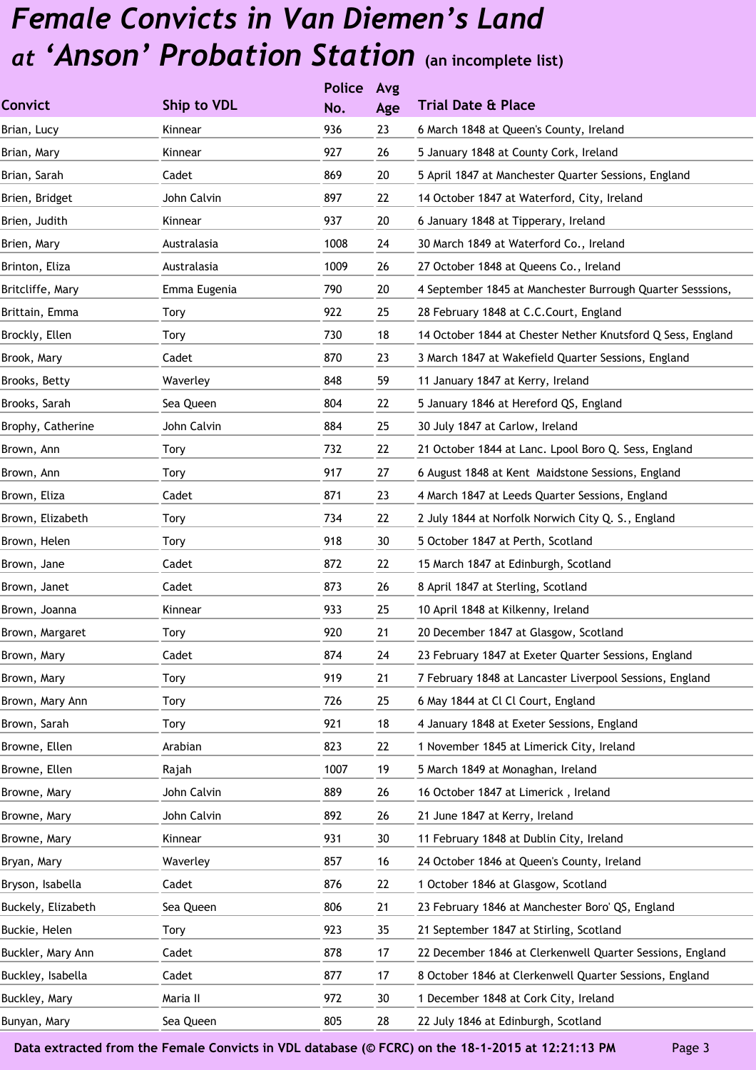# *Female Convicts in Van Diemen's Land at 'Anson' Probation Station* (an incomplete list)

| Convict | Ship to VDL | Police No. | Avg Age | Trial Date & Place |
|---|---|---|---|---|
| Brian, Lucy | Kinnear | 936 | 23 | 6 March 1848 at Queen's County, Ireland |
| Brian, Mary | Kinnear | 927 | 26 | 5 January 1848 at County Cork, Ireland |
| Brian, Sarah | Cadet | 869 | 20 | 5 April 1847 at Manchester Quarter Sessions, England |
| Brien, Bridget | John Calvin | 897 | 22 | 14 October 1847 at Waterford, City, Ireland |
| Brien, Judith | Kinnear | 937 | 20 | 6 January 1848 at Tipperary, Ireland |
| Brien, Mary | Australasia | 1008 | 24 | 30 March 1849 at Waterford Co., Ireland |
| Brinton, Eliza | Australasia | 1009 | 26 | 27 October 1848 at Queens Co., Ireland |
| Britcliffe, Mary | Emma Eugenia | 790 | 20 | 4 September 1845 at Manchester Burrough Quarter Sesssions, |
| Brittain, Emma | Tory | 922 | 25 | 28 February 1848 at C.C.Court, England |
| Brockly, Ellen | Tory | 730 | 18 | 14 October 1844 at Chester Nether Knutsford Q Sess, England |
| Brook, Mary | Cadet | 870 | 23 | 3 March 1847 at Wakefield Quarter Sessions, England |
| Brooks, Betty | Waverley | 848 | 59 | 11 January 1847 at Kerry, Ireland |
| Brooks, Sarah | Sea Queen | 804 | 22 | 5 January 1846 at Hereford QS, England |
| Brophy, Catherine | John Calvin | 884 | 25 | 30 July 1847 at Carlow, Ireland |
| Brown, Ann | Tory | 732 | 22 | 21 October 1844 at Lanc. Lpool Boro Q. Sess, England |
| Brown, Ann | Tory | 917 | 27 | 6 August 1848 at Kent Maidstone Sessions, England |
| Brown, Eliza | Cadet | 871 | 23 | 4 March 1847 at Leeds Quarter Sessions, England |
| Brown, Elizabeth | Tory | 734 | 22 | 2 July 1844 at Norfolk Norwich City Q. S., England |
| Brown, Helen | Tory | 918 | 30 | 5 October 1847 at Perth, Scotland |
| Brown, Jane | Cadet | 872 | 22 | 15 March 1847 at Edinburgh, Scotland |
| Brown, Janet | Cadet | 873 | 26 | 8 April 1847 at Sterling, Scotland |
| Brown, Joanna | Kinnear | 933 | 25 | 10 April 1848 at Kilkenny, Ireland |
| Brown, Margaret | Tory | 920 | 21 | 20 December 1847 at Glasgow, Scotland |
| Brown, Mary | Cadet | 874 | 24 | 23 February 1847 at Exeter Quarter Sessions, England |
| Brown, Mary | Tory | 919 | 21 | 7 February 1848 at Lancaster Liverpool Sessions, England |
| Brown, Mary Ann | Tory | 726 | 25 | 6 May 1844 at Cl Cl Court, England |
| Brown, Sarah | Tory | 921 | 18 | 4 January 1848 at Exeter Sessions, England |
| Browne, Ellen | Arabian | 823 | 22 | 1 November 1845 at Limerick City, Ireland |
| Browne, Ellen | Rajah | 1007 | 19 | 5 March 1849 at Monaghan, Ireland |
| Browne, Mary | John Calvin | 889 | 26 | 16 October 1847 at Limerick , Ireland |
| Browne, Mary | John Calvin | 892 | 26 | 21 June 1847 at Kerry, Ireland |
| Browne, Mary | Kinnear | 931 | 30 | 11 February 1848 at Dublin City, Ireland |
| Bryan, Mary | Waverley | 857 | 16 | 24 October 1846 at Queen's County, Ireland |
| Bryson, Isabella | Cadet | 876 | 22 | 1 October 1846 at Glasgow, Scotland |
| Buckely, Elizabeth | Sea Queen | 806 | 21 | 23 February 1846 at Manchester Boro' QS, England |
| Buckie, Helen | Tory | 923 | 35 | 21 September 1847 at Stirling, Scotland |
| Buckler, Mary Ann | Cadet | 878 | 17 | 22 December 1846 at Clerkenwell Quarter Sessions, England |
| Buckley, Isabella | Cadet | 877 | 17 | 8 October 1846 at Clerkenwell Quarter Sessions, England |
| Buckley, Mary | Maria II | 972 | 30 | 1 December 1848 at Cork City, Ireland |
| Bunyan, Mary | Sea Queen | 805 | 28 | 22 July 1846 at Edinburgh, Scotland |

**Data extracted from the Female Convicts in VDL database (© FCRC) on the 18-1-2015 at 12:21:13 PM**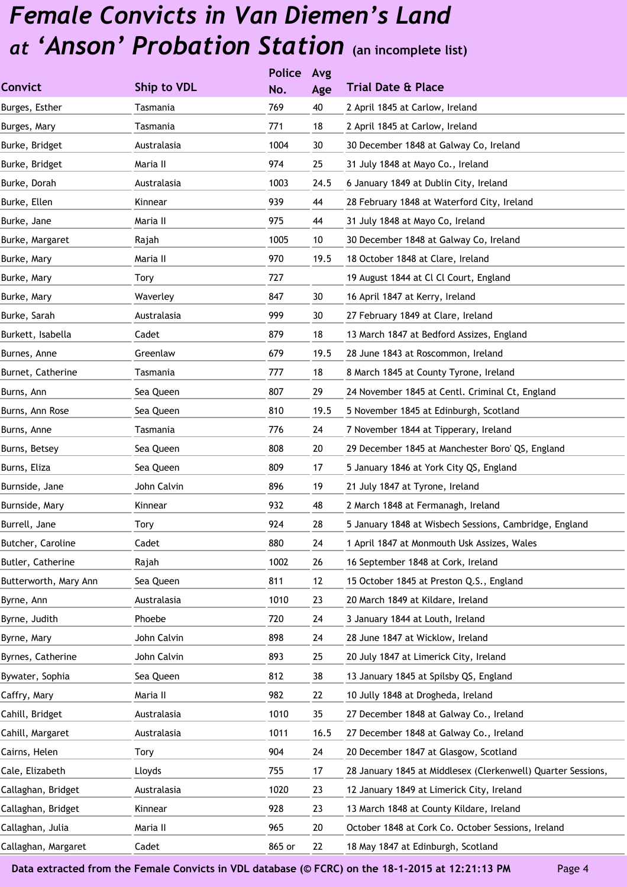# *Female Convicts in Van Diemen's Land at 'Anson' Probation Station* (an incomplete list)

| Convict | Ship to VDL | Police No. | Avg Age | Trial Date & Place |
|---|---|---|---|---|
| Burges, Esther | Tasmania | 769 | 40 | 2 April 1845 at Carlow, Ireland |
| Burges, Mary | Tasmania | 771 | 18 | 2 April 1845 at Carlow, Ireland |
| Burke, Bridget | Australasia | 1004 | 30 | 30 December 1848 at Galway Co, Ireland |
| Burke, Bridget | Maria II | 974 | 25 | 31 July 1848 at Mayo Co., Ireland |
| Burke, Dorah | Australasia | 1003 | 24.5 | 6 January 1849 at Dublin City, Ireland |
| Burke, Ellen | Kinnear | 939 | 44 | 28 February 1848 at Waterford City, Ireland |
| Burke, Jane | Maria II | 975 | 44 | 31 July 1848 at Mayo Co, Ireland |
| Burke, Margaret | Rajah | 1005 | 10 | 30 December 1848 at Galway Co, Ireland |
| Burke, Mary | Maria II | 970 | 19.5 | 18 October 1848 at Clare, Ireland |
| Burke, Mary | Tory | 727 | | 19 August 1844 at Cl Cl Court, England |
| Burke, Mary | Waverley | 847 | 30 | 16 April 1847 at Kerry, Ireland |
| Burke, Sarah | Australasia | 999 | 30 | 27 February 1849 at Clare, Ireland |
| Burkett, Isabella | Cadet | 879 | 18 | 13 March 1847 at Bedford Assizes, England |
| Burnes, Anne | Greenlaw | 679 | 19.5 | 28 June 1843 at Roscommon, Ireland |
| Burnet, Catherine | Tasmania | 777 | 18 | 8 March 1845 at County Tyrone, Ireland |
| Burns, Ann | Sea Queen | 807 | 29 | 24 November 1845 at Centl. Criminal Ct, England |
| Burns, Ann Rose | Sea Queen | 810 | 19.5 | 5 November 1845 at Edinburgh, Scotland |
| Burns, Anne | Tasmania | 776 | 24 | 7 November 1844 at Tipperary, Ireland |
| Burns, Betsey | Sea Queen | 808 | 20 | 29 December 1845 at Manchester Boro' QS, England |
| Burns, Eliza | Sea Queen | 809 | 17 | 5 January 1846 at York City QS, England |
| Burnside, Jane | John Calvin | 896 | 19 | 21 July 1847 at Tyrone, Ireland |
| Burnside, Mary | Kinnear | 932 | 48 | 2 March 1848 at Fermanagh, Ireland |
| Burrell, Jane | Tory | 924 | 28 | 5 January 1848 at Wisbech Sessions, Cambridge, England |
| Butcher, Caroline | Cadet | 880 | 24 | 1 April 1847 at Monmouth Usk Assizes, Wales |
| Butler, Catherine | Rajah | 1002 | 26 | 16 September 1848 at Cork, Ireland |
| Butterworth, Mary Ann | Sea Queen | 811 | 12 | 15 October 1845 at Preston Q.S., England |
| Byrne, Ann | Australasia | 1010 | 23 | 20 March 1849 at Kildare, Ireland |
| Byrne, Judith | Phoebe | 720 | 24 | 3 January 1844 at Louth, Ireland |
| Byrne, Mary | John Calvin | 898 | 24 | 28 June 1847 at Wicklow, Ireland |
| Byrnes, Catherine | John Calvin | 893 | 25 | 20 July 1847 at Limerick City, Ireland |
| Bywater, Sophia | Sea Queen | 812 | 38 | 13 January 1845 at Spilsby QS, England |
| Caffry, Mary | Maria II | 982 | 22 | 10 Jully 1848 at Drogheda, Ireland |
| Cahill, Bridget | Australasia | 1010 | 35 | 27 December 1848 at Galway Co., Ireland |
| Cahill, Margaret | Australasia | 1011 | 16.5 | 27 December 1848 at Galway Co., Ireland |
| Cairns, Helen | Tory | 904 | 24 | 20 December 1847 at Glasgow, Scotland |
| Cale, Elizabeth | Lloyds | 755 | 17 | 28 January 1845 at Middlesex (Clerkenwell) Quarter Sessions, |
| Callaghan, Bridget | Australasia | 1020 | 23 | 12 January 1849 at Limerick City, Ireland |
| Callaghan, Bridget | Kinnear | 928 | 23 | 13 March 1848 at County Kildare, Ireland |
| Callaghan, Julia | Maria II | 965 | 20 | October 1848 at Cork Co. October Sessions, Ireland |
| Callaghan, Margaret | Cadet | 865 or | 22 | 18 May 1847 at Edinburgh, Scotland |

Data extracted from the Female Convicts in VDL database (© FCRC) on the 18-1-2015 at 12:21:13 PM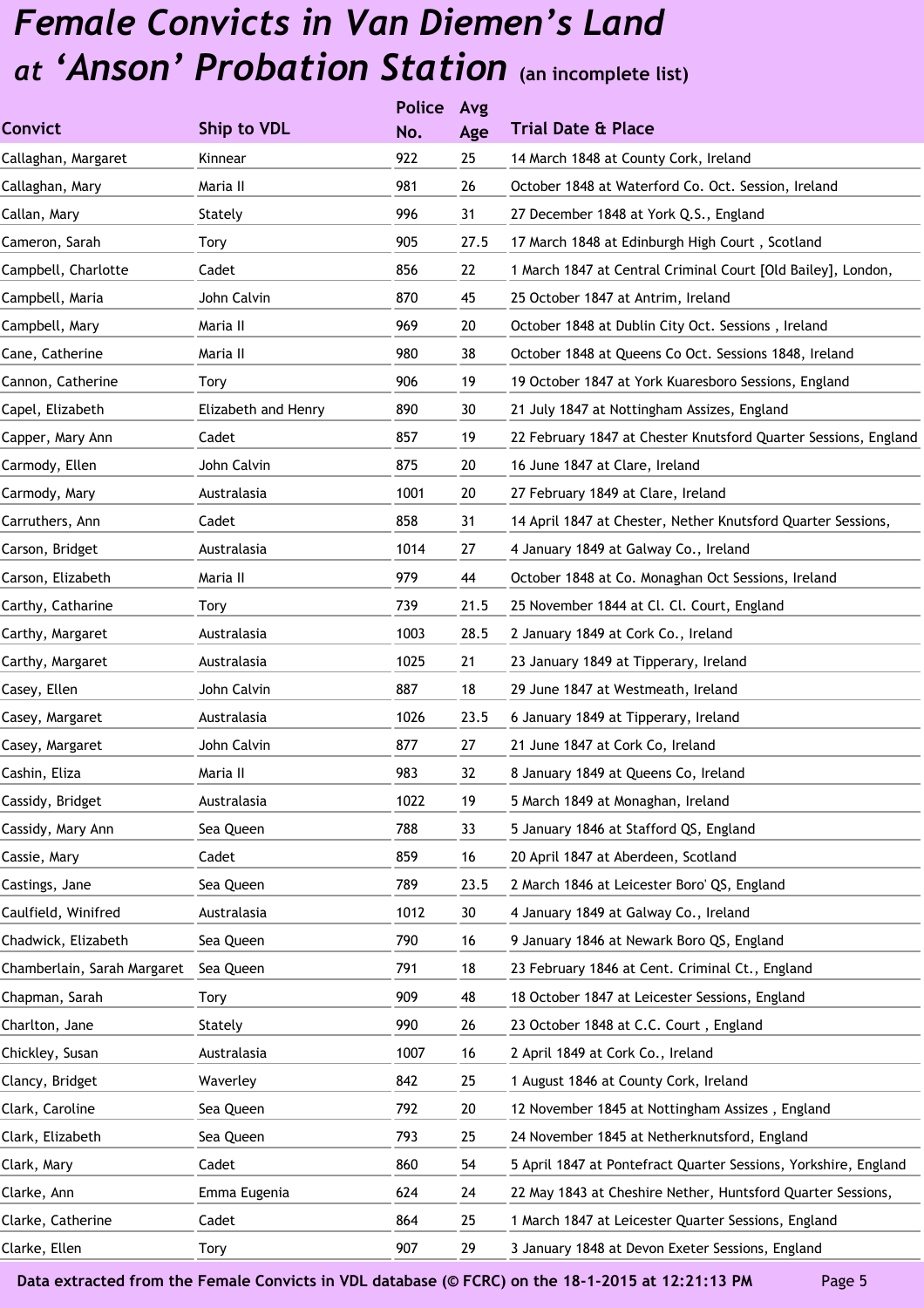# *Female Convicts in Van Diemen's Land at 'Anson' Probation Station* (an incomplete list)

| Convict | Ship to VDL | Police No. | Avg Age | Trial Date & Place |
|---|---|---|---|---|
| Callaghan, Margaret | Kinnear | 922 | 25 | 14 March 1848 at County Cork, Ireland |
| Callaghan, Mary | Maria II | 981 | 26 | October 1848 at Waterford Co. Oct. Session, Ireland |
| Callan, Mary | Stately | 996 | 31 | 27 December 1848 at York Q.S., England |
| Cameron, Sarah | Tory | 905 | 27.5 | 17 March 1848 at Edinburgh High Court , Scotland |
| Campbell, Charlotte | Cadet | 856 | 22 | 1 March 1847 at Central Criminal Court [Old Bailey], London, |
| Campbell, Maria | John Calvin | 870 | 45 | 25 October 1847 at Antrim, Ireland |
| Campbell, Mary | Maria II | 969 | 20 | October 1848 at Dublin City Oct. Sessions , Ireland |
| Cane, Catherine | Maria II | 980 | 38 | October 1848 at Queens Co Oct. Sessions 1848, Ireland |
| Cannon, Catherine | Tory | 906 | 19 | 19 October 1847 at York Kuaresboro Sessions, England |
| Capel, Elizabeth | Elizabeth and Henry | 890 | 30 | 21 July 1847 at Nottingham Assizes, England |
| Capper, Mary Ann | Cadet | 857 | 19 | 22 February 1847 at Chester Knutsford Quarter Sessions, England |
| Carmody, Ellen | John Calvin | 875 | 20 | 16 June 1847 at Clare, Ireland |
| Carmody, Mary | Australasia | 1001 | 20 | 27 February 1849 at Clare, Ireland |
| Carruthers, Ann | Cadet | 858 | 31 | 14 April 1847 at Chester, Nether Knutsford Quarter Sessions, |
| Carson, Bridget | Australasia | 1014 | 27 | 4 January 1849 at Galway Co., Ireland |
| Carson, Elizabeth | Maria II | 979 | 44 | October 1848 at Co. Monaghan Oct Sessions, Ireland |
| Carthy, Catharine | Tory | 739 | 21.5 | 25 November 1844 at Cl. Cl. Court, England |
| Carthy, Margaret | Australasia | 1003 | 28.5 | 2 January 1849 at Cork Co., Ireland |
| Carthy, Margaret | Australasia | 1025 | 21 | 23 January 1849 at Tipperary, Ireland |
| Casey, Ellen | John Calvin | 887 | 18 | 29 June 1847 at Westmeath, Ireland |
| Casey, Margaret | Australasia | 1026 | 23.5 | 6 January 1849 at Tipperary, Ireland |
| Casey, Margaret | John Calvin | 877 | 27 | 21 June 1847 at Cork Co, Ireland |
| Cashin, Eliza | Maria II | 983 | 32 | 8 January 1849 at Queens Co, Ireland |
| Cassidy, Bridget | Australasia | 1022 | 19 | 5 March 1849 at Monaghan, Ireland |
| Cassidy, Mary Ann | Sea Queen | 788 | 33 | 5 January 1846 at Stafford QS, England |
| Cassie, Mary | Cadet | 859 | 16 | 20 April 1847 at Aberdeen, Scotland |
| Castings, Jane | Sea Queen | 789 | 23.5 | 2 March 1846 at Leicester Boro' QS, England |
| Caulfield, Winifred | Australasia | 1012 | 30 | 4 January 1849 at Galway Co., Ireland |
| Chadwick, Elizabeth | Sea Queen | 790 | 16 | 9 January 1846 at Newark Boro QS, England |
| Chamberlain, Sarah Margaret | Sea Queen | 791 | 18 | 23 February 1846 at Cent. Criminal Ct., England |
| Chapman, Sarah | Tory | 909 | 48 | 18 October 1847 at Leicester Sessions, England |
| Charlton, Jane | Stately | 990 | 26 | 23 October 1848 at C.C. Court , England |
| Chickley, Susan | Australasia | 1007 | 16 | 2 April 1849 at Cork Co., Ireland |
| Clancy, Bridget | Waverley | 842 | 25 | 1 August 1846 at County Cork, Ireland |
| Clark, Caroline | Sea Queen | 792 | 20 | 12 November 1845 at Nottingham Assizes , England |
| Clark, Elizabeth | Sea Queen | 793 | 25 | 24 November 1845 at Netherknutsford, England |
| Clark, Mary | Cadet | 860 | 54 | 5 April 1847 at Pontefract Quarter Sessions, Yorkshire, England |
| Clarke, Ann | Emma Eugenia | 624 | 24 | 22 May 1843 at Cheshire Nether, Huntsford Quarter Sessions, |
| Clarke, Catherine | Cadet | 864 | 25 | 1 March 1847 at Leicester Quarter Sessions, England |
| Clarke, Ellen | Tory | 907 | 29 | 3 January 1848 at Devon Exeter Sessions, England |

Data extracted from the Female Convicts in VDL database (© FCRC) on the 18-1-2015 at 12:21:13 PM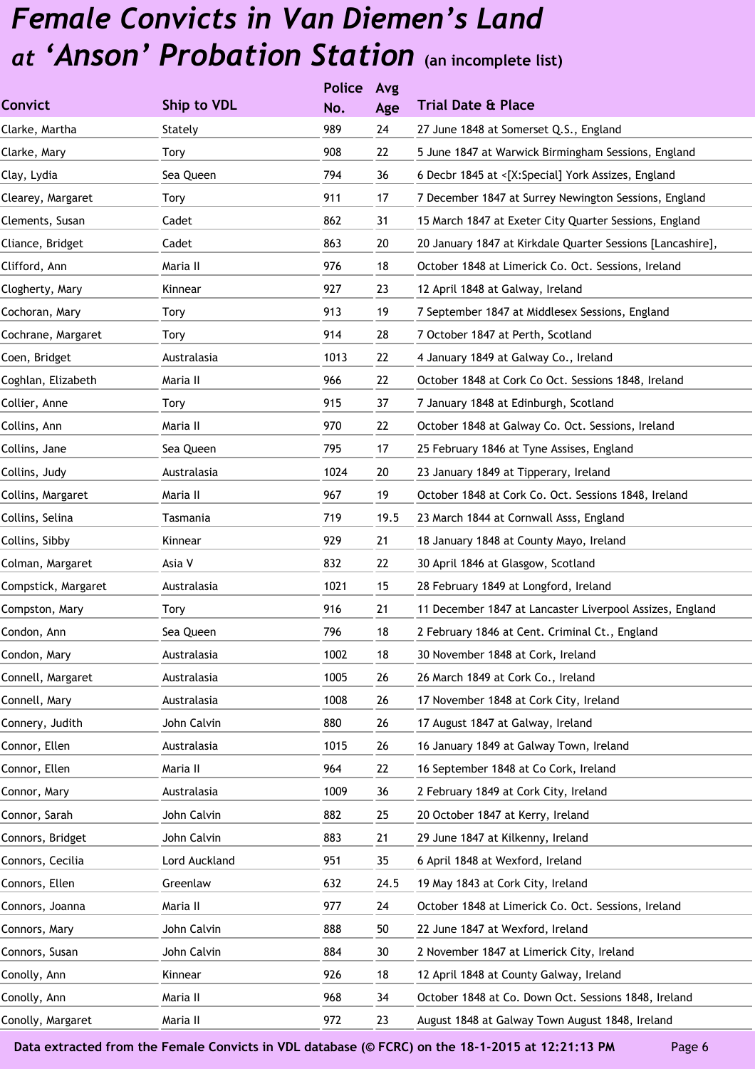# *Female Convicts in Van Diemen's Land at 'Anson' Probation Station* (an incomplete list)

| Convict | Ship to VDL | Police No. | Avg Age | Trial Date & Place |
|---|---|---|---|---|
| Clarke, Martha | Stately | 989 | 24 | 27 June 1848 at Somerset Q.S., England |
| Clarke, Mary | Tory | 908 | 22 | 5 June 1847 at Warwick Birmingham Sessions, England |
| Clay, Lydia | Sea Queen | 794 | 36 | 6 Decbr 1845 at <[X:Special] York Assizes, England |
| Clearey, Margaret | Tory | 911 | 17 | 7 December 1847 at Surrey Newington Sessions, England |
| Clements, Susan | Cadet | 862 | 31 | 15 March 1847 at Exeter City Quarter Sessions, England |
| Cliance, Bridget | Cadet | 863 | 20 | 20 January 1847 at Kirkdale Quarter Sessions [Lancashire], |
| Clifford, Ann | Maria II | 976 | 18 | October 1848 at Limerick Co. Oct. Sessions, Ireland |
| Clogherty, Mary | Kinnear | 927 | 23 | 12 April 1848 at Galway, Ireland |
| Cochoran, Mary | Tory | 913 | 19 | 7 September 1847 at Middlesex Sessions, England |
| Cochrane, Margaret | Tory | 914 | 28 | 7 October 1847 at Perth, Scotland |
| Coen, Bridget | Australasia | 1013 | 22 | 4 January 1849 at Galway Co., Ireland |
| Coghlan, Elizabeth | Maria II | 966 | 22 | October 1848 at Cork Co Oct. Sessions 1848, Ireland |
| Collier, Anne | Tory | 915 | 37 | 7 January 1848 at Edinburgh, Scotland |
| Collins, Ann | Maria II | 970 | 22 | October 1848 at Galway Co. Oct. Sessions, Ireland |
| Collins, Jane | Sea Queen | 795 | 17 | 25 February 1846 at Tyne Assises, England |
| Collins, Judy | Australasia | 1024 | 20 | 23 January 1849 at Tipperary, Ireland |
| Collins, Margaret | Maria II | 967 | 19 | October 1848 at Cork Co. Oct. Sessions 1848, Ireland |
| Collins, Selina | Tasmania | 719 | 19.5 | 23 March 1844 at Cornwall Asss, England |
| Collins, Sibby | Kinnear | 929 | 21 | 18 January 1848 at County Mayo, Ireland |
| Colman, Margaret | Asia V | 832 | 22 | 30 April 1846 at Glasgow, Scotland |
| Compstick, Margaret | Australasia | 1021 | 15 | 28 February 1849 at Longford, Ireland |
| Compston, Mary | Tory | 916 | 21 | 11 December 1847 at Lancaster Liverpool Assizes, England |
| Condon, Ann | Sea Queen | 796 | 18 | 2 February 1846 at Cent. Criminal Ct., England |
| Condon, Mary | Australasia | 1002 | 18 | 30 November 1848 at Cork, Ireland |
| Connell, Margaret | Australasia | 1005 | 26 | 26 March 1849 at Cork Co., Ireland |
| Connell, Mary | Australasia | 1008 | 26 | 17 November 1848 at Cork City, Ireland |
| Connery, Judith | John Calvin | 880 | 26 | 17 August 1847 at Galway, Ireland |
| Connor, Ellen | Australasia | 1015 | 26 | 16 January 1849 at Galway Town, Ireland |
| Connor, Ellen | Maria II | 964 | 22 | 16 September 1848 at Co Cork, Ireland |
| Connor, Mary | Australasia | 1009 | 36 | 2 February 1849 at Cork City, Ireland |
| Connor, Sarah | John Calvin | 882 | 25 | 20 October 1847 at Kerry, Ireland |
| Connors, Bridget | John Calvin | 883 | 21 | 29 June 1847 at Kilkenny, Ireland |
| Connors, Cecilia | Lord Auckland | 951 | 35 | 6 April 1848 at Wexford, Ireland |
| Connors, Ellen | Greenlaw | 632 | 24.5 | 19 May 1843 at Cork City, Ireland |
| Connors, Joanna | Maria II | 977 | 24 | October 1848 at Limerick Co. Oct. Sessions, Ireland |
| Connors, Mary | John Calvin | 888 | 50 | 22 June 1847 at Wexford, Ireland |
| Connors, Susan | John Calvin | 884 | 30 | 2 November 1847 at Limerick City, Ireland |
| Conolly, Ann | Kinnear | 926 | 18 | 12 April 1848 at County Galway, Ireland |
| Conolly, Ann | Maria II | 968 | 34 | October 1848 at Co. Down Oct. Sessions 1848, Ireland |
| Conolly, Margaret | Maria II | 972 | 23 | August 1848 at Galway Town August 1848, Ireland |

**Data extracted from the Female Convicts in VDL database (© FCRC) on the 18-1-2015 at 12:21:13 PM**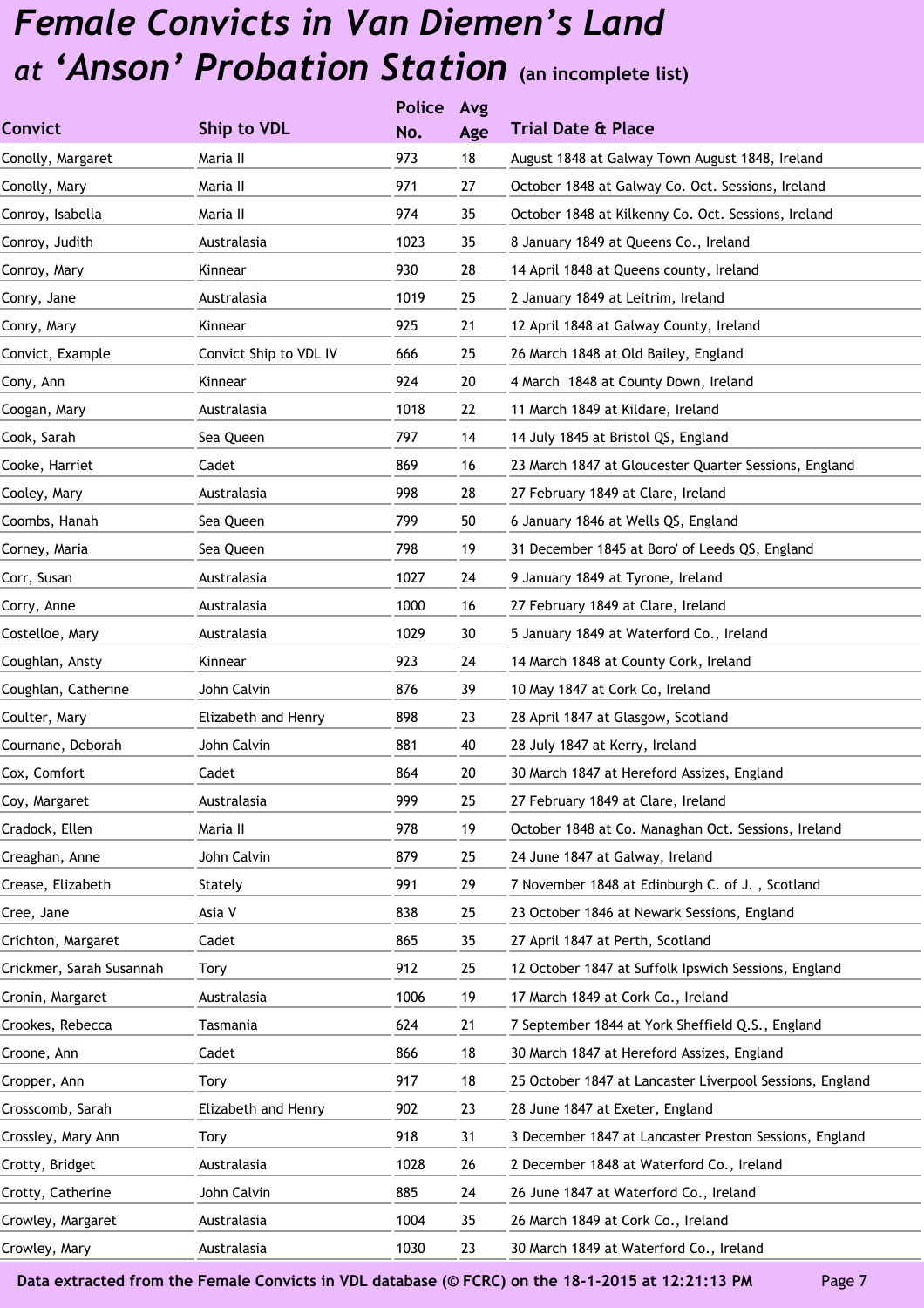# *Female Convicts in Van Diemen's Land at 'Anson' Probation Station* (an incomplete list)

| Convict | Ship to VDL | Police No. | Avg Age | Trial Date & Place |
|---|---|---|---|---|
| Conolly, Margaret | Maria II | 973 | 18 | August 1848 at Galway Town August 1848, Ireland |
| Conolly, Mary | Maria II | 971 | 27 | October 1848 at Galway Co. Oct. Sessions, Ireland |
| Conroy, Isabella | Maria II | 974 | 35 | October 1848 at Kilkenny Co. Oct. Sessions, Ireland |
| Conroy, Judith | Australasia | 1023 | 35 | 8 January 1849 at Queens Co., Ireland |
| Conroy, Mary | Kinnear | 930 | 28 | 14 April 1848 at Queens county, Ireland |
| Conry, Jane | Australasia | 1019 | 25 | 2 January 1849 at Leitrim, Ireland |
| Conry, Mary | Kinnear | 925 | 21 | 12 April 1848 at Galway County, Ireland |
| Convict, Example | Convict Ship to VDL IV | 666 | 25 | 26 March 1848 at Old Bailey, England |
| Cony, Ann | Kinnear | 924 | 20 | 4 March 1848 at County Down, Ireland |
| Coogan, Mary | Australasia | 1018 | 22 | 11 March 1849 at Kildare, Ireland |
| Cook, Sarah | Sea Queen | 797 | 14 | 14 July 1845 at Bristol QS, England |
| Cooke, Harriet | Cadet | 869 | 16 | 23 March 1847 at Gloucester Quarter Sessions, England |
| Cooley, Mary | Australasia | 998 | 28 | 27 February 1849 at Clare, Ireland |
| Coombs, Hanah | Sea Queen | 799 | 50 | 6 January 1846 at Wells QS, England |
| Corney, Maria | Sea Queen | 798 | 19 | 31 December 1845 at Boro' of Leeds QS, England |
| Corr, Susan | Australasia | 1027 | 24 | 9 January 1849 at Tyrone, Ireland |
| Corry, Anne | Australasia | 1000 | 16 | 27 February 1849 at Clare, Ireland |
| Costelloe, Mary | Australasia | 1029 | 30 | 5 January 1849 at Waterford Co., Ireland |
| Coughlan, Ansty | Kinnear | 923 | 24 | 14 March 1848 at County Cork, Ireland |
| Coughlan, Catherine | John Calvin | 876 | 39 | 10 May 1847 at Cork Co, Ireland |
| Coulter, Mary | Elizabeth and Henry | 898 | 23 | 28 April 1847 at Glasgow, Scotland |
| Cournane, Deborah | John Calvin | 881 | 40 | 28 July 1847 at Kerry, Ireland |
| Cox, Comfort | Cadet | 864 | 20 | 30 March 1847 at Hereford Assizes, England |
| Coy, Margaret | Australasia | 999 | 25 | 27 February 1849 at Clare, Ireland |
| Cradock, Ellen | Maria II | 978 | 19 | October 1848 at Co. Managhan Oct. Sessions, Ireland |
| Creaghan, Anne | John Calvin | 879 | 25 | 24 June 1847 at Galway, Ireland |
| Crease, Elizabeth | Stately | 991 | 29 | 7 November 1848 at Edinburgh C. of J. , Scotland |
| Cree, Jane | Asia V | 838 | 25 | 23 October 1846 at Newark Sessions, England |
| Crichton, Margaret | Cadet | 865 | 35 | 27 April 1847 at Perth, Scotland |
| Crickmer, Sarah Susannah | Tory | 912 | 25 | 12 October 1847 at Suffolk Ipswich Sessions, England |
| Cronin, Margaret | Australasia | 1006 | 19 | 17 March 1849 at Cork Co., Ireland |
| Crookes, Rebecca | Tasmania | 624 | 21 | 7 September 1844 at York Sheffield Q.S., England |
| Croone, Ann | Cadet | 866 | 18 | 30 March 1847 at Hereford Assizes, England |
| Cropper, Ann | Tory | 917 | 18 | 25 October 1847 at Lancaster Liverpool Sessions, England |
| Crosscomb, Sarah | Elizabeth and Henry | 902 | 23 | 28 June 1847 at Exeter, England |
| Crossley, Mary Ann | Tory | 918 | 31 | 3 December 1847 at Lancaster Preston Sessions, England |
| Crotty, Bridget | Australasia | 1028 | 26 | 2 December 1848 at Waterford Co., Ireland |
| Crotty, Catherine | John Calvin | 885 | 24 | 26 June 1847 at Waterford Co., Ireland |
| Crowley, Margaret | Australasia | 1004 | 35 | 26 March 1849 at Cork Co., Ireland |
| Crowley, Mary | Australasia | 1030 | 23 | 30 March 1849 at Waterford Co., Ireland |

**Data extracted from the Female Convicts in VDL database (© FCRC) on the 18-1-2015 at 12:21:13 PM**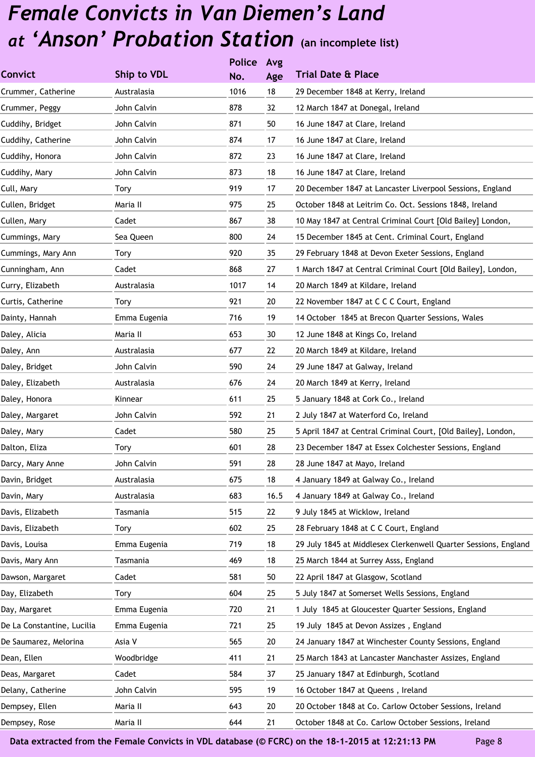# *Female Convicts in Van Diemen's Land at 'Anson' Probation Station* (an incomplete list)

| Convict | Ship to VDL | Police No. | Avg Age | Trial Date & Place |
|---|---|---|---|---|
| Crummer, Catherine | Australasia | 1016 | 18 | 29 December 1848 at Kerry, Ireland |
| Crummer, Peggy | John Calvin | 878 | 32 | 12 March 1847 at Donegal, Ireland |
| Cuddihy, Bridget | John Calvin | 871 | 50 | 16 June 1847 at Clare, Ireland |
| Cuddihy, Catherine | John Calvin | 874 | 17 | 16 June 1847 at Clare, Ireland |
| Cuddihy, Honora | John Calvin | 872 | 23 | 16 June 1847 at Clare, Ireland |
| Cuddihy, Mary | John Calvin | 873 | 18 | 16 June 1847 at Clare, Ireland |
| Cull, Mary | Tory | 919 | 17 | 20 December 1847 at Lancaster Liverpool Sessions, England |
| Cullen, Bridget | Maria II | 975 | 25 | October 1848 at Leitrim Co. Oct. Sessions 1848, Ireland |
| Cullen, Mary | Cadet | 867 | 38 | 10 May 1847 at Central Criminal Court [Old Bailey] London, |
| Cummings, Mary | Sea Queen | 800 | 24 | 15 December 1845 at Cent. Criminal Court, England |
| Cummings, Mary Ann | Tory | 920 | 35 | 29 February 1848 at Devon Exeter Sessions, England |
| Cunningham, Ann | Cadet | 868 | 27 | 1 March 1847 at Central Criminal Court [Old Bailey], London, |
| Curry, Elizabeth | Australasia | 1017 | 14 | 20 March 1849 at Kildare, Ireland |
| Curtis, Catherine | Tory | 921 | 20 | 22 November 1847 at C C C Court, England |
| Dainty, Hannah | Emma Eugenia | 716 | 19 | 14 October 1845 at Brecon Quarter Sessions, Wales |
| Daley, Alicia | Maria II | 653 | 30 | 12 June 1848 at Kings Co, Ireland |
| Daley, Ann | Australasia | 677 | 22 | 20 March 1849 at Kildare, Ireland |
| Daley, Bridget | John Calvin | 590 | 24 | 29 June 1847 at Galway, Ireland |
| Daley, Elizabeth | Australasia | 676 | 24 | 20 March 1849 at Kerry, Ireland |
| Daley, Honora | Kinnear | 611 | 25 | 5 January 1848 at Cork Co., Ireland |
| Daley, Margaret | John Calvin | 592 | 21 | 2 July 1847 at Waterford Co, Ireland |
| Daley, Mary | Cadet | 580 | 25 | 5 April 1847 at Central Criminal Court, [Old Bailey], London, |
| Dalton, Eliza | Tory | 601 | 28 | 23 December 1847 at Essex Colchester Sessions, England |
| Darcy, Mary Anne | John Calvin | 591 | 28 | 28 June 1847 at Mayo, Ireland |
| Davin, Bridget | Australasia | 675 | 18 | 4 January 1849 at Galway Co., Ireland |
| Davin, Mary | Australasia | 683 | 16.5 | 4 January 1849 at Galway Co., Ireland |
| Davis, Elizabeth | Tasmania | 515 | 22 | 9 July 1845 at Wicklow, Ireland |
| Davis, Elizabeth | Tory | 602 | 25 | 28 February 1848 at C C Court, England |
| Davis, Louisa | Emma Eugenia | 719 | 18 | 29 July 1845 at Middlesex Clerkenwell Quarter Sessions, England |
| Davis, Mary Ann | Tasmania | 469 | 18 | 25 March 1844 at Surrey Asss, England |
| Dawson, Margaret | Cadet | 581 | 50 | 22 April 1847 at Glasgow, Scotland |
| Day, Elizabeth | Tory | 604 | 25 | 5 July 1847 at Somerset Wells Sessions, England |
| Day, Margaret | Emma Eugenia | 720 | 21 | 1 July 1845 at Gloucester Quarter Sessions, England |
| De La Constantine, Lucilia | Emma Eugenia | 721 | 25 | 19 July 1845 at Devon Assizes , England |
| De Saumarez, Melorina | Asia V | 565 | 20 | 24 January 1847 at Winchester County Sessions, England |
| Dean, Ellen | Woodbridge | 411 | 21 | 25 March 1843 at Lancaster Manchaster Assizes, England |
| Deas, Margaret | Cadet | 584 | 37 | 25 January 1847 at Edinburgh, Scotland |
| Delany, Catherine | John Calvin | 595 | 19 | 16 October 1847 at Queens , Ireland |
| Dempsey, Ellen | Maria II | 643 | 20 | 20 October 1848 at Co. Carlow October Sessions, Ireland |
| Dempsey, Rose | Maria II | 644 | 21 | October 1848 at Co. Carlow October Sessions, Ireland |

**Data extracted from the Female Convicts in VDL database (© FCRC) on the 18-1-2015 at 12:21:13 PM**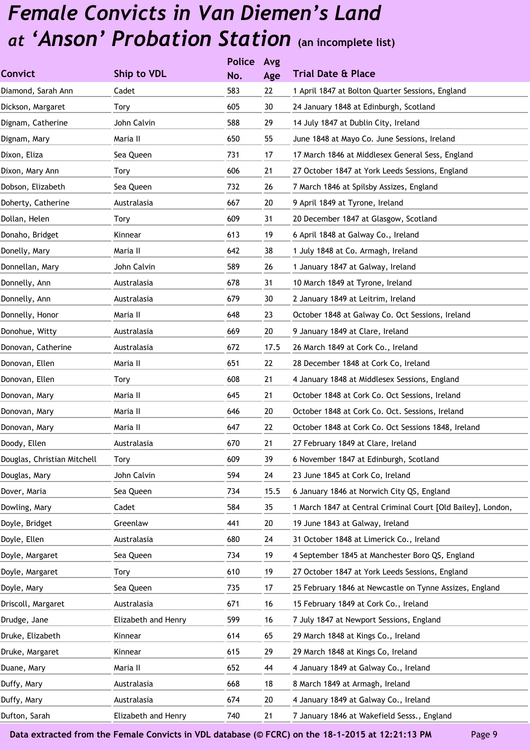# *Female Convicts in Van Diemen's Land at 'Anson' Probation Station* (an incomplete list)

| Convict | Ship to VDL | Police No. | Avg Age | Trial Date & Place |
|---|---|---|---|---|
| Diamond, Sarah Ann | Cadet | 583 | 22 | 1 April 1847 at Bolton Quarter Sessions, England |
| Dickson, Margaret | Tory | 605 | 30 | 24 January 1848 at Edinburgh, Scotland |
| Dignam, Catherine | John Calvin | 588 | 29 | 14 July 1847 at Dublin City, Ireland |
| Dignam, Mary | Maria II | 650 | 55 | June 1848 at Mayo Co. June Sessions, Ireland |
| Dixon, Eliza | Sea Queen | 731 | 17 | 17 March 1846 at Middlesex General Sess, England |
| Dixon, Mary Ann | Tory | 606 | 21 | 27 October 1847 at York Leeds Sessions, England |
| Dobson, Elizabeth | Sea Queen | 732 | 26 | 7 March 1846 at Spilsby Assizes, England |
| Doherty, Catherine | Australasia | 667 | 20 | 9 April 1849 at Tyrone, Ireland |
| Dollan, Helen | Tory | 609 | 31 | 20 December 1847 at Glasgow, Scotland |
| Donaho, Bridget | Kinnear | 613 | 19 | 6 April 1848 at Galway Co., Ireland |
| Donelly, Mary | Maria II | 642 | 38 | 1 July 1848 at Co. Armagh, Ireland |
| Donnellan, Mary | John Calvin | 589 | 26 | 1 January 1847 at Galway, Ireland |
| Donnelly, Ann | Australasia | 678 | 31 | 10 March 1849 at Tyrone, Ireland |
| Donnelly, Ann | Australasia | 679 | 30 | 2 January 1849 at Leitrim, Ireland |
| Donnelly, Honor | Maria II | 648 | 23 | October 1848 at Galway Co. Oct Sessions, Ireland |
| Donohue, Witty | Australasia | 669 | 20 | 9 January 1849 at Clare, Ireland |
| Donovan, Catherine | Australasia | 672 | 17.5 | 26 March 1849 at Cork Co., Ireland |
| Donovan, Ellen | Maria II | 651 | 22 | 28 December 1848 at Cork Co, Ireland |
| Donovan, Ellen | Tory | 608 | 21 | 4 January 1848 at Middlesex Sessions, England |
| Donovan, Mary | Maria II | 645 | 21 | October 1848 at Cork Co. Oct Sessions, Ireland |
| Donovan, Mary | Maria II | 646 | 20 | October 1848 at Cork Co. Oct. Sessions, Ireland |
| Donovan, Mary | Maria II | 647 | 22 | October 1848 at Cork Co. Oct Sessions 1848, Ireland |
| Doody, Ellen | Australasia | 670 | 21 | 27 February 1849 at Clare, Ireland |
| Douglas, Christian Mitchell | Tory | 609 | 39 | 6 November 1847 at Edinburgh, Scotland |
| Douglas, Mary | John Calvin | 594 | 24 | 23 June 1845 at Cork Co, Ireland |
| Dover, Maria | Sea Queen | 734 | 15.5 | 6 January 1846 at Norwich City QS, England |
| Dowling, Mary | Cadet | 584 | 35 | 1 March 1847 at Central Criminal Court [Old Bailey], London, |
| Doyle, Bridget | Greenlaw | 441 | 20 | 19 June 1843 at Galway, Ireland |
| Doyle, Ellen | Australasia | 680 | 24 | 31 October 1848 at Limerick Co., Ireland |
| Doyle, Margaret | Sea Queen | 734 | 19 | 4 September 1845 at Manchester Boro QS, England |
| Doyle, Margaret | Tory | 610 | 19 | 27 October 1847 at York Leeds Sessions, England |
| Doyle, Mary | Sea Queen | 735 | 17 | 25 February 1846 at Newcastle on Tynne Assizes, England |
| Driscoll, Margaret | Australasia | 671 | 16 | 15 February 1849 at Cork Co., Ireland |
| Drudge, Jane | Elizabeth and Henry | 599 | 16 | 7 July 1847 at Newport Sessions, England |
| Druke, Elizabeth | Kinnear | 614 | 65 | 29 March 1848 at Kings Co., Ireland |
| Druke, Margaret | Kinnear | 615 | 29 | 29 March 1848 at Kings Co, Ireland |
| Duane, Mary | Maria II | 652 | 44 | 4 January 1849 at Galway Co., Ireland |
| Duffy, Mary | Australasia | 668 | 18 | 8 March 1849 at Armagh, Ireland |
| Duffy, Mary | Australasia | 674 | 20 | 4 January 1849 at Galway Co., Ireland |
| Dufton, Sarah | Elizabeth and Henry | 740 | 21 | 7 January 1846 at Wakefield Sesss., England |

**Data extracted from the Female Convicts in VDL database (© FCRC) on the 18-1-2015 at 12:21:13 PM**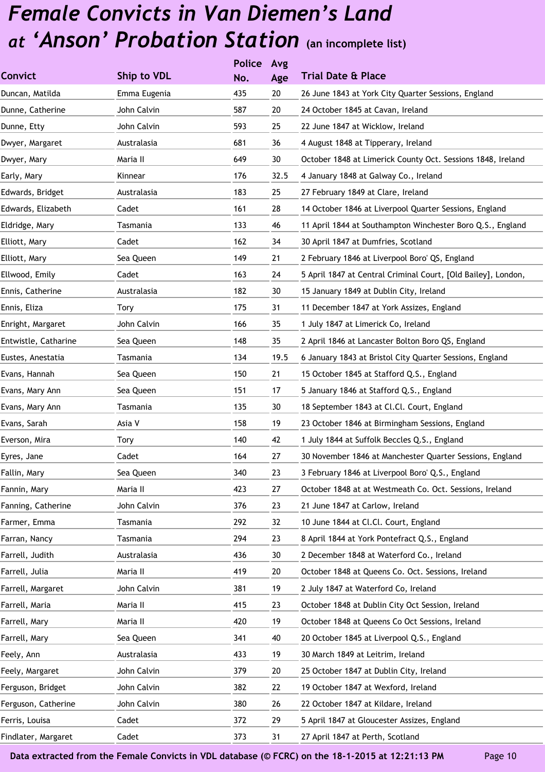# *Female Convicts in Van Diemen's Land at 'Anson' Probation Station* (an incomplete list)

| Convict | Ship to VDL | Police No. | Avg Age | Trial Date & Place |
|---|---|---|---|---|
| Duncan, Matilda | Emma Eugenia | 435 | 20 | 26 June 1843 at York City Quarter Sessions, England |
| Dunne, Catherine | John Calvin | 587 | 20 | 24 October 1845 at Cavan, Ireland |
| Dunne, Etty | John Calvin | 593 | 25 | 22 June 1847 at Wicklow, Ireland |
| Dwyer, Margaret | Australasia | 681 | 36 | 4 August 1848 at Tipperary, Ireland |
| Dwyer, Mary | Maria II | 649 | 30 | October 1848 at Limerick County Oct. Sessions 1848, Ireland |
| Early, Mary | Kinnear | 176 | 32.5 | 4 January 1848 at Galway Co., Ireland |
| Edwards, Bridget | Australasia | 183 | 25 | 27 February 1849 at Clare, Ireland |
| Edwards, Elizabeth | Cadet | 161 | 28 | 14 October 1846 at Liverpool Quarter Sessions, England |
| Eldridge, Mary | Tasmania | 133 | 46 | 11 April 1844 at Southampton Winchester Boro Q.S., England |
| Elliott, Mary | Cadet | 162 | 34 | 30 April 1847 at Dumfries, Scotland |
| Elliott, Mary | Sea Queen | 149 | 21 | 2 February 1846 at Liverpool Boro' QS, England |
| Ellwood, Emily | Cadet | 163 | 24 | 5 April 1847 at Central Criminal Court, [Old Bailey], London, |
| Ennis, Catherine | Australasia | 182 | 30 | 15 January 1849 at Dublin City, Ireland |
| Ennis, Eliza | Tory | 175 | 31 | 11 December 1847 at York Assizes, England |
| Enright, Margaret | John Calvin | 166 | 35 | 1 July 1847 at Limerick Co, Ireland |
| Entwistle, Catharine | Sea Queen | 148 | 35 | 2 April 1846 at Lancaster Bolton Boro QS, England |
| Eustes, Anestatia | Tasmania | 134 | 19.5 | 6 January 1843 at Bristol City Quarter Sessions, England |
| Evans, Hannah | Sea Queen | 150 | 21 | 15 October 1845 at Stafford Q.S., England |
| Evans, Mary Ann | Sea Queen | 151 | 17 | 5 January 1846 at Stafford Q.S., England |
| Evans, Mary Ann | Tasmania | 135 | 30 | 18 September 1843 at Cl.Cl. Court, England |
| Evans, Sarah | Asia V | 158 | 19 | 23 October 1846 at Birmingham Sessions, England |
| Everson, Mira | Tory | 140 | 42 | 1 July 1844 at Suffolk Beccles Q.S., England |
| Eyres, Jane | Cadet | 164 | 27 | 30 November 1846 at Manchester Quarter Sessions, England |
| Fallin, Mary | Sea Queen | 340 | 23 | 3 February 1846 at Liverpool Boro' Q.S., England |
| Fannin, Mary | Maria II | 423 | 27 | October 1848 at at Westmeath Co. Oct. Sessions, Ireland |
| Fanning, Catherine | John Calvin | 376 | 23 | 21 June 1847 at Carlow, Ireland |
| Farmer, Emma | Tasmania | 292 | 32 | 10 June 1844 at Cl.Cl. Court, England |
| Farran, Nancy | Tasmania | 294 | 23 | 8 April 1844 at York Pontefract Q.S., England |
| Farrell, Judith | Australasia | 436 | 30 | 2 December 1848 at Waterford Co., Ireland |
| Farrell, Julia | Maria II | 419 | 20 | October 1848 at Queens Co. Oct. Sessions, Ireland |
| Farrell, Margaret | John Calvin | 381 | 19 | 2 July 1847 at Waterford Co, Ireland |
| Farrell, Maria | Maria II | 415 | 23 | October 1848 at Dublin City Oct Session, Ireland |
| Farrell, Mary | Maria II | 420 | 19 | October 1848 at Queens Co Oct Sessions, Ireland |
| Farrell, Mary | Sea Queen | 341 | 40 | 20 October 1845 at Liverpool Q.S., England |
| Feely, Ann | Australasia | 433 | 19 | 30 March 1849 at Leitrim, Ireland |
| Feely, Margaret | John Calvin | 379 | 20 | 25 October 1847 at Dublin City, Ireland |
| Ferguson, Bridget | John Calvin | 382 | 22 | 19 October 1847 at Wexford, Ireland |
| Ferguson, Catherine | John Calvin | 380 | 26 | 22 October 1847 at Kildare, Ireland |
| Ferris, Louisa | Cadet | 372 | 29 | 5 April 1847 at Gloucester Assizes, England |
| Findlater, Margaret | Cadet | 373 | 31 | 27 April 1847 at Perth, Scotland |

**Data extracted from the Female Convicts in VDL database (© FCRC) on the 18-1-2015 at 12:21:13 PM**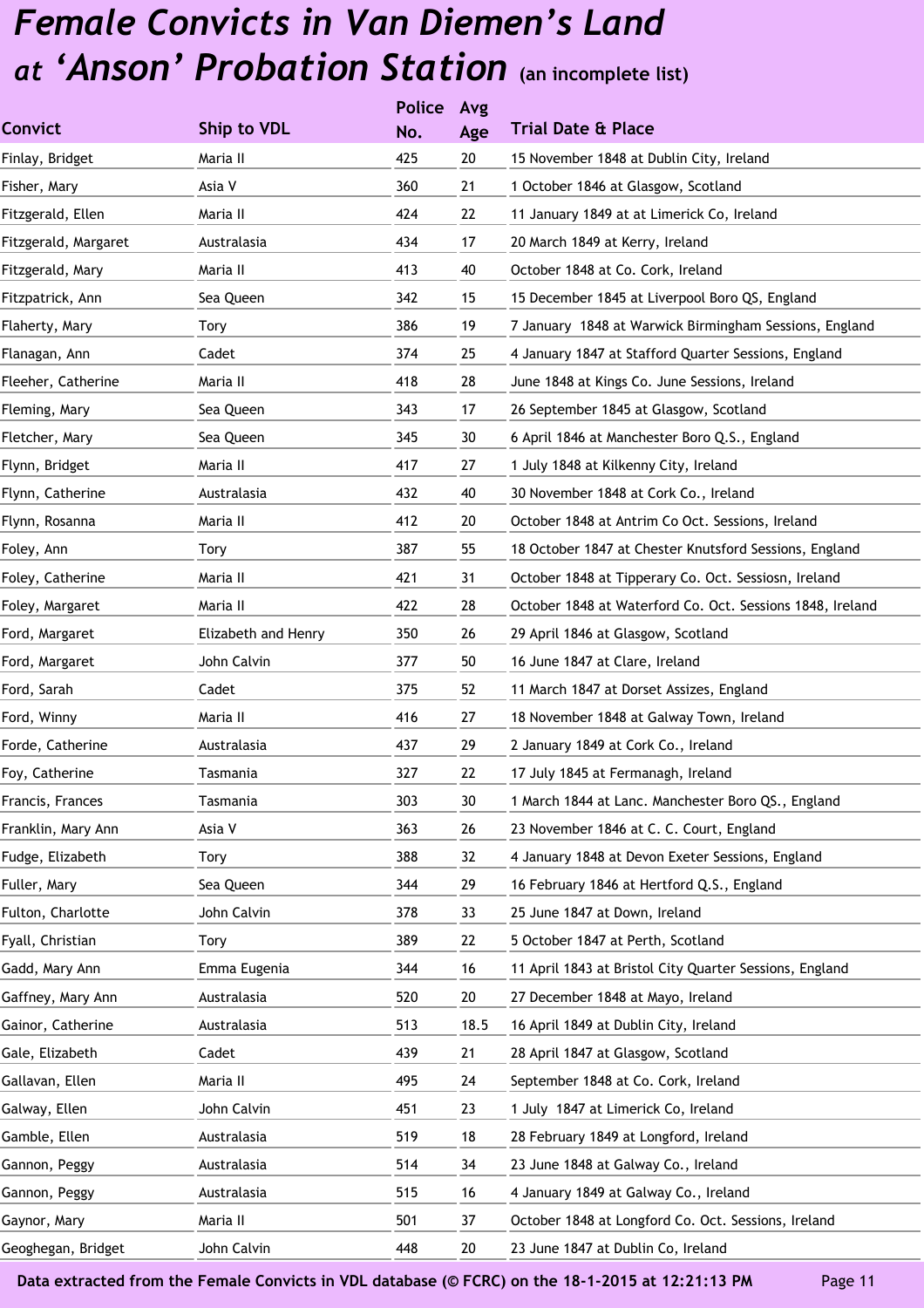# *Female Convicts in Van Diemen's Land at 'Anson' Probation Station* (an incomplete list)

| Convict | Ship to VDL | Police No. | Avg Age | Trial Date & Place |
|---|---|---|---|---|
| Finlay, Bridget | Maria II | 425 | 20 | 15 November 1848 at Dublin City, Ireland |
| Fisher, Mary | Asia V | 360 | 21 | 1 October 1846 at Glasgow, Scotland |
| Fitzgerald, Ellen | Maria II | 424 | 22 | 11 January 1849 at at Limerick Co, Ireland |
| Fitzgerald, Margaret | Australasia | 434 | 17 | 20 March 1849 at Kerry, Ireland |
| Fitzgerald, Mary | Maria II | 413 | 40 | October 1848 at Co. Cork, Ireland |
| Fitzpatrick, Ann | Sea Queen | 342 | 15 | 15 December 1845 at Liverpool Boro QS, England |
| Flaherty, Mary | Tory | 386 | 19 | 7 January 1848 at Warwick Birmingham Sessions, England |
| Flanagan, Ann | Cadet | 374 | 25 | 4 January 1847 at Stafford Quarter Sessions, England |
| Fleeher, Catherine | Maria II | 418 | 28 | June 1848 at Kings Co. June Sessions, Ireland |
| Fleming, Mary | Sea Queen | 343 | 17 | 26 September 1845 at Glasgow, Scotland |
| Fletcher, Mary | Sea Queen | 345 | 30 | 6 April 1846 at Manchester Boro Q.S., England |
| Flynn, Bridget | Maria II | 417 | 27 | 1 July 1848 at Kilkenny City, Ireland |
| Flynn, Catherine | Australasia | 432 | 40 | 30 November 1848 at Cork Co., Ireland |
| Flynn, Rosanna | Maria II | 412 | 20 | October 1848 at Antrim Co Oct. Sessions, Ireland |
| Foley, Ann | Tory | 387 | 55 | 18 October 1847 at Chester Knutsford Sessions, England |
| Foley, Catherine | Maria II | 421 | 31 | October 1848 at Tipperary Co. Oct. Sessiosn, Ireland |
| Foley, Margaret | Maria II | 422 | 28 | October 1848 at Waterford Co. Oct. Sessions 1848, Ireland |
| Ford, Margaret | Elizabeth and Henry | 350 | 26 | 29 April 1846 at Glasgow, Scotland |
| Ford, Margaret | John Calvin | 377 | 50 | 16 June 1847 at Clare, Ireland |
| Ford, Sarah | Cadet | 375 | 52 | 11 March 1847 at Dorset Assizes, England |
| Ford, Winny | Maria II | 416 | 27 | 18 November 1848 at Galway Town, Ireland |
| Forde, Catherine | Australasia | 437 | 29 | 2 January 1849 at Cork Co., Ireland |
| Foy, Catherine | Tasmania | 327 | 22 | 17 July 1845 at Fermanagh, Ireland |
| Francis, Frances | Tasmania | 303 | 30 | 1 March 1844 at Lanc. Manchester Boro QS., England |
| Franklin, Mary Ann | Asia V | 363 | 26 | 23 November 1846 at C. C. Court, England |
| Fudge, Elizabeth | Tory | 388 | 32 | 4 January 1848 at Devon Exeter Sessions, England |
| Fuller, Mary | Sea Queen | 344 | 29 | 16 February 1846 at Hertford Q.S., England |
| Fulton, Charlotte | John Calvin | 378 | 33 | 25 June 1847 at Down, Ireland |
| Fyall, Christian | Tory | 389 | 22 | 5 October 1847 at Perth, Scotland |
| Gadd, Mary Ann | Emma Eugenia | 344 | 16 | 11 April 1843 at Bristol City Quarter Sessions, England |
| Gaffney, Mary Ann | Australasia | 520 | 20 | 27 December 1848 at Mayo, Ireland |
| Gainor, Catherine | Australasia | 513 | 18.5 | 16 April 1849 at Dublin City, Ireland |
| Gale, Elizabeth | Cadet | 439 | 21 | 28 April 1847 at Glasgow, Scotland |
| Gallavan, Ellen | Maria II | 495 | 24 | September 1848 at Co. Cork, Ireland |
| Galway, Ellen | John Calvin | 451 | 23 | 1 July 1847 at Limerick Co, Ireland |
| Gamble, Ellen | Australasia | 519 | 18 | 28 February 1849 at Longford, Ireland |
| Gannon, Peggy | Australasia | 514 | 34 | 23 June 1848 at Galway Co., Ireland |
| Gannon, Peggy | Australasia | 515 | 16 | 4 January 1849 at Galway Co., Ireland |
| Gaynor, Mary | Maria II | 501 | 37 | October 1848 at Longford Co. Oct. Sessions, Ireland |
| Geoghegan, Bridget | John Calvin | 448 | 20 | 23 June 1847 at Dublin Co, Ireland |

**Data extracted from the Female Convicts in VDL database (© FCRC) on the 18-1-2015 at 12:21:13 PM**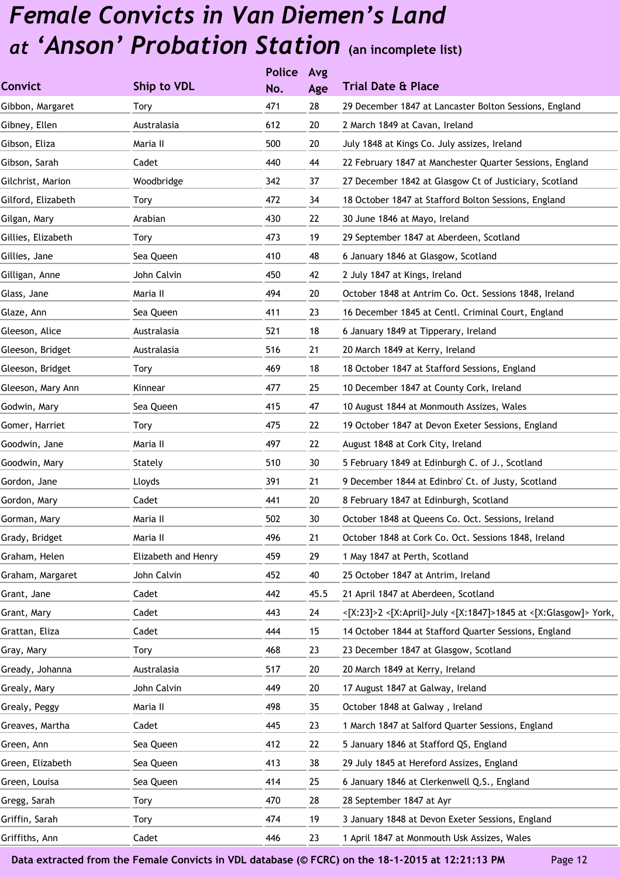# *Female Convicts in Van Diemen's Land at 'Anson' Probation Station* (an incomplete list)

| Convict | Ship to VDL | Police No. | Avg Age | Trial Date & Place |
|---|---|---|---|---|
| Gibbon, Margaret | Tory | 471 | 28 | 29 December 1847 at Lancaster Bolton Sessions, England |
| Gibney, Ellen | Australasia | 612 | 20 | 2 March 1849 at Cavan, Ireland |
| Gibson, Eliza | Maria II | 500 | 20 | July 1848 at Kings Co. July assizes, Ireland |
| Gibson, Sarah | Cadet | 440 | 44 | 22 February 1847 at Manchester Quarter Sessions, England |
| Gilchrist, Marion | Woodbridge | 342 | 37 | 27 December 1842 at Glasgow Ct of Justiciary, Scotland |
| Gilford, Elizabeth | Tory | 472 | 34 | 18 October 1847 at Stafford Bolton Sessions, England |
| Gilgan, Mary | Arabian | 430 | 22 | 30 June 1846 at Mayo, Ireland |
| Gillies, Elizabeth | Tory | 473 | 19 | 29 September 1847 at Aberdeen, Scotland |
| Gillies, Jane | Sea Queen | 410 | 48 | 6 January 1846 at Glasgow, Scotland |
| Gilligan, Anne | John Calvin | 450 | 42 | 2 July 1847 at Kings, Ireland |
| Glass, Jane | Maria II | 494 | 20 | October 1848 at Antrim Co. Oct. Sessions 1848, Ireland |
| Glaze, Ann | Sea Queen | 411 | 23 | 16 December 1845 at Centl. Criminal Court, England |
| Gleeson, Alice | Australasia | 521 | 18 | 6 January 1849 at Tipperary, Ireland |
| Gleeson, Bridget | Australasia | 516 | 21 | 20 March 1849 at Kerry, Ireland |
| Gleeson, Bridget | Tory | 469 | 18 | 18 October 1847 at Stafford Sessions, England |
| Gleeson, Mary Ann | Kinnear | 477 | 25 | 10 December 1847 at County Cork, Ireland |
| Godwin, Mary | Sea Queen | 415 | 47 | 10 August 1844 at Monmouth Assizes, Wales |
| Gomer, Harriet | Tory | 475 | 22 | 19 October 1847 at Devon Exeter Sessions, England |
| Goodwin, Jane | Maria II | 497 | 22 | August 1848 at Cork City, Ireland |
| Goodwin, Mary | Stately | 510 | 30 | 5 February 1849 at Edinburgh C. of J., Scotland |
| Gordon, Jane | Lloyds | 391 | 21 | 9 December 1844 at Edinbro' Ct. of Justy, Scotland |
| Gordon, Mary | Cadet | 441 | 20 | 8 February 1847 at Edinburgh, Scotland |
| Gorman, Mary | Maria II | 502 | 30 | October 1848 at Queens Co. Oct. Sessions, Ireland |
| Grady, Bridget | Maria II | 496 | 21 | October 1848 at Cork Co. Oct. Sessions 1848, Ireland |
| Graham, Helen | Elizabeth and Henry | 459 | 29 | 1 May 1847 at Perth, Scotland |
| Graham, Margaret | John Calvin | 452 | 40 | 25 October 1847 at Antrim, Ireland |
| Grant, Jane | Cadet | 442 | 45.5 | 21 April 1847 at Aberdeen, Scotland |
| Grant, Mary | Cadet | 443 | 24 | <[X:23]>2 <[X:April]>July <[X:1847]>1845 at <[X:Glasgow]> York, |
| Grattan, Eliza | Cadet | 444 | 15 | 14 October 1844 at Stafford Quarter Sessions, England |
| Gray, Mary | Tory | 468 | 23 | 23 December 1847 at Glasgow, Scotland |
| Gready, Johanna | Australasia | 517 | 20 | 20 March 1849 at Kerry, Ireland |
| Grealy, Mary | John Calvin | 449 | 20 | 17 August 1847 at Galway, Ireland |
| Grealy, Peggy | Maria II | 498 | 35 | October 1848 at Galway , Ireland |
| Greaves, Martha | Cadet | 445 | 23 | 1 March 1847 at Salford Quarter Sessions, England |
| Green, Ann | Sea Queen | 412 | 22 | 5 January 1846 at Stafford QS, England |
| Green, Elizabeth | Sea Queen | 413 | 38 | 29 July 1845 at Hereford Assizes, England |
| Green, Louisa | Sea Queen | 414 | 25 | 6 January 1846 at Clerkenwell Q.S., England |
| Gregg, Sarah | Tory | 470 | 28 | 28 September 1847 at Ayr |
| Griffin, Sarah | Tory | 474 | 19 | 3 January 1848 at Devon Exeter Sessions, England |
| Griffiths, Ann | Cadet | 446 | 23 | 1 April 1847 at Monmouth Usk Assizes, Wales |

Data extracted from the Female Convicts in VDL database (© FCRC) on the 18-1-2015 at 12:21:13 PM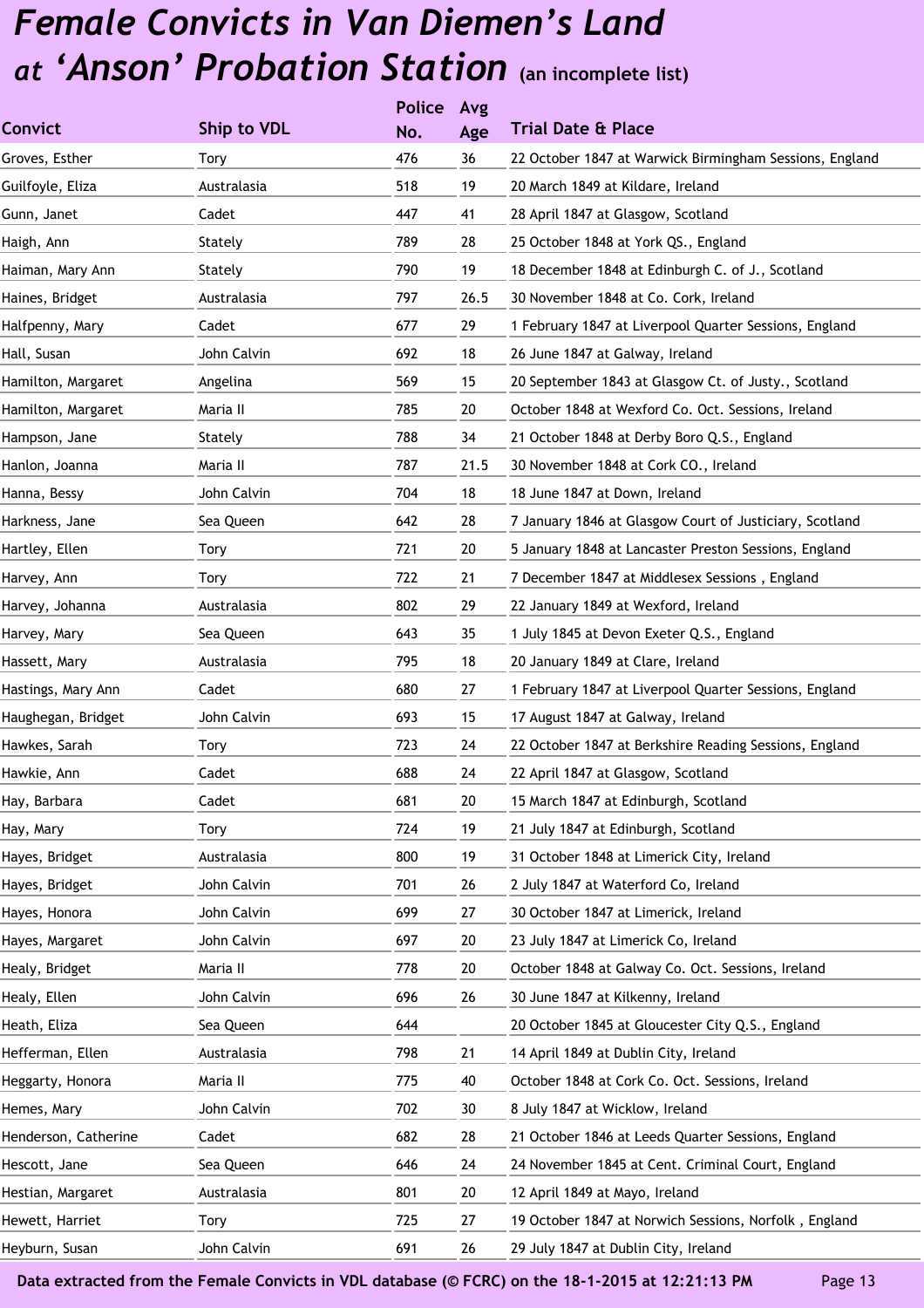# *Female Convicts in Van Diemen's Land at 'Anson' Probation Station* (an incomplete list)

| Convict | Ship to VDL | Police No. | Avg Age | Trial Date & Place |
|---|---|---|---|---|
| Groves, Esther | Tory | 476 | 36 | 22 October 1847 at Warwick Birmingham Sessions, England |
| Guilfoyle, Eliza | Australasia | 518 | 19 | 20 March 1849 at Kildare, Ireland |
| Gunn, Janet | Cadet | 447 | 41 | 28 April 1847 at Glasgow, Scotland |
| Haigh, Ann | Stately | 789 | 28 | 25 October 1848 at York QS., England |
| Haiman, Mary Ann | Stately | 790 | 19 | 18 December 1848 at Edinburgh C. of J., Scotland |
| Haines, Bridget | Australasia | 797 | 26.5 | 30 November 1848 at Co. Cork, Ireland |
| Halfpenny, Mary | Cadet | 677 | 29 | 1 February 1847 at Liverpool Quarter Sessions, England |
| Hall, Susan | John Calvin | 692 | 18 | 26 June 1847 at Galway, Ireland |
| Hamilton, Margaret | Angelina | 569 | 15 | 20 September 1843 at Glasgow Ct. of Justy., Scotland |
| Hamilton, Margaret | Maria II | 785 | 20 | October 1848 at Wexford Co. Oct. Sessions, Ireland |
| Hampson, Jane | Stately | 788 | 34 | 21 October 1848 at Derby Boro Q.S., England |
| Hanlon, Joanna | Maria II | 787 | 21.5 | 30 November 1848 at Cork CO., Ireland |
| Hanna, Bessy | John Calvin | 704 | 18 | 18 June 1847 at Down, Ireland |
| Harkness, Jane | Sea Queen | 642 | 28 | 7 January 1846 at Glasgow Court of Justiciary, Scotland |
| Hartley, Ellen | Tory | 721 | 20 | 5 January 1848 at Lancaster Preston Sessions, England |
| Harvey, Ann | Tory | 722 | 21 | 7 December 1847 at Middlesex Sessions , England |
| Harvey, Johanna | Australasia | 802 | 29 | 22 January 1849 at Wexford, Ireland |
| Harvey, Mary | Sea Queen | 643 | 35 | 1 July 1845 at Devon Exeter Q.S., England |
| Hassett, Mary | Australasia | 795 | 18 | 20 January 1849 at Clare, Ireland |
| Hastings, Mary Ann | Cadet | 680 | 27 | 1 February 1847 at Liverpool Quarter Sessions, England |
| Haughegan, Bridget | John Calvin | 693 | 15 | 17 August 1847 at Galway, Ireland |
| Hawkes, Sarah | Tory | 723 | 24 | 22 October 1847 at Berkshire Reading Sessions, England |
| Hawkie, Ann | Cadet | 688 | 24 | 22 April 1847 at Glasgow, Scotland |
| Hay, Barbara | Cadet | 681 | 20 | 15 March 1847 at Edinburgh, Scotland |
| Hay, Mary | Tory | 724 | 19 | 21 July 1847 at Edinburgh, Scotland |
| Hayes, Bridget | Australasia | 800 | 19 | 31 October 1848 at Limerick City, Ireland |
| Hayes, Bridget | John Calvin | 701 | 26 | 2 July 1847 at Waterford Co, Ireland |
| Hayes, Honora | John Calvin | 699 | 27 | 30 October 1847 at Limerick, Ireland |
| Hayes, Margaret | John Calvin | 697 | 20 | 23 July 1847 at Limerick Co, Ireland |
| Healy, Bridget | Maria II | 778 | 20 | October 1848 at Galway Co. Oct. Sessions, Ireland |
| Healy, Ellen | John Calvin | 696 | 26 | 30 June 1847 at Kilkenny, Ireland |
| Heath, Eliza | Sea Queen | 644 | | 20 October 1845 at Gloucester City Q.S., England |
| Hefferman, Ellen | Australasia | 798 | 21 | 14 April 1849 at Dublin City, Ireland |
| Heggarty, Honora | Maria II | 775 | 40 | October 1848 at Cork Co. Oct. Sessions, Ireland |
| Hemes, Mary | John Calvin | 702 | 30 | 8 July 1847 at Wicklow, Ireland |
| Henderson, Catherine | Cadet | 682 | 28 | 21 October 1846 at Leeds Quarter Sessions, England |
| Hescott, Jane | Sea Queen | 646 | 24 | 24 November 1845 at Cent. Criminal Court, England |
| Hestian, Margaret | Australasia | 801 | 20 | 12 April 1849 at Mayo, Ireland |
| Hewett, Harriet | Tory | 725 | 27 | 19 October 1847 at Norwich Sessions, Norfolk , England |
| Heyburn, Susan | John Calvin | 691 | 26 | 29 July 1847 at Dublin City, Ireland |

Data extracted from the Female Convicts in VDL database (© FCRC) on the 18-1-2015 at 12:21:13 PM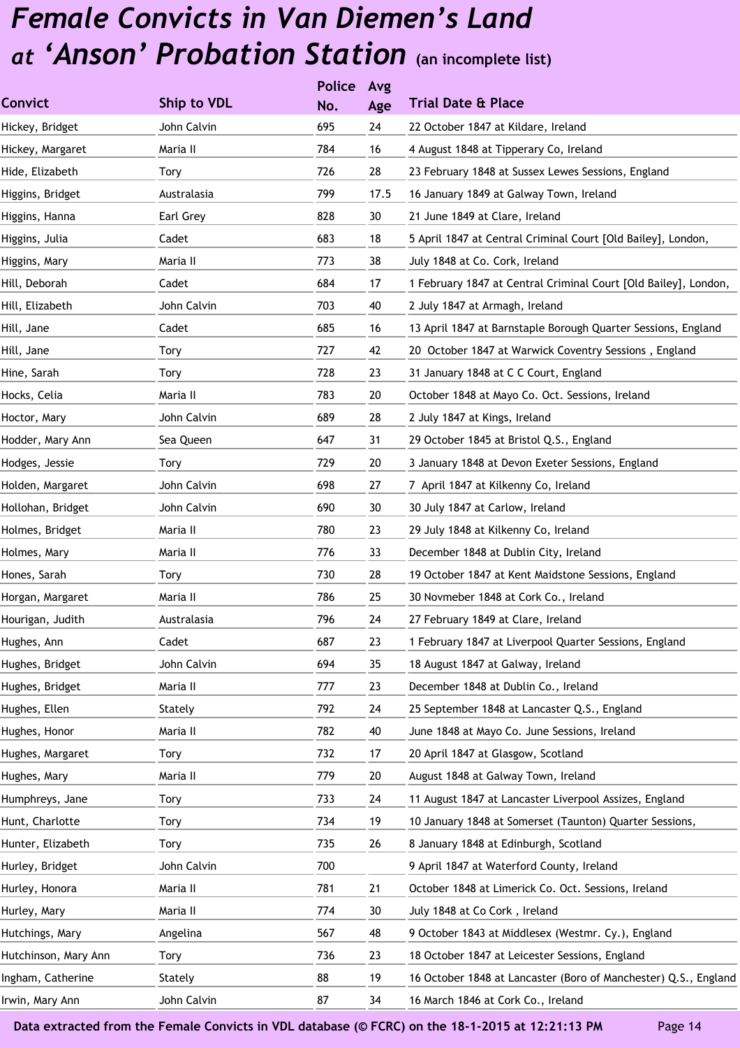# *Female Convicts in Van Diemen's Land at 'Anson' Probation Station* (an incomplete list)

| Convict | Ship to VDL | Police No. | Avg Age | Trial Date & Place |
|---|---|---|---|---|
| Hickey, Bridget | John Calvin | 695 | 24 | 22 October 1847 at Kildare, Ireland |
| Hickey, Margaret | Maria II | 784 | 16 | 4 August 1848 at Tipperary Co, Ireland |
| Hide, Elizabeth | Tory | 726 | 28 | 23 February 1848 at Sussex Lewes Sessions, England |
| Higgins, Bridget | Australasia | 799 | 17.5 | 16 January 1849 at Galway Town, Ireland |
| Higgins, Hanna | Earl Grey | 828 | 30 | 21 June 1849 at Clare, Ireland |
| Higgins, Julia | Cadet | 683 | 18 | 5 April 1847 at Central Criminal Court [Old Bailey], London, |
| Higgins, Mary | Maria II | 773 | 38 | July 1848 at Co. Cork, Ireland |
| Hill, Deborah | Cadet | 684 | 17 | 1 February 1847 at Central Criminal Court [Old Bailey], London, |
| Hill, Elizabeth | John Calvin | 703 | 40 | 2 July 1847 at Armagh, Ireland |
| Hill, Jane | Cadet | 685 | 16 | 13 April 1847 at Barnstaple Borough Quarter Sessions, England |
| Hill, Jane | Tory | 727 | 42 | 20 October 1847 at Warwick Coventry Sessions , England |
| Hine, Sarah | Tory | 728 | 23 | 31 January 1848 at C C Court, England |
| Hocks, Celia | Maria II | 783 | 20 | October 1848 at Mayo Co. Oct. Sessions, Ireland |
| Hoctor, Mary | John Calvin | 689 | 28 | 2 July 1847 at Kings, Ireland |
| Hodder, Mary Ann | Sea Queen | 647 | 31 | 29 October 1845 at Bristol Q.S., England |
| Hodges, Jessie | Tory | 729 | 20 | 3 January 1848 at Devon Exeter Sessions, England |
| Holden, Margaret | John Calvin | 698 | 27 | 7 April 1847 at Kilkenny Co, Ireland |
| Hollohan, Bridget | John Calvin | 690 | 30 | 30 July 1847 at Carlow, Ireland |
| Holmes, Bridget | Maria II | 780 | 23 | 29 July 1848 at Kilkenny Co, Ireland |
| Holmes, Mary | Maria II | 776 | 33 | December 1848 at Dublin City, Ireland |
| Hones, Sarah | Tory | 730 | 28 | 19 October 1847 at Kent Maidstone Sessions, England |
| Horgan, Margaret | Maria II | 786 | 25 | 30 Novmeber 1848 at Cork Co., Ireland |
| Hourigan, Judith | Australasia | 796 | 24 | 27 February 1849 at Clare, Ireland |
| Hughes, Ann | Cadet | 687 | 23 | 1 February 1847 at Liverpool Quarter Sessions, England |
| Hughes, Bridget | John Calvin | 694 | 35 | 18 August 1847 at Galway, Ireland |
| Hughes, Bridget | Maria II | 777 | 23 | December 1848 at Dublin Co., Ireland |
| Hughes, Ellen | Stately | 792 | 24 | 25 September 1848 at Lancaster Q.S., England |
| Hughes, Honor | Maria II | 782 | 40 | June 1848 at Mayo Co. June Sessions, Ireland |
| Hughes, Margaret | Tory | 732 | 17 | 20 April 1847 at Glasgow, Scotland |
| Hughes, Mary | Maria II | 779 | 20 | August 1848 at Galway Town, Ireland |
| Humphreys, Jane | Tory | 733 | 24 | 11 August 1847 at Lancaster Liverpool Assizes, England |
| Hunt, Charlotte | Tory | 734 | 19 | 10 January 1848 at Somerset (Taunton) Quarter Sessions, |
| Hunter, Elizabeth | Tory | 735 | 26 | 8 January 1848 at Edinburgh, Scotland |
| Hurley, Bridget | John Calvin | 700 | | 9 April 1847 at Waterford County, Ireland |
| Hurley, Honora | Maria II | 781 | 21 | October 1848 at Limerick Co. Oct. Sessions, Ireland |
| Hurley, Mary | Maria II | 774 | 30 | July 1848 at Co Cork , Ireland |
| Hutchings, Mary | Angelina | 567 | 48 | 9 October 1843 at Middlesex (Westmr. Cy.), England |
| Hutchinson, Mary Ann | Tory | 736 | 23 | 18 October 1847 at Leicester Sessions, England |
| Ingham, Catherine | Stately | 88 | 19 | 16 October 1848 at Lancaster (Boro of Manchester) Q.S., England |
| Irwin, Mary Ann | John Calvin | 87 | 34 | 16 March 1846 at Cork Co., Ireland |

Data extracted from the Female Convicts in VDL database (© FCRC) on the 18-1-2015 at 12:21:13 PM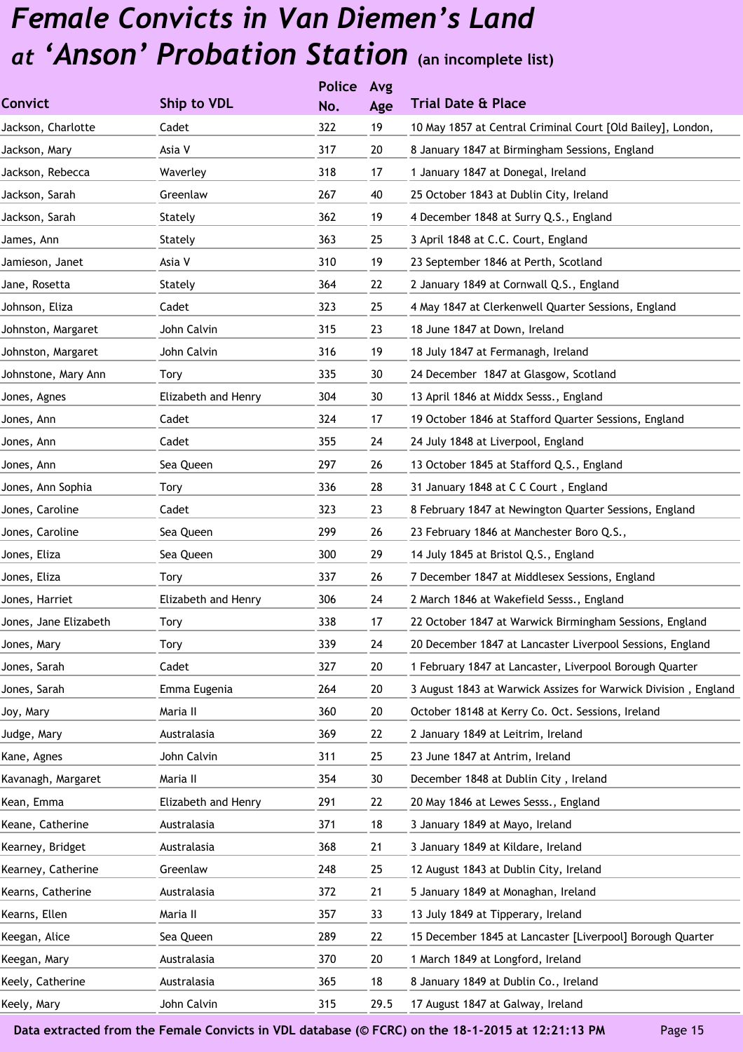# *Female Convicts in Van Diemen's Land at 'Anson' Probation Station* (an incomplete list)

| Convict | Ship to VDL | Police No. | Avg Age | Trial Date & Place |
|---|---|---|---|---|
| Jackson, Charlotte | Cadet | 322 | 19 | 10 May 1857 at Central Criminal Court [Old Bailey], London, |
| Jackson, Mary | Asia V | 317 | 20 | 8 January 1847 at Birmingham Sessions, England |
| Jackson, Rebecca | Waverley | 318 | 17 | 1 January 1847 at Donegal, Ireland |
| Jackson, Sarah | Greenlaw | 267 | 40 | 25 October 1843 at Dublin City, Ireland |
| Jackson, Sarah | Stately | 362 | 19 | 4 December 1848 at Surry Q.S., England |
| James, Ann | Stately | 363 | 25 | 3 April 1848 at C.C. Court, England |
| Jamieson, Janet | Asia V | 310 | 19 | 23 September 1846 at Perth, Scotland |
| Jane, Rosetta | Stately | 364 | 22 | 2 January 1849 at Cornwall Q.S., England |
| Johnson, Eliza | Cadet | 323 | 25 | 4 May 1847 at Clerkenwell Quarter Sessions, England |
| Johnston, Margaret | John Calvin | 315 | 23 | 18 June 1847 at Down, Ireland |
| Johnston, Margaret | John Calvin | 316 | 19 | 18 July 1847 at Fermanagh, Ireland |
| Johnstone, Mary Ann | Tory | 335 | 30 | 24 December 1847 at Glasgow, Scotland |
| Jones, Agnes | Elizabeth and Henry | 304 | 30 | 13 April 1846 at Middx Sesss., England |
| Jones, Ann | Cadet | 324 | 17 | 19 October 1846 at Stafford Quarter Sessions, England |
| Jones, Ann | Cadet | 355 | 24 | 24 July 1848 at Liverpool, England |
| Jones, Ann | Sea Queen | 297 | 26 | 13 October 1845 at Stafford Q.S., England |
| Jones, Ann Sophia | Tory | 336 | 28 | 31 January 1848 at C C Court , England |
| Jones, Caroline | Cadet | 323 | 23 | 8 February 1847 at Newington Quarter Sessions, England |
| Jones, Caroline | Sea Queen | 299 | 26 | 23 February 1846 at Manchester Boro Q.S., |
| Jones, Eliza | Sea Queen | 300 | 29 | 14 July 1845 at Bristol Q.S., England |
| Jones, Eliza | Tory | 337 | 26 | 7 December 1847 at Middlesex Sessions, England |
| Jones, Harriet | Elizabeth and Henry | 306 | 24 | 2 March 1846 at Wakefield Sesss., England |
| Jones, Jane Elizabeth | Tory | 338 | 17 | 22 October 1847 at Warwick Birmingham Sessions, England |
| Jones, Mary | Tory | 339 | 24 | 20 December 1847 at Lancaster Liverpool Sessions, England |
| Jones, Sarah | Cadet | 327 | 20 | 1 February 1847 at Lancaster, Liverpool Borough Quarter |
| Jones, Sarah | Emma Eugenia | 264 | 20 | 3 August 1843 at Warwick Assizes for Warwick Division , England |
| Joy, Mary | Maria II | 360 | 20 | October 18148 at Kerry Co. Oct. Sessions, Ireland |
| Judge, Mary | Australasia | 369 | 22 | 2 January 1849 at Leitrim, Ireland |
| Kane, Agnes | John Calvin | 311 | 25 | 23 June 1847 at Antrim, Ireland |
| Kavanagh, Margaret | Maria II | 354 | 30 | December 1848 at Dublin City , Ireland |
| Kean, Emma | Elizabeth and Henry | 291 | 22 | 20 May 1846 at Lewes Sesss., England |
| Keane, Catherine | Australasia | 371 | 18 | 3 January 1849 at Mayo, Ireland |
| Kearney, Bridget | Australasia | 368 | 21 | 3 January 1849 at Kildare, Ireland |
| Kearney, Catherine | Greenlaw | 248 | 25 | 12 August 1843 at Dublin City, Ireland |
| Kearns, Catherine | Australasia | 372 | 21 | 5 January 1849 at Monaghan, Ireland |
| Kearns, Ellen | Maria II | 357 | 33 | 13 July 1849 at Tipperary, Ireland |
| Keegan, Alice | Sea Queen | 289 | 22 | 15 December 1845 at Lancaster [Liverpool] Borough Quarter |
| Keegan, Mary | Australasia | 370 | 20 | 1 March 1849 at Longford, Ireland |
| Keely, Catherine | Australasia | 365 | 18 | 8 January 1849 at Dublin Co., Ireland |
| Keely, Mary | John Calvin | 315 | 29.5 | 17 August 1847 at Galway, Ireland |

Data extracted from the Female Convicts in VDL database (© FCRC) on the 18-1-2015 at 12:21:13 PM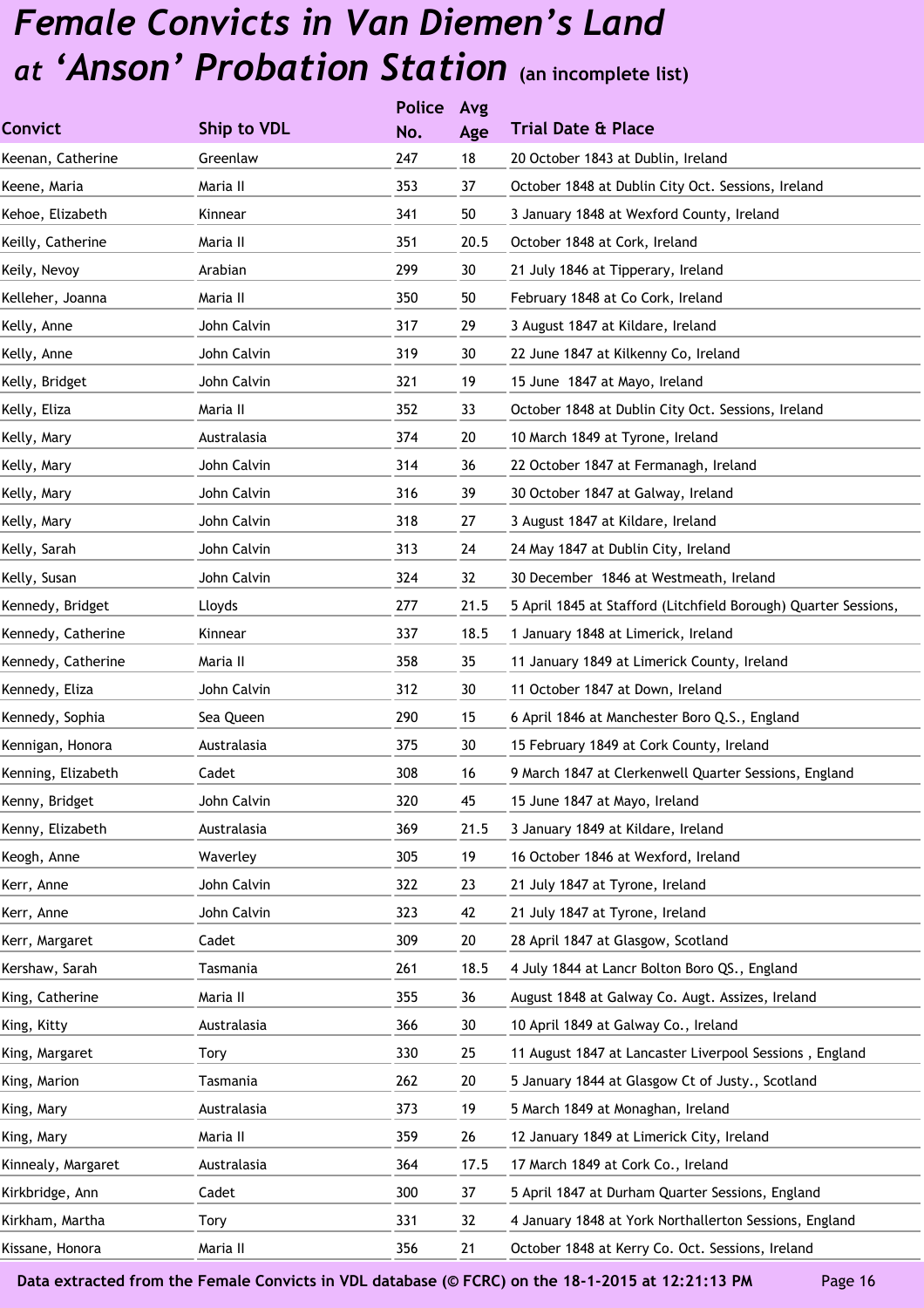# *Female Convicts in Van Diemen's Land at 'Anson' Probation Station* (an incomplete list)

| Convict | Ship to VDL | Police No. | Avg Age | Trial Date & Place |
|---|---|---|---|---|
| Keenan, Catherine | Greenlaw | 247 | 18 | 20 October 1843 at Dublin, Ireland |
| Keene, Maria | Maria II | 353 | 37 | October 1848 at Dublin City Oct. Sessions, Ireland |
| Kehoe, Elizabeth | Kinnear | 341 | 50 | 3 January 1848 at Wexford County, Ireland |
| Keilly, Catherine | Maria II | 351 | 20.5 | October 1848 at Cork, Ireland |
| Keily, Nevoy | Arabian | 299 | 30 | 21 July 1846 at Tipperary, Ireland |
| Kelleher, Joanna | Maria II | 350 | 50 | February 1848 at Co Cork, Ireland |
| Kelly, Anne | John Calvin | 317 | 29 | 3 August 1847 at Kildare, Ireland |
| Kelly, Anne | John Calvin | 319 | 30 | 22 June 1847 at Kilkenny Co, Ireland |
| Kelly, Bridget | John Calvin | 321 | 19 | 15 June 1847 at Mayo, Ireland |
| Kelly, Eliza | Maria II | 352 | 33 | October 1848 at Dublin City Oct. Sessions, Ireland |
| Kelly, Mary | Australasia | 374 | 20 | 10 March 1849 at Tyrone, Ireland |
| Kelly, Mary | John Calvin | 314 | 36 | 22 October 1847 at Fermanagh, Ireland |
| Kelly, Mary | John Calvin | 316 | 39 | 30 October 1847 at Galway, Ireland |
| Kelly, Mary | John Calvin | 318 | 27 | 3 August 1847 at Kildare, Ireland |
| Kelly, Sarah | John Calvin | 313 | 24 | 24 May 1847 at Dublin City, Ireland |
| Kelly, Susan | John Calvin | 324 | 32 | 30 December 1846 at Westmeath, Ireland |
| Kennedy, Bridget | Lloyds | 277 | 21.5 | 5 April 1845 at Stafford (Litchfield Borough) Quarter Sessions, |
| Kennedy, Catherine | Kinnear | 337 | 18.5 | 1 January 1848 at Limerick, Ireland |
| Kennedy, Catherine | Maria II | 358 | 35 | 11 January 1849 at Limerick County, Ireland |
| Kennedy, Eliza | John Calvin | 312 | 30 | 11 October 1847 at Down, Ireland |
| Kennedy, Sophia | Sea Queen | 290 | 15 | 6 April 1846 at Manchester Boro Q.S., England |
| Kennigan, Honora | Australasia | 375 | 30 | 15 February 1849 at Cork County, Ireland |
| Kenning, Elizabeth | Cadet | 308 | 16 | 9 March 1847 at Clerkenwell Quarter Sessions, England |
| Kenny, Bridget | John Calvin | 320 | 45 | 15 June 1847 at Mayo, Ireland |
| Kenny, Elizabeth | Australasia | 369 | 21.5 | 3 January 1849 at Kildare, Ireland |
| Keogh, Anne | Waverley | 305 | 19 | 16 October 1846 at Wexford, Ireland |
| Kerr, Anne | John Calvin | 322 | 23 | 21 July 1847 at Tyrone, Ireland |
| Kerr, Anne | John Calvin | 323 | 42 | 21 July 1847 at Tyrone, Ireland |
| Kerr, Margaret | Cadet | 309 | 20 | 28 April 1847 at Glasgow, Scotland |
| Kershaw, Sarah | Tasmania | 261 | 18.5 | 4 July 1844 at Lancr Bolton Boro QS., England |
| King, Catherine | Maria II | 355 | 36 | August 1848 at Galway Co. Augt. Assizes, Ireland |
| King, Kitty | Australasia | 366 | 30 | 10 April 1849 at Galway Co., Ireland |
| King, Margaret | Tory | 330 | 25 | 11 August 1847 at Lancaster Liverpool Sessions , England |
| King, Marion | Tasmania | 262 | 20 | 5 January 1844 at Glasgow Ct of Justy., Scotland |
| King, Mary | Australasia | 373 | 19 | 5 March 1849 at Monaghan, Ireland |
| King, Mary | Maria II | 359 | 26 | 12 January 1849 at Limerick City, Ireland |
| Kinnealy, Margaret | Australasia | 364 | 17.5 | 17 March 1849 at Cork Co., Ireland |
| Kirkbridge, Ann | Cadet | 300 | 37 | 5 April 1847 at Durham Quarter Sessions, England |
| Kirkham, Martha | Tory | 331 | 32 | 4 January 1848 at York Northallerton Sessions, England |
| Kissane, Honora | Maria II | 356 | 21 | October 1848 at Kerry Co. Oct. Sessions, Ireland |

Data extracted from the Female Convicts in VDL database (© FCRC) on the 18-1-2015 at 12:21:13 PM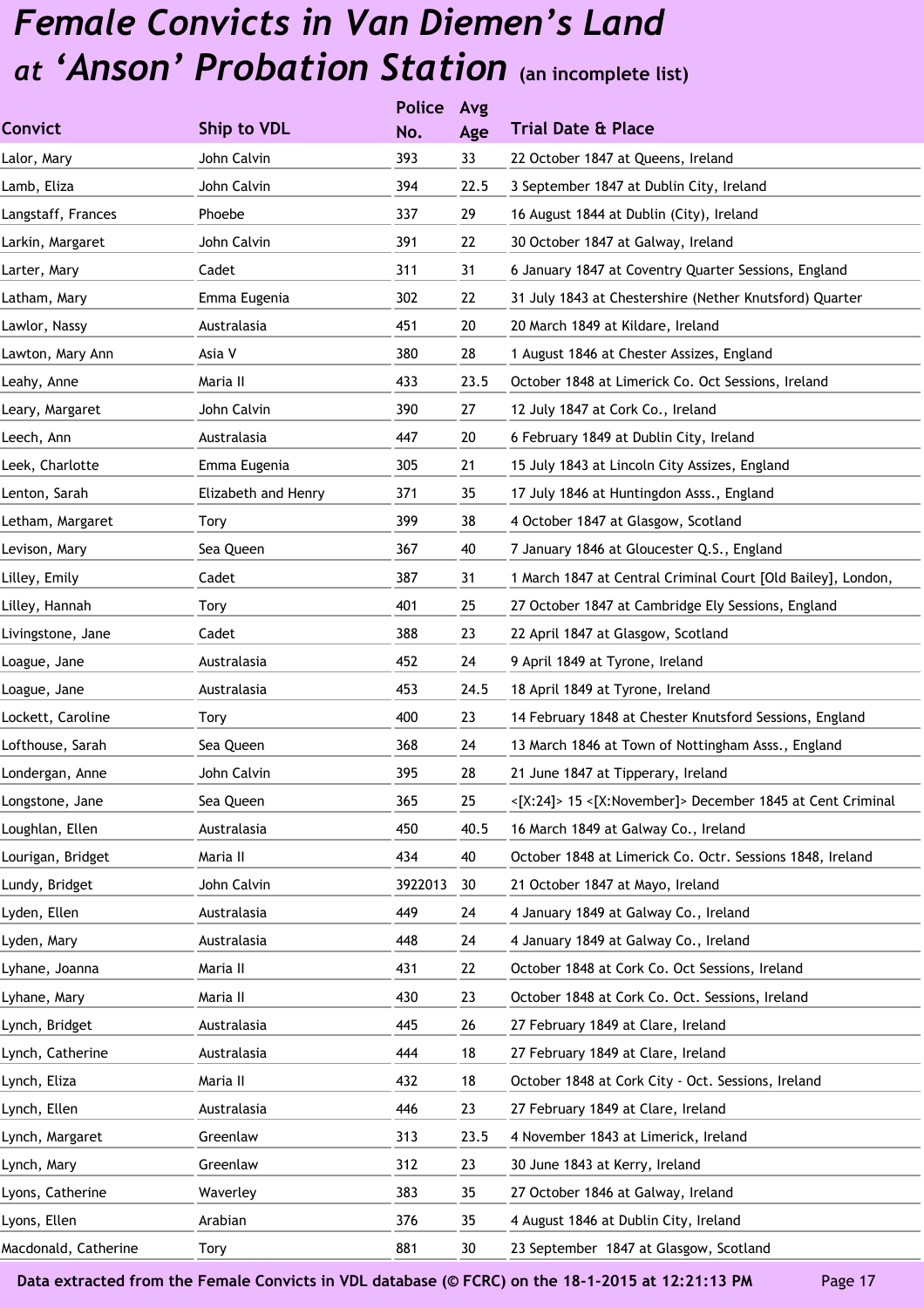# *Female Convicts in Van Diemen's Land at 'Anson' Probation Station* (an incomplete list)

| Convict | Ship to VDL | Police No. | Avg Age | Trial Date & Place |
|---|---|---|---|---|
| Lalor, Mary | John Calvin | 393 | 33 | 22 October 1847 at Queens, Ireland |
| Lamb, Eliza | John Calvin | 394 | 22.5 | 3 September 1847 at Dublin City, Ireland |
| Langstaff, Frances | Phoebe | 337 | 29 | 16 August 1844 at Dublin (City), Ireland |
| Larkin, Margaret | John Calvin | 391 | 22 | 30 October 1847 at Galway, Ireland |
| Larter, Mary | Cadet | 311 | 31 | 6 January 1847 at Coventry Quarter Sessions, England |
| Latham, Mary | Emma Eugenia | 302 | 22 | 31 July 1843 at Chestershire (Nether Knutsford) Quarter |
| Lawlor, Nassy | Australasia | 451 | 20 | 20 March 1849 at Kildare, Ireland |
| Lawton, Mary Ann | Asia V | 380 | 28 | 1 August 1846 at Chester Assizes, England |
| Leahy, Anne | Maria II | 433 | 23.5 | October 1848 at Limerick Co. Oct Sessions, Ireland |
| Leary, Margaret | John Calvin | 390 | 27 | 12 July 1847 at Cork Co., Ireland |
| Leech, Ann | Australasia | 447 | 20 | 6 February 1849 at Dublin City, Ireland |
| Leek, Charlotte | Emma Eugenia | 305 | 21 | 15 July 1843 at Lincoln City Assizes, England |
| Lenton, Sarah | Elizabeth and Henry | 371 | 35 | 17 July 1846 at Huntingdon Asss., England |
| Letham, Margaret | Tory | 399 | 38 | 4 October 1847 at Glasgow, Scotland |
| Levison, Mary | Sea Queen | 367 | 40 | 7 January 1846 at Gloucester Q.S., England |
| Lilley, Emily | Cadet | 387 | 31 | 1 March 1847 at Central Criminal Court [Old Bailey], London, |
| Lilley, Hannah | Tory | 401 | 25 | 27 October 1847 at Cambridge Ely Sessions, England |
| Livingstone, Jane | Cadet | 388 | 23 | 22 April 1847 at Glasgow, Scotland |
| Loague, Jane | Australasia | 452 | 24 | 9 April 1849 at Tyrone, Ireland |
| Loague, Jane | Australasia | 453 | 24.5 | 18 April 1849 at Tyrone, Ireland |
| Lockett, Caroline | Tory | 400 | 23 | 14 February 1848 at Chester Knutsford Sessions, England |
| Lofthouse, Sarah | Sea Queen | 368 | 24 | 13 March 1846 at Town of Nottingham Asss., England |
| Londergan, Anne | John Calvin | 395 | 28 | 21 June 1847 at Tipperary, Ireland |
| Longstone, Jane | Sea Queen | 365 | 25 | <[X:24]> 15 <[X:November]> December 1845 at Cent Criminal |
| Loughlan, Ellen | Australasia | 450 | 40.5 | 16 March 1849 at Galway Co., Ireland |
| Lourigan, Bridget | Maria II | 434 | 40 | October 1848 at Limerick Co. Octr. Sessions 1848, Ireland |
| Lundy, Bridget | John Calvin | 3922013 | 30 | 21 October 1847 at Mayo, Ireland |
| Lyden, Ellen | Australasia | 449 | 24 | 4 January 1849 at Galway Co., Ireland |
| Lyden, Mary | Australasia | 448 | 24 | 4 January 1849 at Galway Co., Ireland |
| Lyhane, Joanna | Maria II | 431 | 22 | October 1848 at Cork Co. Oct Sessions, Ireland |
| Lyhane, Mary | Maria II | 430 | 23 | October 1848 at Cork Co. Oct. Sessions, Ireland |
| Lynch, Bridget | Australasia | 445 | 26 | 27 February 1849 at Clare, Ireland |
| Lynch, Catherine | Australasia | 444 | 18 | 27 February 1849 at Clare, Ireland |
| Lynch, Eliza | Maria II | 432 | 18 | October 1848 at Cork City - Oct. Sessions, Ireland |
| Lynch, Ellen | Australasia | 446 | 23 | 27 February 1849 at Clare, Ireland |
| Lynch, Margaret | Greenlaw | 313 | 23.5 | 4 November 1843 at Limerick, Ireland |
| Lynch, Mary | Greenlaw | 312 | 23 | 30 June 1843 at Kerry, Ireland |
| Lyons, Catherine | Waverley | 383 | 35 | 27 October 1846 at Galway, Ireland |
| Lyons, Ellen | Arabian | 376 | 35 | 4 August 1846 at Dublin City, Ireland |
| Macdonald, Catherine | Tory | 881 | 30 | 23 September 1847 at Glasgow, Scotland |

**Data extracted from the Female Convicts in VDL database (© FCRC) on the 18-1-2015 at 12:21:13 PM**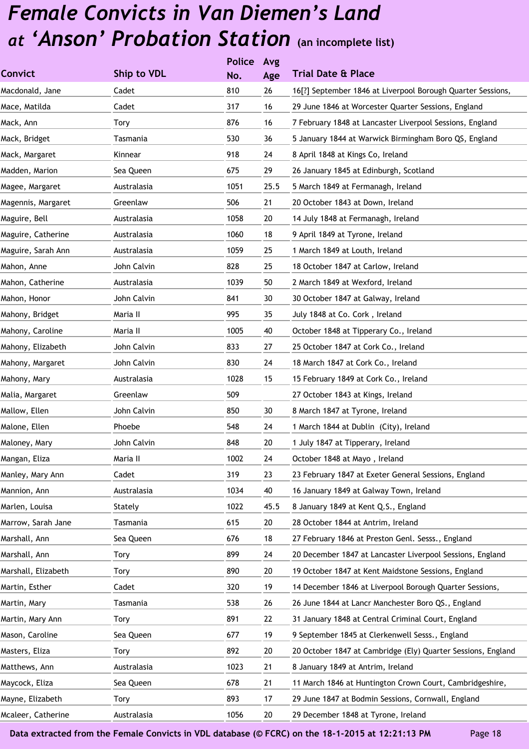# *Female Convicts in Van Diemen's Land at 'Anson' Probation Station* (an incomplete list)

| Convict | Ship to VDL | Police No. | Avg Age | Trial Date & Place |
|---|---|---|---|---|
| Macdonald, Jane | Cadet | 810 | 26 | 16[?] September 1846 at Liverpool Borough Quarter Sessions, |
| Mace, Matilda | Cadet | 317 | 16 | 29 June 1846 at Worcester Quarter Sessions, England |
| Mack, Ann | Tory | 876 | 16 | 7 February 1848 at Lancaster Liverpool Sessions, England |
| Mack, Bridget | Tasmania | 530 | 36 | 5 January 1844 at Warwick Birmingham Boro QS, England |
| Mack, Margaret | Kinnear | 918 | 24 | 8 April 1848 at Kings Co, Ireland |
| Madden, Marion | Sea Queen | 675 | 29 | 26 January 1845 at Edinburgh, Scotland |
| Magee, Margaret | Australasia | 1051 | 25.5 | 5 March 1849 at Fermanagh, Ireland |
| Magennis, Margaret | Greenlaw | 506 | 21 | 20 October 1843 at Down, Ireland |
| Maguire, Bell | Australasia | 1058 | 20 | 14 July 1848 at Fermanagh, Ireland |
| Maguire, Catherine | Australasia | 1060 | 18 | 9 April 1849 at Tyrone, Ireland |
| Maguire, Sarah Ann | Australasia | 1059 | 25 | 1 March 1849 at Louth, Ireland |
| Mahon, Anne | John Calvin | 828 | 25 | 18 October 1847 at Carlow, Ireland |
| Mahon, Catherine | Australasia | 1039 | 50 | 2 March 1849 at Wexford, Ireland |
| Mahon, Honor | John Calvin | 841 | 30 | 30 October 1847 at Galway, Ireland |
| Mahony, Bridget | Maria II | 995 | 35 | July 1848 at Co. Cork , Ireland |
| Mahony, Caroline | Maria II | 1005 | 40 | October 1848 at Tipperary Co., Ireland |
| Mahony, Elizabeth | John Calvin | 833 | 27 | 25 October 1847 at Cork Co., Ireland |
| Mahony, Margaret | John Calvin | 830 | 24 | 18 March 1847 at Cork Co., Ireland |
| Mahony, Mary | Australasia | 1028 | 15 | 15 February 1849 at Cork Co., Ireland |
| Malia, Margaret | Greenlaw | 509 | | 27 October 1843 at Kings, Ireland |
| Mallow, Ellen | John Calvin | 850 | 30 | 8 March 1847 at Tyrone, Ireland |
| Malone, Ellen | Phoebe | 548 | 24 | 1 March 1844 at Dublin (City), Ireland |
| Maloney, Mary | John Calvin | 848 | 20 | 1 July 1847 at Tipperary, Ireland |
| Mangan, Eliza | Maria II | 1002 | 24 | October 1848 at Mayo , Ireland |
| Manley, Mary Ann | Cadet | 319 | 23 | 23 February 1847 at Exeter General Sessions, England |
| Mannion, Ann | Australasia | 1034 | 40 | 16 January 1849 at Galway Town, Ireland |
| Marlen, Louisa | Stately | 1022 | 45.5 | 8 January 1849 at Kent Q.S., England |
| Marrow, Sarah Jane | Tasmania | 615 | 20 | 28 October 1844 at Antrim, Ireland |
| Marshall, Ann | Sea Queen | 676 | 18 | 27 February 1846 at Preston Genl. Sesss., England |
| Marshall, Ann | Tory | 899 | 24 | 20 December 1847 at Lancaster Liverpool Sessions, England |
| Marshall, Elizabeth | Tory | 890 | 20 | 19 October 1847 at Kent Maidstone Sessions, England |
| Martin, Esther | Cadet | 320 | 19 | 14 December 1846 at Liverpool Borough Quarter Sessions, |
| Martin, Mary | Tasmania | 538 | 26 | 26 June 1844 at Lancr Manchester Boro QS., England |
| Martin, Mary Ann | Tory | 891 | 22 | 31 January 1848 at Central Criminal Court, England |
| Mason, Caroline | Sea Queen | 677 | 19 | 9 September 1845 at Clerkenwell Sesss., England |
| Masters, Eliza | Tory | 892 | 20 | 20 October 1847 at Cambridge (Ely) Quarter Sessions, England |
| Matthews, Ann | Australasia | 1023 | 21 | 8 January 1849 at Antrim, Ireland |
| Maycock, Eliza | Sea Queen | 678 | 21 | 11 March 1846 at Huntington Crown Court, Cambridgeshire, |
| Mayne, Elizabeth | Tory | 893 | 17 | 29 June 1847 at Bodmin Sessions, Cornwall, England |
| Mcaleer, Catherine | Australasia | 1056 | 20 | 29 December 1848 at Tyrone, Ireland |

**Data extracted from the Female Convicts in VDL database (© FCRC) on the 18-1-2015 at 12:21:13 PM**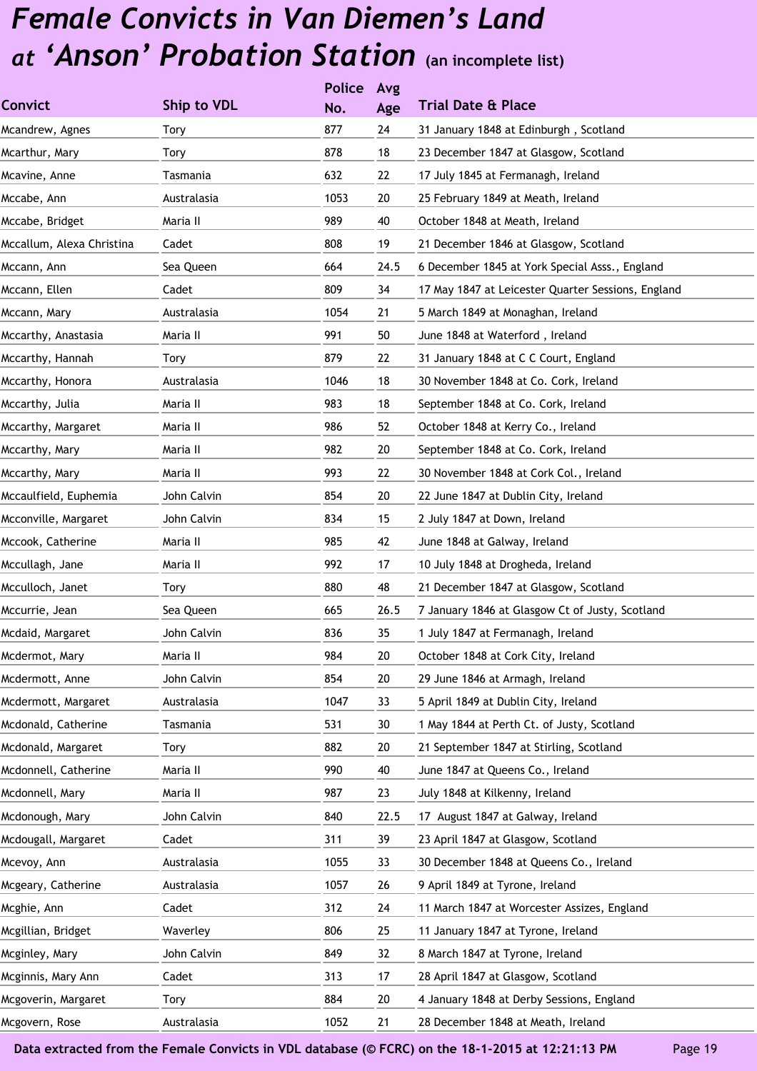# *Female Convicts in Van Diemen's Land at 'Anson' Probation Station* (an incomplete list)

| Convict | Ship to VDL | Police No. | Avg Age | Trial Date & Place |
|---|---|---|---|---|
| Mcandrew, Agnes | Tory | 877 | 24 | 31 January 1848 at Edinburgh , Scotland |
| Mcarthur, Mary | Tory | 878 | 18 | 23 December 1847 at Glasgow, Scotland |
| Mcavine, Anne | Tasmania | 632 | 22 | 17 July 1845 at Fermanagh, Ireland |
| Mccabe, Ann | Australasia | 1053 | 20 | 25 February 1849 at Meath, Ireland |
| Mccabe, Bridget | Maria II | 989 | 40 | October 1848 at Meath, Ireland |
| Mccallum, Alexa Christina | Cadet | 808 | 19 | 21 December 1846 at Glasgow, Scotland |
| Mccann, Ann | Sea Queen | 664 | 24.5 | 6 December 1845 at York Special Asss., England |
| Mccann, Ellen | Cadet | 809 | 34 | 17 May 1847 at Leicester Quarter Sessions, England |
| Mccann, Mary | Australasia | 1054 | 21 | 5 March 1849 at Monaghan, Ireland |
| Mccarthy, Anastasia | Maria II | 991 | 50 | June 1848 at Waterford , Ireland |
| Mccarthy, Hannah | Tory | 879 | 22 | 31 January 1848 at C C Court, England |
| Mccarthy, Honora | Australasia | 1046 | 18 | 30 November 1848 at Co. Cork, Ireland |
| Mccarthy, Julia | Maria II | 983 | 18 | September 1848 at Co. Cork, Ireland |
| Mccarthy, Margaret | Maria II | 986 | 52 | October 1848 at Kerry Co., Ireland |
| Mccarthy, Mary | Maria II | 982 | 20 | September 1848 at Co. Cork, Ireland |
| Mccarthy, Mary | Maria II | 993 | 22 | 30 November 1848 at Cork Col., Ireland |
| Mccaulfield, Euphemia | John Calvin | 854 | 20 | 22 June 1847 at Dublin City, Ireland |
| Mcconville, Margaret | John Calvin | 834 | 15 | 2 July 1847 at Down, Ireland |
| Mccook, Catherine | Maria II | 985 | 42 | June 1848 at Galway, Ireland |
| Mccullagh, Jane | Maria II | 992 | 17 | 10 July 1848 at Drogheda, Ireland |
| Mcculloch, Janet | Tory | 880 | 48 | 21 December 1847 at Glasgow, Scotland |
| Mccurrie, Jean | Sea Queen | 665 | 26.5 | 7 January 1846 at Glasgow Ct of Justy, Scotland |
| Mcdaid, Margaret | John Calvin | 836 | 35 | 1 July 1847 at Fermanagh, Ireland |
| Mcdermot, Mary | Maria II | 984 | 20 | October 1848 at Cork City, Ireland |
| Mcdermott, Anne | John Calvin | 854 | 20 | 29 June 1846 at Armagh, Ireland |
| Mcdermott, Margaret | Australasia | 1047 | 33 | 5 April 1849 at Dublin City, Ireland |
| Mcdonald, Catherine | Tasmania | 531 | 30 | 1 May 1844 at Perth Ct. of Justy, Scotland |
| Mcdonald, Margaret | Tory | 882 | 20 | 21 September 1847 at Stirling, Scotland |
| Mcdonnell, Catherine | Maria II | 990 | 40 | June 1847 at Queens Co., Ireland |
| Mcdonnell, Mary | Maria II | 987 | 23 | July 1848 at Kilkenny, Ireland |
| Mcdonough, Mary | John Calvin | 840 | 22.5 | 17 August 1847 at Galway, Ireland |
| Mcdougall, Margaret | Cadet | 311 | 39 | 23 April 1847 at Glasgow, Scotland |
| Mcevoy, Ann | Australasia | 1055 | 33 | 30 December 1848 at Queens Co., Ireland |
| Mcgeary, Catherine | Australasia | 1057 | 26 | 9 April 1849 at Tyrone, Ireland |
| Mcghie, Ann | Cadet | 312 | 24 | 11 March 1847 at Worcester Assizes, England |
| Mcgillian, Bridget | Waverley | 806 | 25 | 11 January 1847 at Tyrone, Ireland |
| Mcginley, Mary | John Calvin | 849 | 32 | 8 March 1847 at Tyrone, Ireland |
| Mcginnis, Mary Ann | Cadet | 313 | 17 | 28 April 1847 at Glasgow, Scotland |
| Mcgoverin, Margaret | Tory | 884 | 20 | 4 January 1848 at Derby Sessions, England |
| Mcgovern, Rose | Australasia | 1052 | 21 | 28 December 1848 at Meath, Ireland |

Data extracted from the Female Convicts in VDL database (© FCRC) on the 18-1-2015 at 12:21:13 PM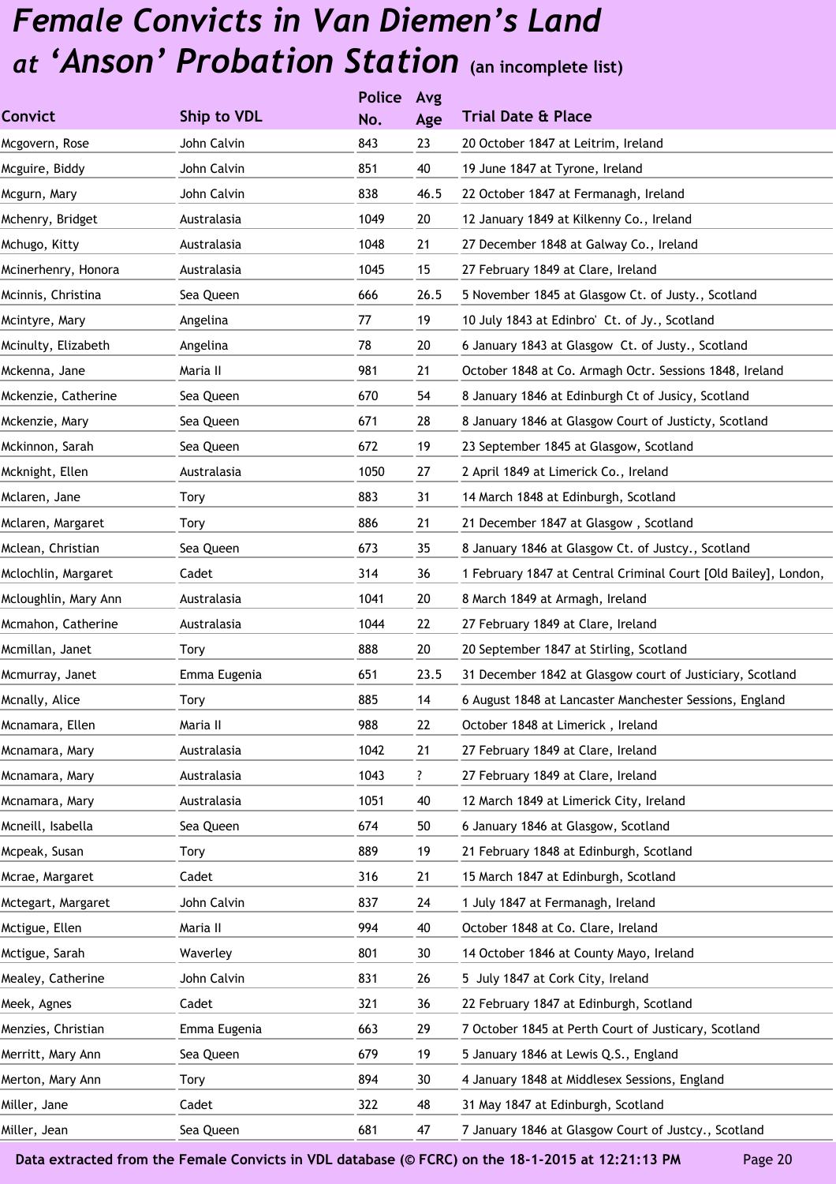# *Female Convicts in Van Diemen's Land at 'Anson' Probation Station* (an incomplete list)

| Convict | Ship to VDL | Police No. | Avg Age | Trial Date & Place |
|---|---|---|---|---|
| Mcgovern, Rose | John Calvin | 843 | 23 | 20 October 1847 at Leitrim, Ireland |
| Mcguire, Biddy | John Calvin | 851 | 40 | 19 June 1847 at Tyrone, Ireland |
| Mcgurn, Mary | John Calvin | 838 | 46.5 | 22 October 1847 at Fermanagh, Ireland |
| Mchenry, Bridget | Australasia | 1049 | 20 | 12 January 1849 at Kilkenny Co., Ireland |
| Mchugo, Kitty | Australasia | 1048 | 21 | 27 December 1848 at Galway Co., Ireland |
| Mcinerhenry, Honora | Australasia | 1045 | 15 | 27 February 1849 at Clare, Ireland |
| Mcinnis, Christina | Sea Queen | 666 | 26.5 | 5 November 1845 at Glasgow Ct. of Justy., Scotland |
| Mcintyre, Mary | Angelina | 77 | 19 | 10 July 1843 at Edinbro' Ct. of Jy., Scotland |
| Mcinulty, Elizabeth | Angelina | 78 | 20 | 6 January 1843 at Glasgow Ct. of Justy., Scotland |
| Mckenna, Jane | Maria II | 981 | 21 | October 1848 at Co. Armagh Octr. Sessions 1848, Ireland |
| Mckenzie, Catherine | Sea Queen | 670 | 54 | 8 January 1846 at Edinburgh Ct of Jusicy, Scotland |
| Mckenzie, Mary | Sea Queen | 671 | 28 | 8 January 1846 at Glasgow Court of Justicty, Scotland |
| Mckinnon, Sarah | Sea Queen | 672 | 19 | 23 September 1845 at Glasgow, Scotland |
| Mcknight, Ellen | Australasia | 1050 | 27 | 2 April 1849 at Limerick Co., Ireland |
| Mclaren, Jane | Tory | 883 | 31 | 14 March 1848 at Edinburgh, Scotland |
| Mclaren, Margaret | Tory | 886 | 21 | 21 December 1847 at Glasgow , Scotland |
| Mclean, Christian | Sea Queen | 673 | 35 | 8 January 1846 at Glasgow Ct. of Justcy., Scotland |
| Mclochlin, Margaret | Cadet | 314 | 36 | 1 February 1847 at Central Criminal Court [Old Bailey], London, |
| Mcloughlin, Mary Ann | Australasia | 1041 | 20 | 8 March 1849 at Armagh, Ireland |
| Mcmahon, Catherine | Australasia | 1044 | 22 | 27 February 1849 at Clare, Ireland |
| Mcmillan, Janet | Tory | 888 | 20 | 20 September 1847 at Stirling, Scotland |
| Mcmurray, Janet | Emma Eugenia | 651 | 23.5 | 31 December 1842 at Glasgow court of Justiciary, Scotland |
| Mcnally, Alice | Tory | 885 | 14 | 6 August 1848 at Lancaster Manchester Sessions, England |
| Mcnamara, Ellen | Maria II | 988 | 22 | October 1848 at Limerick , Ireland |
| Mcnamara, Mary | Australasia | 1042 | 21 | 27 February 1849 at Clare, Ireland |
| Mcnamara, Mary | Australasia | 1043 | ? | 27 February 1849 at Clare, Ireland |
| Mcnamara, Mary | Australasia | 1051 | 40 | 12 March 1849 at Limerick City, Ireland |
| Mcneill, Isabella | Sea Queen | 674 | 50 | 6 January 1846 at Glasgow, Scotland |
| Mcpeak, Susan | Tory | 889 | 19 | 21 February 1848 at Edinburgh, Scotland |
| Mcrae, Margaret | Cadet | 316 | 21 | 15 March 1847 at Edinburgh, Scotland |
| Mctegart, Margaret | John Calvin | 837 | 24 | 1 July 1847 at Fermanagh, Ireland |
| Mctigue, Ellen | Maria II | 994 | 40 | October 1848 at Co. Clare, Ireland |
| Mctigue, Sarah | Waverley | 801 | 30 | 14 October 1846 at County Mayo, Ireland |
| Mealey, Catherine | John Calvin | 831 | 26 | 5 July 1847 at Cork City, Ireland |
| Meek, Agnes | Cadet | 321 | 36 | 22 February 1847 at Edinburgh, Scotland |
| Menzies, Christian | Emma Eugenia | 663 | 29 | 7 October 1845 at Perth Court of Justicary, Scotland |
| Merritt, Mary Ann | Sea Queen | 679 | 19 | 5 January 1846 at Lewis Q.S., England |
| Merton, Mary Ann | Tory | 894 | 30 | 4 January 1848 at Middlesex Sessions, England |
| Miller, Jane | Cadet | 322 | 48 | 31 May 1847 at Edinburgh, Scotland |
| Miller, Jean | Sea Queen | 681 | 47 | 7 January 1846 at Glasgow Court of Justcy., Scotland |

Data extracted from the Female Convicts in VDL database (© FCRC) on the 18-1-2015 at 12:21:13 PM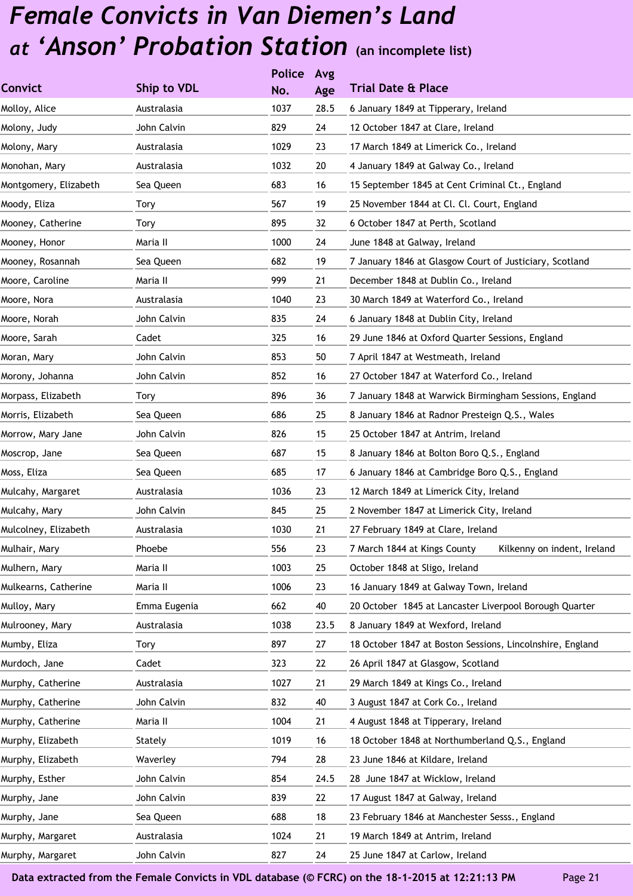# *Female Convicts in Van Diemen's Land at 'Anson' Probation Station* (an incomplete list)

| Convict | Ship to VDL | Police No. | Avg Age | Trial Date & Place |
|---|---|---|---|---|
| Molloy, Alice | Australasia | 1037 | 28.5 | 6 January 1849 at Tipperary, Ireland |
| Molony, Judy | John Calvin | 829 | 24 | 12 October 1847 at Clare, Ireland |
| Molony, Mary | Australasia | 1029 | 23 | 17 March 1849 at Limerick Co., Ireland |
| Monohan, Mary | Australasia | 1032 | 20 | 4 January 1849 at Galway Co., Ireland |
| Montgomery, Elizabeth | Sea Queen | 683 | 16 | 15 September 1845 at Cent Criminal Ct., England |
| Moody, Eliza | Tory | 567 | 19 | 25 November 1844 at Cl. Cl. Court, England |
| Mooney, Catherine | Tory | 895 | 32 | 6 October 1847 at Perth, Scotland |
| Mooney, Honor | Maria II | 1000 | 24 | June 1848 at Galway, Ireland |
| Mooney, Rosannah | Sea Queen | 682 | 19 | 7 January 1846 at Glasgow Court of Justiciary, Scotland |
| Moore, Caroline | Maria II | 999 | 21 | December 1848 at Dublin Co., Ireland |
| Moore, Nora | Australasia | 1040 | 23 | 30 March 1849 at Waterford Co., Ireland |
| Moore, Norah | John Calvin | 835 | 24 | 6 January 1848 at Dublin City, Ireland |
| Moore, Sarah | Cadet | 325 | 16 | 29 June 1846 at Oxford Quarter Sessions, England |
| Moran, Mary | John Calvin | 853 | 50 | 7 April 1847 at Westmeath, Ireland |
| Morony, Johanna | John Calvin | 852 | 16 | 27 October 1847 at Waterford Co., Ireland |
| Morpass, Elizabeth | Tory | 896 | 36 | 7 January 1848 at Warwick Birmingham Sessions, England |
| Morris, Elizabeth | Sea Queen | 686 | 25 | 8 January 1846 at Radnor Presteign Q.S., Wales |
| Morrow, Mary Jane | John Calvin | 826 | 15 | 25 October 1847 at Antrim, Ireland |
| Moscrop, Jane | Sea Queen | 687 | 15 | 8 January 1846 at Bolton Boro Q.S., England |
| Moss, Eliza | Sea Queen | 685 | 17 | 6 January 1846 at Cambridge Boro Q.S., England |
| Mulcahy, Margaret | Australasia | 1036 | 23 | 12 March 1849 at Limerick City, Ireland |
| Mulcahy, Mary | John Calvin | 845 | 25 | 2 November 1847 at Limerick City, Ireland |
| Mulcolney, Elizabeth | Australasia | 1030 | 21 | 27 February 1849 at Clare, Ireland |
| Mulhair, Mary | Phoebe | 556 | 23 | 7 March 1844 at Kings County Kilkenny on indent, Ireland |
| Mulhern, Mary | Maria II | 1003 | 25 | October 1848 at Sligo, Ireland |
| Mulkearns, Catherine | Maria II | 1006 | 23 | 16 January 1849 at Galway Town, Ireland |
| Mulloy, Mary | Emma Eugenia | 662 | 40 | 20 October 1845 at Lancaster Liverpool Borough Quarter |
| Mulrooney, Mary | Australasia | 1038 | 23.5 | 8 January 1849 at Wexford, Ireland |
| Mumby, Eliza | Tory | 897 | 27 | 18 October 1847 at Boston Sessions, Lincolnshire, England |
| Murdoch, Jane | Cadet | 323 | 22 | 26 April 1847 at Glasgow, Scotland |
| Murphy, Catherine | Australasia | 1027 | 21 | 29 March 1849 at Kings Co., Ireland |
| Murphy, Catherine | John Calvin | 832 | 40 | 3 August 1847 at Cork Co., Ireland |
| Murphy, Catherine | Maria II | 1004 | 21 | 4 August 1848 at Tipperary, Ireland |
| Murphy, Elizabeth | Stately | 1019 | 16 | 18 October 1848 at Northumberland Q.S., England |
| Murphy, Elizabeth | Waverley | 794 | 28 | 23 June 1846 at Kildare, Ireland |
| Murphy, Esther | John Calvin | 854 | 24.5 | 28 June 1847 at Wicklow, Ireland |
| Murphy, Jane | John Calvin | 839 | 22 | 17 August 1847 at Galway, Ireland |
| Murphy, Jane | Sea Queen | 688 | 18 | 23 February 1846 at Manchester Sesss., England |
| Murphy, Margaret | Australasia | 1024 | 21 | 19 March 1849 at Antrim, Ireland |
| Murphy, Margaret | John Calvin | 827 | 24 | 25 June 1847 at Carlow, Ireland |

**Data extracted from the Female Convicts in VDL database (© FCRC) on the 18-1-2015 at 12:21:13 PM**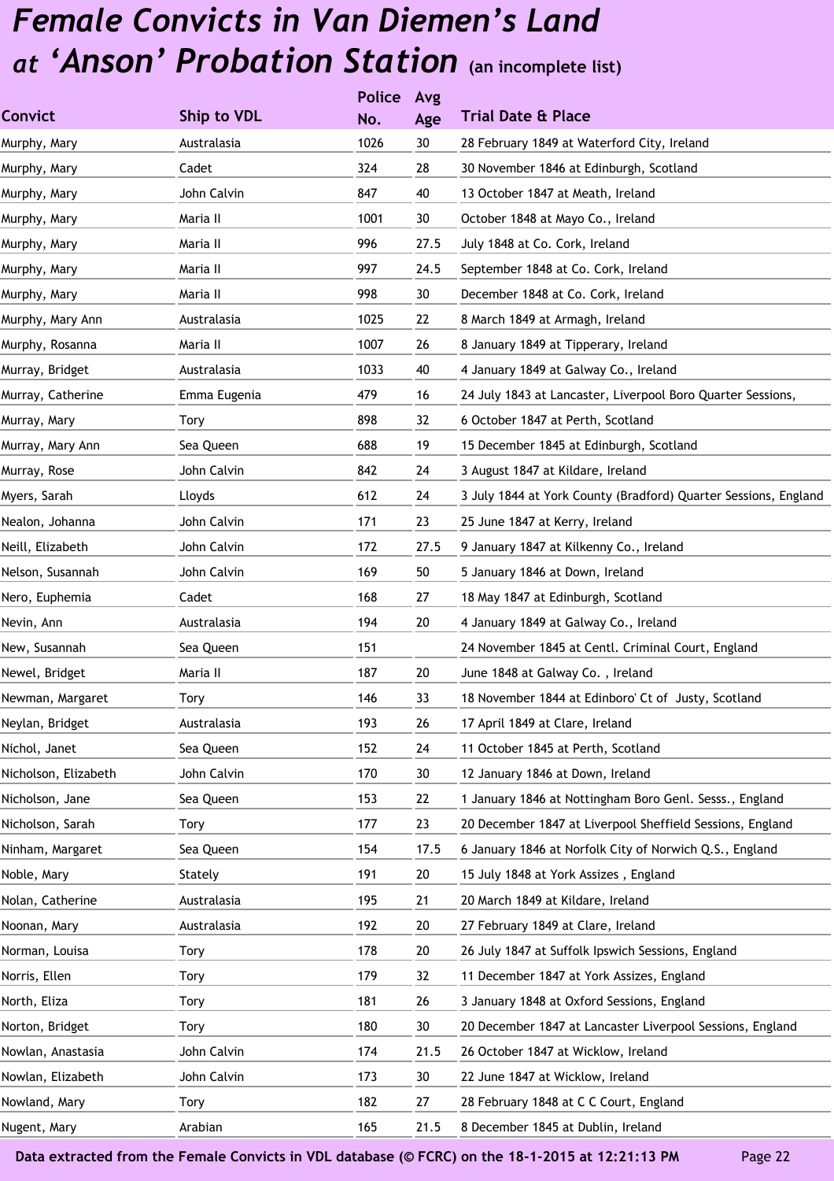# *Female Convicts in Van Diemen's Land at 'Anson' Probation Station* (an incomplete list)

| Convict | Ship to VDL | Police No. | Avg Age | Trial Date & Place |
|---|---|---|---|---|
| Murphy, Mary | Australasia | 1026 | 30 | 28 February 1849 at Waterford City, Ireland |
| Murphy, Mary | Cadet | 324 | 28 | 30 November 1846 at Edinburgh, Scotland |
| Murphy, Mary | John Calvin | 847 | 40 | 13 October 1847 at Meath, Ireland |
| Murphy, Mary | Maria II | 1001 | 30 | October 1848 at Mayo Co., Ireland |
| Murphy, Mary | Maria II | 996 | 27.5 | July 1848 at Co. Cork, Ireland |
| Murphy, Mary | Maria II | 997 | 24.5 | September 1848 at Co. Cork, Ireland |
| Murphy, Mary | Maria II | 998 | 30 | December 1848 at Co. Cork, Ireland |
| Murphy, Mary Ann | Australasia | 1025 | 22 | 8 March 1849 at Armagh, Ireland |
| Murphy, Rosanna | Maria II | 1007 | 26 | 8 January 1849 at Tipperary, Ireland |
| Murray, Bridget | Australasia | 1033 | 40 | 4 January 1849 at Galway Co., Ireland |
| Murray, Catherine | Emma Eugenia | 479 | 16 | 24 July 1843 at Lancaster, Liverpool Boro Quarter Sessions, |
| Murray, Mary | Tory | 898 | 32 | 6 October 1847 at Perth, Scotland |
| Murray, Mary Ann | Sea Queen | 688 | 19 | 15 December 1845 at Edinburgh, Scotland |
| Murray, Rose | John Calvin | 842 | 24 | 3 August 1847 at Kildare, Ireland |
| Myers, Sarah | Lloyds | 612 | 24 | 3 July 1844 at York County (Bradford) Quarter Sessions, England |
| Nealon, Johanna | John Calvin | 171 | 23 | 25 June 1847 at Kerry, Ireland |
| Neill, Elizabeth | John Calvin | 172 | 27.5 | 9 January 1847 at Kilkenny Co., Ireland |
| Nelson, Susannah | John Calvin | 169 | 50 | 5 January 1846 at Down, Ireland |
| Nero, Euphemia | Cadet | 168 | 27 | 18 May 1847 at Edinburgh, Scotland |
| Nevin, Ann | Australasia | 194 | 20 | 4 January 1849 at Galway Co., Ireland |
| New, Susannah | Sea Queen | 151 | | 24 November 1845 at Centl. Criminal Court, England |
| Newel, Bridget | Maria II | 187 | 20 | June 1848 at Galway Co. , Ireland |
| Newman, Margaret | Tory | 146 | 33 | 18 November 1844 at Edinboro' Ct of Justy, Scotland |
| Neylan, Bridget | Australasia | 193 | 26 | 17 April 1849 at Clare, Ireland |
| Nichol, Janet | Sea Queen | 152 | 24 | 11 October 1845 at Perth, Scotland |
| Nicholson, Elizabeth | John Calvin | 170 | 30 | 12 January 1846 at Down, Ireland |
| Nicholson, Jane | Sea Queen | 153 | 22 | 1 January 1846 at Nottingham Boro Genl. Sesss., England |
| Nicholson, Sarah | Tory | 177 | 23 | 20 December 1847 at Liverpool Sheffield Sessions, England |
| Ninham, Margaret | Sea Queen | 154 | 17.5 | 6 January 1846 at Norfolk City of Norwich Q.S., England |
| Noble, Mary | Stately | 191 | 20 | 15 July 1848 at York Assizes , England |
| Nolan, Catherine | Australasia | 195 | 21 | 20 March 1849 at Kildare, Ireland |
| Noonan, Mary | Australasia | 192 | 20 | 27 February 1849 at Clare, Ireland |
| Norman, Louisa | Tory | 178 | 20 | 26 July 1847 at Suffolk Ipswich Sessions, England |
| Norris, Ellen | Tory | 179 | 32 | 11 December 1847 at York Assizes, England |
| North, Eliza | Tory | 181 | 26 | 3 January 1848 at Oxford Sessions, England |
| Norton, Bridget | Tory | 180 | 30 | 20 December 1847 at Lancaster Liverpool Sessions, England |
| Nowlan, Anastasia | John Calvin | 174 | 21.5 | 26 October 1847 at Wicklow, Ireland |
| Nowlan, Elizabeth | John Calvin | 173 | 30 | 22 June 1847 at Wicklow, Ireland |
| Nowland, Mary | Tory | 182 | 27 | 28 February 1848 at C C Court, England |
| Nugent, Mary | Arabian | 165 | 21.5 | 8 December 1845 at Dublin, Ireland |

**Data extracted from the Female Convicts in VDL database (© FCRC) on the 18-1-2015 at 12:21:13 PM**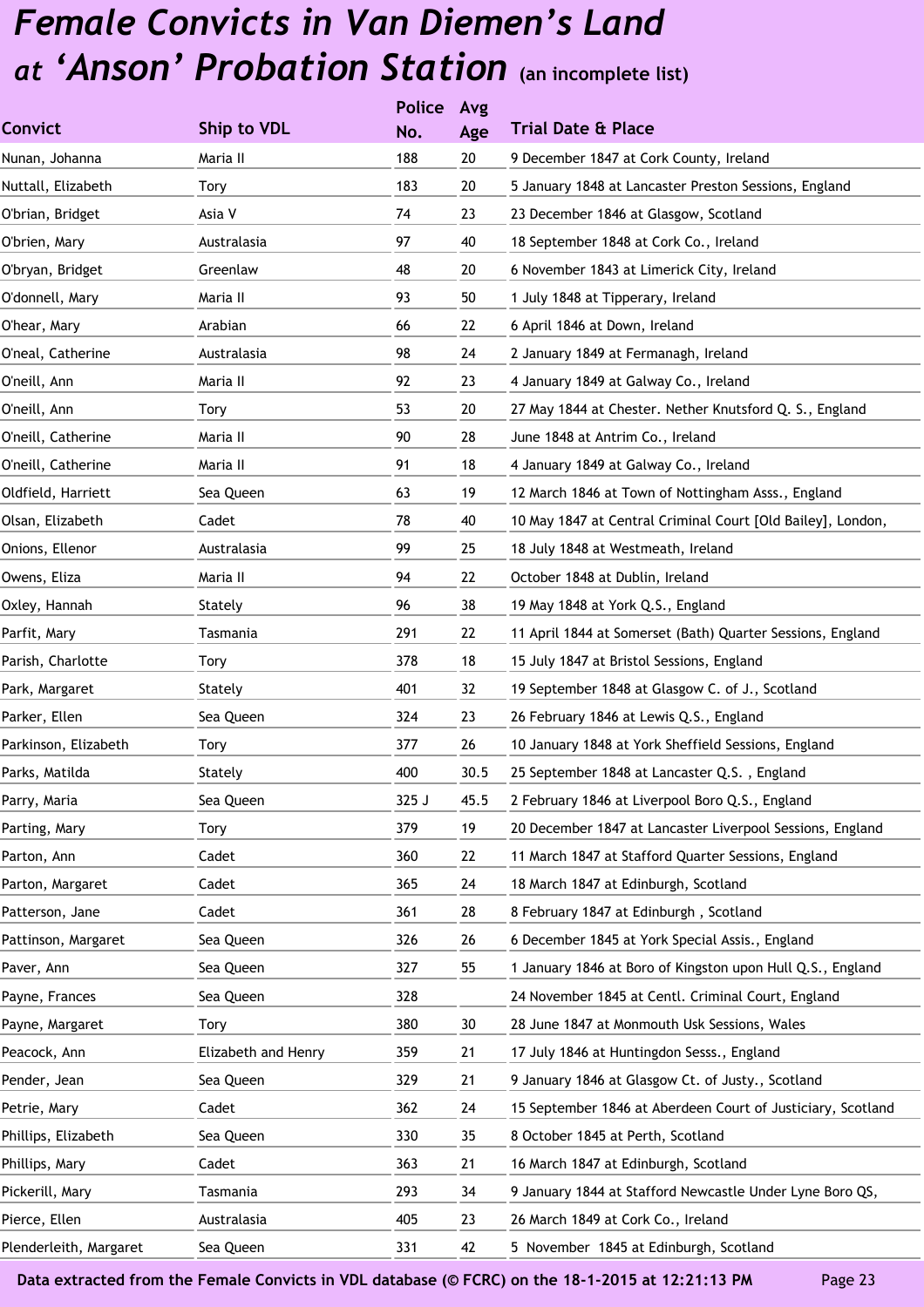# *Female Convicts in Van Diemen's Land at 'Anson' Probation Station* (an incomplete list)

| Convict | Ship to VDL | Police No. | Avg Age | Trial Date & Place |
|---|---|---|---|---|
| Nunan, Johanna | Maria II | 188 | 20 | 9 December 1847 at Cork County, Ireland |
| Nuttall, Elizabeth | Tory | 183 | 20 | 5 January 1848 at Lancaster Preston Sessions, England |
| O'brian, Bridget | Asia V | 74 | 23 | 23 December 1846 at Glasgow, Scotland |
| O'brien, Mary | Australasia | 97 | 40 | 18 September 1848 at Cork Co., Ireland |
| O'bryan, Bridget | Greenlaw | 48 | 20 | 6 November 1843 at Limerick City, Ireland |
| O'donnell, Mary | Maria II | 93 | 50 | 1 July 1848 at Tipperary, Ireland |
| O'hear, Mary | Arabian | 66 | 22 | 6 April 1846 at Down, Ireland |
| O'neal, Catherine | Australasia | 98 | 24 | 2 January 1849 at Fermanagh, Ireland |
| O'neill, Ann | Maria II | 92 | 23 | 4 January 1849 at Galway Co., Ireland |
| O'neill, Ann | Tory | 53 | 20 | 27 May 1844 at Chester. Nether Knutsford Q. S., England |
| O'neill, Catherine | Maria II | 90 | 28 | June 1848 at Antrim Co., Ireland |
| O'neill, Catherine | Maria II | 91 | 18 | 4 January 1849 at Galway Co., Ireland |
| Oldfield, Harriett | Sea Queen | 63 | 19 | 12 March 1846 at Town of Nottingham Asss., England |
| Olsan, Elizabeth | Cadet | 78 | 40 | 10 May 1847 at Central Criminal Court [Old Bailey], London, |
| Onions, Ellenor | Australasia | 99 | 25 | 18 July 1848 at Westmeath, Ireland |
| Owens, Eliza | Maria II | 94 | 22 | October 1848 at Dublin, Ireland |
| Oxley, Hannah | Stately | 96 | 38 | 19 May 1848 at York Q.S., England |
| Parfit, Mary | Tasmania | 291 | 22 | 11 April 1844 at Somerset (Bath) Quarter Sessions, England |
| Parish, Charlotte | Tory | 378 | 18 | 15 July 1847 at Bristol Sessions, England |
| Park, Margaret | Stately | 401 | 32 | 19 September 1848 at Glasgow C. of J., Scotland |
| Parker, Ellen | Sea Queen | 324 | 23 | 26 February 1846 at Lewis Q.S., England |
| Parkinson, Elizabeth | Tory | 377 | 26 | 10 January 1848 at York Sheffield Sessions, England |
| Parks, Matilda | Stately | 400 | 30.5 | 25 September 1848 at Lancaster Q.S. , England |
| Parry, Maria | Sea Queen | 325 J | 45.5 | 2 February 1846 at Liverpool Boro Q.S., England |
| Parting, Mary | Tory | 379 | 19 | 20 December 1847 at Lancaster Liverpool Sessions, England |
| Parton, Ann | Cadet | 360 | 22 | 11 March 1847 at Stafford Quarter Sessions, England |
| Parton, Margaret | Cadet | 365 | 24 | 18 March 1847 at Edinburgh, Scotland |
| Patterson, Jane | Cadet | 361 | 28 | 8 February 1847 at Edinburgh , Scotland |
| Pattinson, Margaret | Sea Queen | 326 | 26 | 6 December 1845 at York Special Assis., England |
| Paver, Ann | Sea Queen | 327 | 55 | 1 January 1846 at Boro of Kingston upon Hull Q.S., England |
| Payne, Frances | Sea Queen | 328 | | 24 November 1845 at Centl. Criminal Court, England |
| Payne, Margaret | Tory | 380 | 30 | 28 June 1847 at Monmouth Usk Sessions, Wales |
| Peacock, Ann | Elizabeth and Henry | 359 | 21 | 17 July 1846 at Huntingdon Sesss., England |
| Pender, Jean | Sea Queen | 329 | 21 | 9 January 1846 at Glasgow Ct. of Justy., Scotland |
| Petrie, Mary | Cadet | 362 | 24 | 15 September 1846 at Aberdeen Court of Justiciary, Scotland |
| Phillips, Elizabeth | Sea Queen | 330 | 35 | 8 October 1845 at Perth, Scotland |
| Phillips, Mary | Cadet | 363 | 21 | 16 March 1847 at Edinburgh, Scotland |
| Pickerill, Mary | Tasmania | 293 | 34 | 9 January 1844 at Stafford Newcastle Under Lyne Boro QS, |
| Pierce, Ellen | Australasia | 405 | 23 | 26 March 1849 at Cork Co., Ireland |
| Plenderleith, Margaret | Sea Queen | 331 | 42 | 5 November 1845 at Edinburgh, Scotland |

**Data extracted from the Female Convicts in VDL database (© FCRC) on the 18-1-2015 at 12:21:13 PM**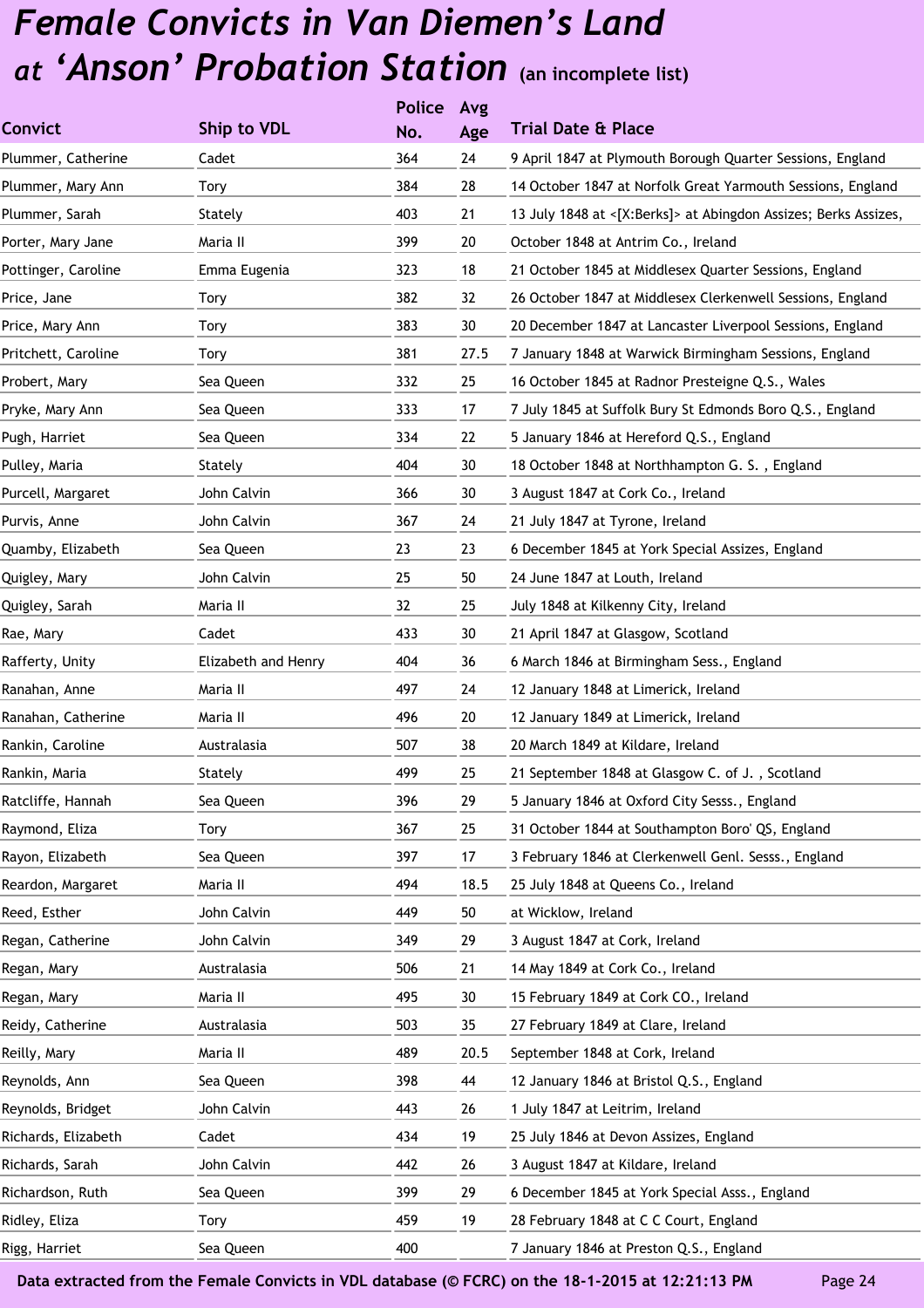# *Female Convicts in Van Diemen's Land at 'Anson' Probation Station* (an incomplete list)

| Convict | Ship to VDL | Police No. | Avg Age | Trial Date & Place |
|---|---|---|---|---|
| Plummer, Catherine | Cadet | 364 | 24 | 9 April 1847 at Plymouth Borough Quarter Sessions, England |
| Plummer, Mary Ann | Tory | 384 | 28 | 14 October 1847 at Norfolk Great Yarmouth Sessions, England |
| Plummer, Sarah | Stately | 403 | 21 | 13 July 1848 at <[X:Berks]> at Abingdon Assizes; Berks Assizes, |
| Porter, Mary Jane | Maria II | 399 | 20 | October 1848 at Antrim Co., Ireland |
| Pottinger, Caroline | Emma Eugenia | 323 | 18 | 21 October 1845 at Middlesex Quarter Sessions, England |
| Price, Jane | Tory | 382 | 32 | 26 October 1847 at Middlesex Clerkenwell Sessions, England |
| Price, Mary Ann | Tory | 383 | 30 | 20 December 1847 at Lancaster Liverpool Sessions, England |
| Pritchett, Caroline | Tory | 381 | 27.5 | 7 January 1848 at Warwick Birmingham Sessions, England |
| Probert, Mary | Sea Queen | 332 | 25 | 16 October 1845 at Radnor Presteigne Q.S., Wales |
| Pryke, Mary Ann | Sea Queen | 333 | 17 | 7 July 1845 at Suffolk Bury St Edmonds Boro Q.S., England |
| Pugh, Harriet | Sea Queen | 334 | 22 | 5 January 1846 at Hereford Q.S., England |
| Pulley, Maria | Stately | 404 | 30 | 18 October 1848 at Northhampton G. S. , England |
| Purcell, Margaret | John Calvin | 366 | 30 | 3 August 1847 at Cork Co., Ireland |
| Purvis, Anne | John Calvin | 367 | 24 | 21 July 1847 at Tyrone, Ireland |
| Quamby, Elizabeth | Sea Queen | 23 | 23 | 6 December 1845 at York Special Assizes, England |
| Quigley, Mary | John Calvin | 25 | 50 | 24 June 1847 at Louth, Ireland |
| Quigley, Sarah | Maria II | 32 | 25 | July 1848 at Kilkenny City, Ireland |
| Rae, Mary | Cadet | 433 | 30 | 21 April 1847 at Glasgow, Scotland |
| Rafferty, Unity | Elizabeth and Henry | 404 | 36 | 6 March 1846 at Birmingham Sess., England |
| Ranahan, Anne | Maria II | 497 | 24 | 12 January 1848 at Limerick, Ireland |
| Ranahan, Catherine | Maria II | 496 | 20 | 12 January 1849 at Limerick, Ireland |
| Rankin, Caroline | Australasia | 507 | 38 | 20 March 1849 at Kildare, Ireland |
| Rankin, Maria | Stately | 499 | 25 | 21 September 1848 at Glasgow C. of J. , Scotland |
| Ratcliffe, Hannah | Sea Queen | 396 | 29 | 5 January 1846 at Oxford City Sesss., England |
| Raymond, Eliza | Tory | 367 | 25 | 31 October 1844 at Southampton Boro' QS, England |
| Rayon, Elizabeth | Sea Queen | 397 | 17 | 3 February 1846 at Clerkenwell Genl. Sesss., England |
| Reardon, Margaret | Maria II | 494 | 18.5 | 25 July 1848 at Queens Co., Ireland |
| Reed, Esther | John Calvin | 449 | 50 | at Wicklow, Ireland |
| Regan, Catherine | John Calvin | 349 | 29 | 3 August 1847 at Cork, Ireland |
| Regan, Mary | Australasia | 506 | 21 | 14 May 1849 at Cork Co., Ireland |
| Regan, Mary | Maria II | 495 | 30 | 15 February 1849 at Cork CO., Ireland |
| Reidy, Catherine | Australasia | 503 | 35 | 27 February 1849 at Clare, Ireland |
| Reilly, Mary | Maria II | 489 | 20.5 | September 1848 at Cork, Ireland |
| Reynolds, Ann | Sea Queen | 398 | 44 | 12 January 1846 at Bristol Q.S., England |
| Reynolds, Bridget | John Calvin | 443 | 26 | 1 July 1847 at Leitrim, Ireland |
| Richards, Elizabeth | Cadet | 434 | 19 | 25 July 1846 at Devon Assizes, England |
| Richards, Sarah | John Calvin | 442 | 26 | 3 August 1847 at Kildare, Ireland |
| Richardson, Ruth | Sea Queen | 399 | 29 | 6 December 1845 at York Special Asss., England |
| Ridley, Eliza | Tory | 459 | 19 | 28 February 1848 at C C Court, England |
| Rigg, Harriet | Sea Queen | 400 | | 7 January 1846 at Preston Q.S., England |

**Data extracted from the Female Convicts in VDL database (© FCRC) on the 18-1-2015 at 12:21:13 PM**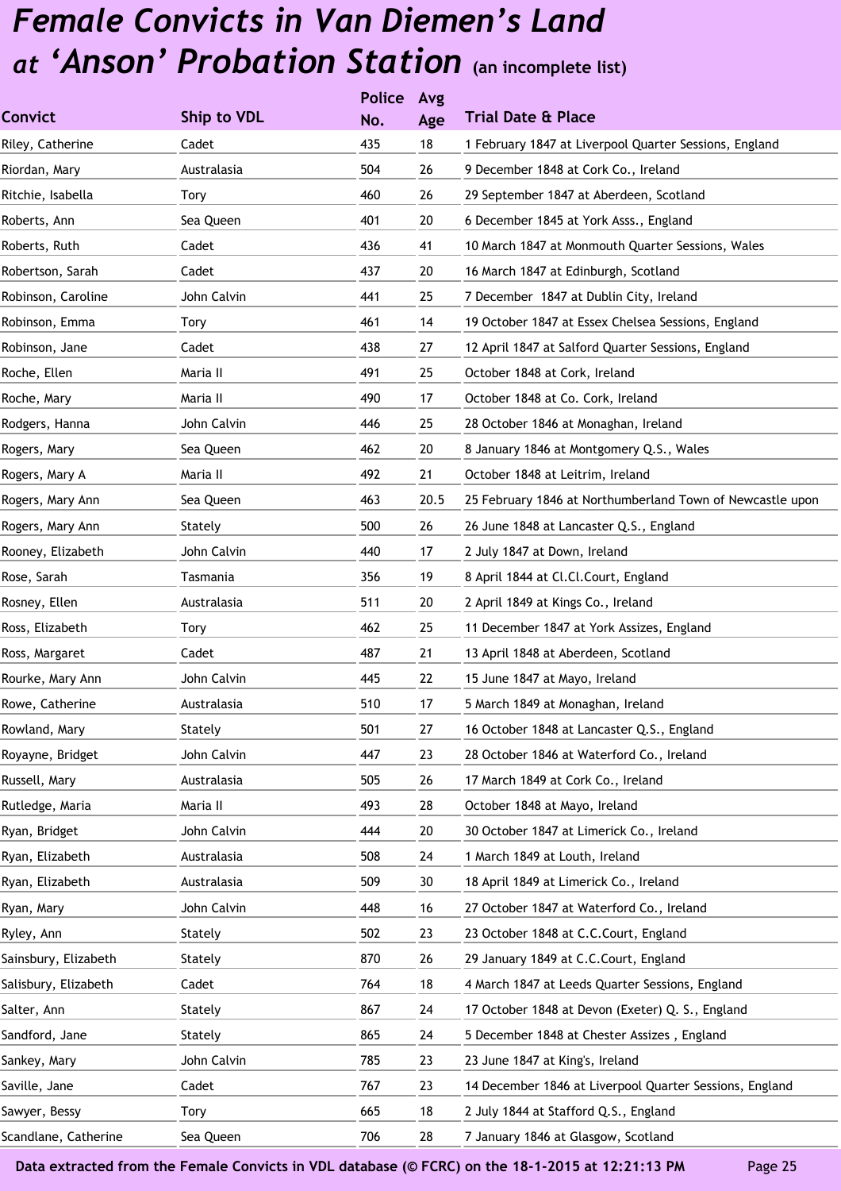# *Female Convicts in Van Diemen's Land at 'Anson' Probation Station* (an incomplete list)

| Convict | Ship to VDL | Police No. | Avg Age | Trial Date & Place |
|---|---|---|---|---|
| Riley, Catherine | Cadet | 435 | 18 | 1 February 1847 at Liverpool Quarter Sessions, England |
| Riordan, Mary | Australasia | 504 | 26 | 9 December 1848 at Cork Co., Ireland |
| Ritchie, Isabella | Tory | 460 | 26 | 29 September 1847 at Aberdeen, Scotland |
| Roberts, Ann | Sea Queen | 401 | 20 | 6 December 1845 at York Asss., England |
| Roberts, Ruth | Cadet | 436 | 41 | 10 March 1847 at Monmouth Quarter Sessions, Wales |
| Robertson, Sarah | Cadet | 437 | 20 | 16 March 1847 at Edinburgh, Scotland |
| Robinson, Caroline | John Calvin | 441 | 25 | 7 December 1847 at Dublin City, Ireland |
| Robinson, Emma | Tory | 461 | 14 | 19 October 1847 at Essex Chelsea Sessions, England |
| Robinson, Jane | Cadet | 438 | 27 | 12 April 1847 at Salford Quarter Sessions, England |
| Roche, Ellen | Maria II | 491 | 25 | October 1848 at Cork, Ireland |
| Roche, Mary | Maria II | 490 | 17 | October 1848 at Co. Cork, Ireland |
| Rodgers, Hanna | John Calvin | 446 | 25 | 28 October 1846 at Monaghan, Ireland |
| Rogers, Mary | Sea Queen | 462 | 20 | 8 January 1846 at Montgomery Q.S., Wales |
| Rogers, Mary A | Maria II | 492 | 21 | October 1848 at Leitrim, Ireland |
| Rogers, Mary Ann | Sea Queen | 463 | 20.5 | 25 February 1846 at Northumberland Town of Newcastle upon |
| Rogers, Mary Ann | Stately | 500 | 26 | 26 June 1848 at Lancaster Q.S., England |
| Rooney, Elizabeth | John Calvin | 440 | 17 | 2 July 1847 at Down, Ireland |
| Rose, Sarah | Tasmania | 356 | 19 | 8 April 1844 at Cl.Cl.Court, England |
| Rosney, Ellen | Australasia | 511 | 20 | 2 April 1849 at Kings Co., Ireland |
| Ross, Elizabeth | Tory | 462 | 25 | 11 December 1847 at York Assizes, England |
| Ross, Margaret | Cadet | 487 | 21 | 13 April 1848 at Aberdeen, Scotland |
| Rourke, Mary Ann | John Calvin | 445 | 22 | 15 June 1847 at Mayo, Ireland |
| Rowe, Catherine | Australasia | 510 | 17 | 5 March 1849 at Monaghan, Ireland |
| Rowland, Mary | Stately | 501 | 27 | 16 October 1848 at Lancaster Q.S., England |
| Royayne, Bridget | John Calvin | 447 | 23 | 28 October 1846 at Waterford Co., Ireland |
| Russell, Mary | Australasia | 505 | 26 | 17 March 1849 at Cork Co., Ireland |
| Rutledge, Maria | Maria II | 493 | 28 | October 1848 at Mayo, Ireland |
| Ryan, Bridget | John Calvin | 444 | 20 | 30 October 1847 at Limerick Co., Ireland |
| Ryan, Elizabeth | Australasia | 508 | 24 | 1 March 1849 at Louth, Ireland |
| Ryan, Elizabeth | Australasia | 509 | 30 | 18 April 1849 at Limerick Co., Ireland |
| Ryan, Mary | John Calvin | 448 | 16 | 27 October 1847 at Waterford Co., Ireland |
| Ryley, Ann | Stately | 502 | 23 | 23 October 1848 at C.C.Court, England |
| Sainsbury, Elizabeth | Stately | 870 | 26 | 29 January 1849 at C.C.Court, England |
| Salisbury, Elizabeth | Cadet | 764 | 18 | 4 March 1847 at Leeds Quarter Sessions, England |
| Salter, Ann | Stately | 867 | 24 | 17 October 1848 at Devon (Exeter) Q. S., England |
| Sandford, Jane | Stately | 865 | 24 | 5 December 1848 at Chester Assizes , England |
| Sankey, Mary | John Calvin | 785 | 23 | 23 June 1847 at King's, Ireland |
| Saville, Jane | Cadet | 767 | 23 | 14 December 1846 at Liverpool Quarter Sessions, England |
| Sawyer, Bessy | Tory | 665 | 18 | 2 July 1844 at Stafford Q.S., England |
| Scandlane, Catherine | Sea Queen | 706 | 28 | 7 January 1846 at Glasgow, Scotland |

**Data extracted from the Female Convicts in VDL database (© FCRC) on the 18-1-2015 at 12:21:13 PM**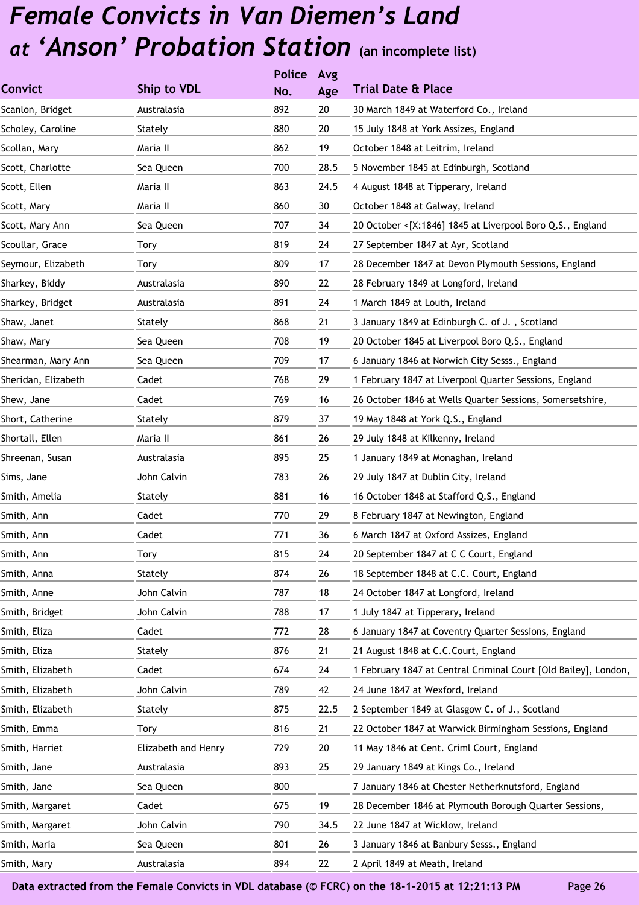# *Female Convicts in Van Diemen's Land at 'Anson' Probation Station* (an incomplete list)

| Convict | Ship to VDL | Police No. | Avg Age | Trial Date & Place |
|---|---|---|---|---|
| Scanlon, Bridget | Australasia | 892 | 20 | 30 March 1849 at Waterford Co., Ireland |
| Scholey, Caroline | Stately | 880 | 20 | 15 July 1848 at York Assizes, England |
| Scollan, Mary | Maria II | 862 | 19 | October 1848 at Leitrim, Ireland |
| Scott, Charlotte | Sea Queen | 700 | 28.5 | 5 November 1845 at Edinburgh, Scotland |
| Scott, Ellen | Maria II | 863 | 24.5 | 4 August 1848 at Tipperary, Ireland |
| Scott, Mary | Maria II | 860 | 30 | October 1848 at Galway, Ireland |
| Scott, Mary Ann | Sea Queen | 707 | 34 | 20 October <[X:1846] 1845 at Liverpool Boro Q.S., England |
| Scoullar, Grace | Tory | 819 | 24 | 27 September 1847 at Ayr, Scotland |
| Seymour, Elizabeth | Tory | 809 | 17 | 28 December 1847 at Devon Plymouth Sessions, England |
| Sharkey, Biddy | Australasia | 890 | 22 | 28 February 1849 at Longford, Ireland |
| Sharkey, Bridget | Australasia | 891 | 24 | 1 March 1849 at Louth, Ireland |
| Shaw, Janet | Stately | 868 | 21 | 3 January 1849 at Edinburgh C. of J. , Scotland |
| Shaw, Mary | Sea Queen | 708 | 19 | 20 October 1845 at Liverpool Boro Q.S., England |
| Shearman, Mary Ann | Sea Queen | 709 | 17 | 6 January 1846 at Norwich City Sesss., England |
| Sheridan, Elizabeth | Cadet | 768 | 29 | 1 February 1847 at Liverpool Quarter Sessions, England |
| Shew, Jane | Cadet | 769 | 16 | 26 October 1846 at Wells Quarter Sessions, Somersetshire, |
| Short, Catherine | Stately | 879 | 37 | 19 May 1848 at York Q.S., England |
| Shortall, Ellen | Maria II | 861 | 26 | 29 July 1848 at Kilkenny, Ireland |
| Shreenan, Susan | Australasia | 895 | 25 | 1 January 1849 at Monaghan, Ireland |
| Sims, Jane | John Calvin | 783 | 26 | 29 July 1847 at Dublin City, Ireland |
| Smith, Amelia | Stately | 881 | 16 | 16 October 1848 at Stafford Q.S., England |
| Smith, Ann | Cadet | 770 | 29 | 8 February 1847 at Newington, England |
| Smith, Ann | Cadet | 771 | 36 | 6 March 1847 at Oxford Assizes, England |
| Smith, Ann | Tory | 815 | 24 | 20 September 1847 at C C Court, England |
| Smith, Anna | Stately | 874 | 26 | 18 September 1848 at C.C. Court, England |
| Smith, Anne | John Calvin | 787 | 18 | 24 October 1847 at Longford, Ireland |
| Smith, Bridget | John Calvin | 788 | 17 | 1 July 1847 at Tipperary, Ireland |
| Smith, Eliza | Cadet | 772 | 28 | 6 January 1847 at Coventry Quarter Sessions, England |
| Smith, Eliza | Stately | 876 | 21 | 21 August 1848 at C.C.Court, England |
| Smith, Elizabeth | Cadet | 674 | 24 | 1 February 1847 at Central Criminal Court [Old Bailey], London, |
| Smith, Elizabeth | John Calvin | 789 | 42 | 24 June 1847 at Wexford, Ireland |
| Smith, Elizabeth | Stately | 875 | 22.5 | 2 September 1849 at Glasgow C. of J., Scotland |
| Smith, Emma | Tory | 816 | 21 | 22 October 1847 at Warwick Birmingham Sessions, England |
| Smith, Harriet | Elizabeth and Henry | 729 | 20 | 11 May 1846 at Cent. Criml Court, England |
| Smith, Jane | Australasia | 893 | 25 | 29 January 1849 at Kings Co., Ireland |
| Smith, Jane | Sea Queen | 800 | | 7 January 1846 at Chester Netherknutsford, England |
| Smith, Margaret | Cadet | 675 | 19 | 28 December 1846 at Plymouth Borough Quarter Sessions, |
| Smith, Margaret | John Calvin | 790 | 34.5 | 22 June 1847 at Wicklow, Ireland |
| Smith, Maria | Sea Queen | 801 | 26 | 3 January 1846 at Banbury Sesss., England |
| Smith, Mary | Australasia | 894 | 22 | 2 April 1849 at Meath, Ireland |

Data extracted from the Female Convicts in VDL database (© FCRC) on the 18-1-2015 at 12:21:13 PM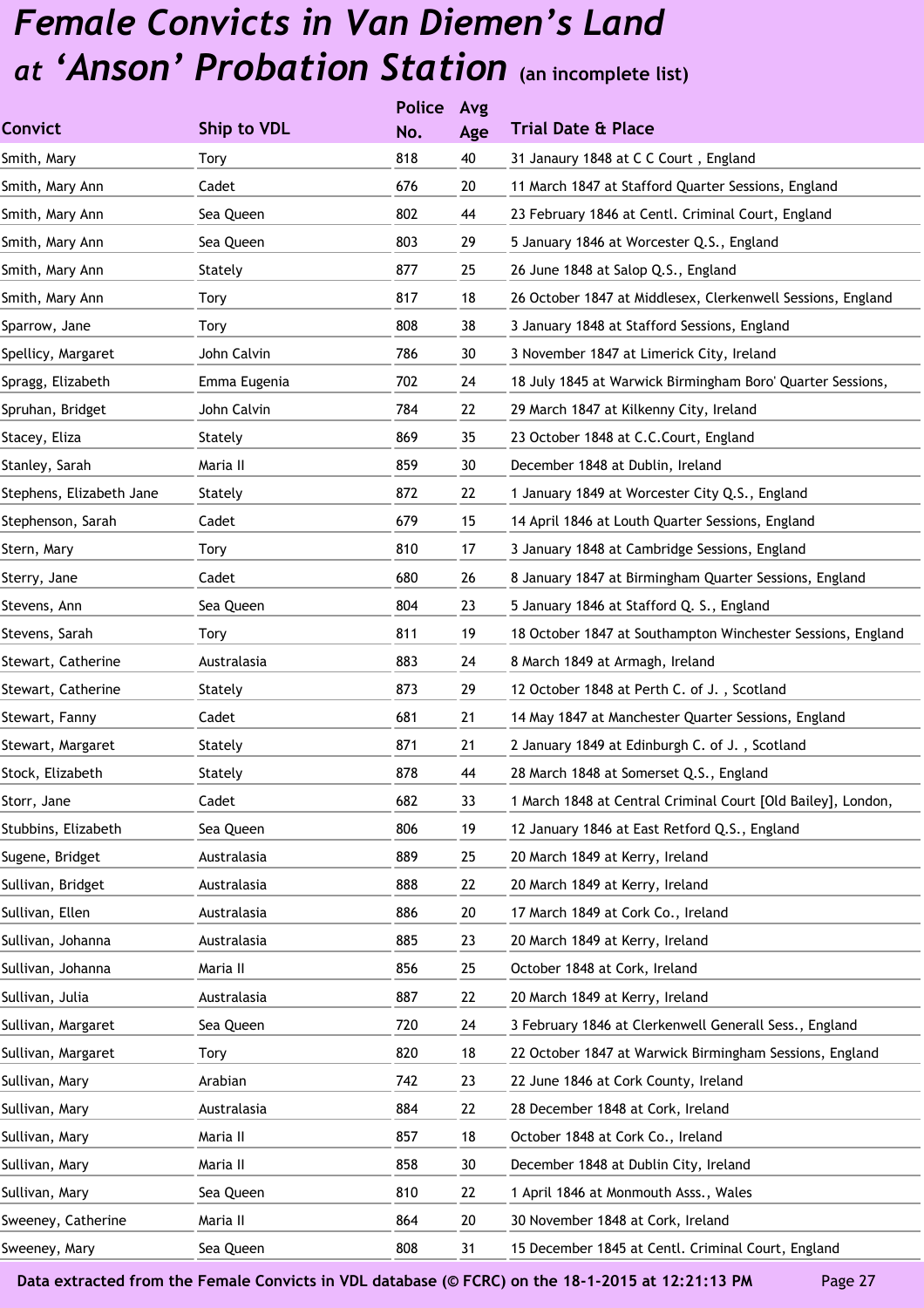# *Female Convicts in Van Diemen's Land at 'Anson' Probation Station* (an incomplete list)

| Convict | Ship to VDL | Police No. | Avg Age | Trial Date & Place |
|---|---|---|---|---|
| Smith, Mary | Tory | 818 | 40 | 31 Janaury 1848 at C C Court , England |
| Smith, Mary Ann | Cadet | 676 | 20 | 11 March 1847 at Stafford Quarter Sessions, England |
| Smith, Mary Ann | Sea Queen | 802 | 44 | 23 February 1846 at Centl. Criminal Court, England |
| Smith, Mary Ann | Sea Queen | 803 | 29 | 5 January 1846 at Worcester Q.S., England |
| Smith, Mary Ann | Stately | 877 | 25 | 26 June 1848 at Salop Q.S., England |
| Smith, Mary Ann | Tory | 817 | 18 | 26 October 1847 at Middlesex, Clerkenwell Sessions, England |
| Sparrow, Jane | Tory | 808 | 38 | 3 January 1848 at Stafford Sessions, England |
| Spellicy, Margaret | John Calvin | 786 | 30 | 3 November 1847 at Limerick City, Ireland |
| Spragg, Elizabeth | Emma Eugenia | 702 | 24 | 18 July 1845 at Warwick Birmingham Boro' Quarter Sessions, |
| Spruhan, Bridget | John Calvin | 784 | 22 | 29 March 1847 at Kilkenny City, Ireland |
| Stacey, Eliza | Stately | 869 | 35 | 23 October 1848 at C.C.Court, England |
| Stanley, Sarah | Maria II | 859 | 30 | December 1848 at Dublin, Ireland |
| Stephens, Elizabeth Jane | Stately | 872 | 22 | 1 January 1849 at Worcester City Q.S., England |
| Stephenson, Sarah | Cadet | 679 | 15 | 14 April 1846 at Louth Quarter Sessions, England |
| Stern, Mary | Tory | 810 | 17 | 3 January 1848 at Cambridge Sessions, England |
| Sterry, Jane | Cadet | 680 | 26 | 8 January 1847 at Birmingham Quarter Sessions, England |
| Stevens, Ann | Sea Queen | 804 | 23 | 5 January 1846 at Stafford Q. S., England |
| Stevens, Sarah | Tory | 811 | 19 | 18 October 1847 at Southampton Winchester Sessions, England |
| Stewart, Catherine | Australasia | 883 | 24 | 8 March 1849 at Armagh, Ireland |
| Stewart, Catherine | Stately | 873 | 29 | 12 October 1848 at Perth C. of J. , Scotland |
| Stewart, Fanny | Cadet | 681 | 21 | 14 May 1847 at Manchester Quarter Sessions, England |
| Stewart, Margaret | Stately | 871 | 21 | 2 January 1849 at Edinburgh C. of J. , Scotland |
| Stock, Elizabeth | Stately | 878 | 44 | 28 March 1848 at Somerset Q.S., England |
| Storr, Jane | Cadet | 682 | 33 | 1 March 1848 at Central Criminal Court [Old Bailey], London, |
| Stubbins, Elizabeth | Sea Queen | 806 | 19 | 12 January 1846 at East Retford Q.S., England |
| Sugene, Bridget | Australasia | 889 | 25 | 20 March 1849 at Kerry, Ireland |
| Sullivan, Bridget | Australasia | 888 | 22 | 20 March 1849 at Kerry, Ireland |
| Sullivan, Ellen | Australasia | 886 | 20 | 17 March 1849 at Cork Co., Ireland |
| Sullivan, Johanna | Australasia | 885 | 23 | 20 March 1849 at Kerry, Ireland |
| Sullivan, Johanna | Maria II | 856 | 25 | October 1848 at Cork, Ireland |
| Sullivan, Julia | Australasia | 887 | 22 | 20 March 1849 at Kerry, Ireland |
| Sullivan, Margaret | Sea Queen | 720 | 24 | 3 February 1846 at Clerkenwell Generall Sess., England |
| Sullivan, Margaret | Tory | 820 | 18 | 22 October 1847 at Warwick Birmingham Sessions, England |
| Sullivan, Mary | Arabian | 742 | 23 | 22 June 1846 at Cork County, Ireland |
| Sullivan, Mary | Australasia | 884 | 22 | 28 December 1848 at Cork, Ireland |
| Sullivan, Mary | Maria II | 857 | 18 | October 1848 at Cork Co., Ireland |
| Sullivan, Mary | Maria II | 858 | 30 | December 1848 at Dublin City, Ireland |
| Sullivan, Mary | Sea Queen | 810 | 22 | 1 April 1846 at Monmouth Asss., Wales |
| Sweeney, Catherine | Maria II | 864 | 20 | 30 November 1848 at Cork, Ireland |
| Sweeney, Mary | Sea Queen | 808 | 31 | 15 December 1845 at Centl. Criminal Court, England |

**Data extracted from the Female Convicts in VDL database (© FCRC) on the 18-1-2015 at 12:21:13 PM**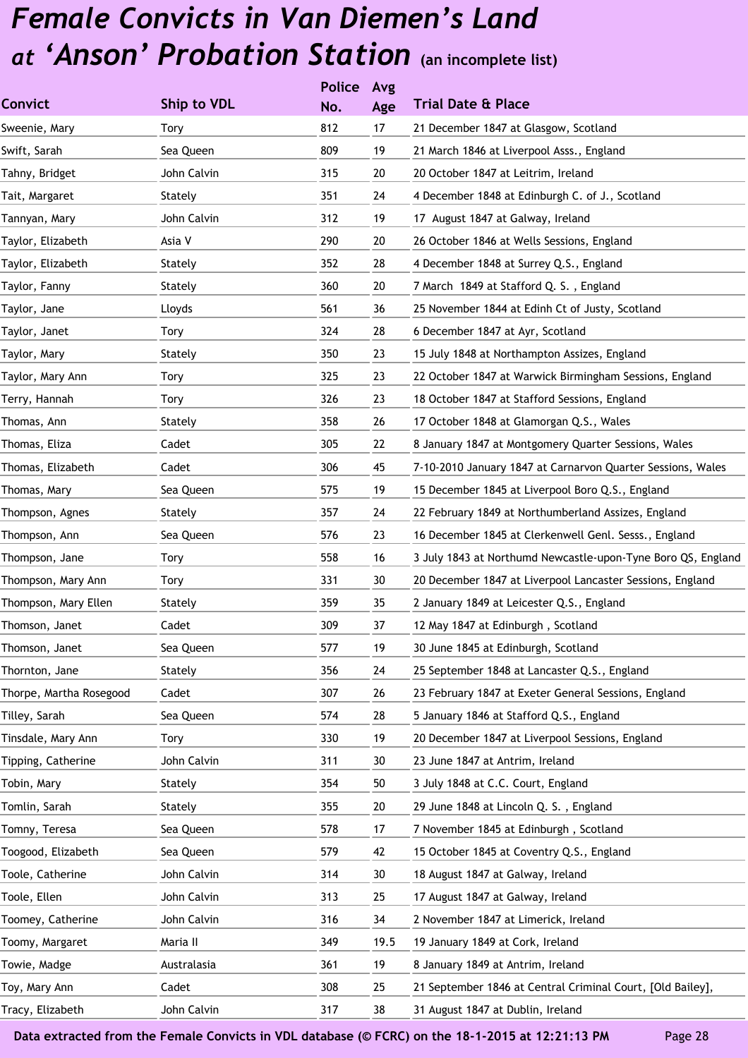# *Female Convicts in Van Diemen's Land at 'Anson' Probation Station* (an incomplete list)

| Convict | Ship to VDL | Police No. | Avg Age | Trial Date & Place |
|---|---|---|---|---|
| Sweenie, Mary | Tory | 812 | 17 | 21 December 1847 at Glasgow, Scotland |
| Swift, Sarah | Sea Queen | 809 | 19 | 21 March 1846 at Liverpool Asss., England |
| Tahny, Bridget | John Calvin | 315 | 20 | 20 October 1847 at Leitrim, Ireland |
| Tait, Margaret | Stately | 351 | 24 | 4 December 1848 at Edinburgh C. of J., Scotland |
| Tannyan, Mary | John Calvin | 312 | 19 | 17 August 1847 at Galway, Ireland |
| Taylor, Elizabeth | Asia V | 290 | 20 | 26 October 1846 at Wells Sessions, England |
| Taylor, Elizabeth | Stately | 352 | 28 | 4 December 1848 at Surrey Q.S., England |
| Taylor, Fanny | Stately | 360 | 20 | 7 March 1849 at Stafford Q. S. , England |
| Taylor, Jane | Lloyds | 561 | 36 | 25 November 1844 at Edinh Ct of Justy, Scotland |
| Taylor, Janet | Tory | 324 | 28 | 6 December 1847 at Ayr, Scotland |
| Taylor, Mary | Stately | 350 | 23 | 15 July 1848 at Northampton Assizes, England |
| Taylor, Mary Ann | Tory | 325 | 23 | 22 October 1847 at Warwick Birmingham Sessions, England |
| Terry, Hannah | Tory | 326 | 23 | 18 October 1847 at Stafford Sessions, England |
| Thomas, Ann | Stately | 358 | 26 | 17 October 1848 at Glamorgan Q.S., Wales |
| Thomas, Eliza | Cadet | 305 | 22 | 8 January 1847 at Montgomery Quarter Sessions, Wales |
| Thomas, Elizabeth | Cadet | 306 | 45 | 7-10-2010 January 1847 at Carnarvon Quarter Sessions, Wales |
| Thomas, Mary | Sea Queen | 575 | 19 | 15 December 1845 at Liverpool Boro Q.S., England |
| Thompson, Agnes | Stately | 357 | 24 | 22 February 1849 at Northumberland Assizes, England |
| Thompson, Ann | Sea Queen | 576 | 23 | 16 December 1845 at Clerkenwell Genl. Sesss., England |
| Thompson, Jane | Tory | 558 | 16 | 3 July 1843 at Northumd Newcastle-upon-Tyne Boro QS, England |
| Thompson, Mary Ann | Tory | 331 | 30 | 20 December 1847 at Liverpool Lancaster Sessions, England |
| Thompson, Mary Ellen | Stately | 359 | 35 | 2 January 1849 at Leicester Q.S., England |
| Thomson, Janet | Cadet | 309 | 37 | 12 May 1847 at Edinburgh , Scotland |
| Thomson, Janet | Sea Queen | 577 | 19 | 30 June 1845 at Edinburgh, Scotland |
| Thornton, Jane | Stately | 356 | 24 | 25 September 1848 at Lancaster Q.S., England |
| Thorpe, Martha Rosegood | Cadet | 307 | 26 | 23 February 1847 at Exeter General Sessions, England |
| Tilley, Sarah | Sea Queen | 574 | 28 | 5 January 1846 at Stafford Q.S., England |
| Tinsdale, Mary Ann | Tory | 330 | 19 | 20 December 1847 at Liverpool Sessions, England |
| Tipping, Catherine | John Calvin | 311 | 30 | 23 June 1847 at Antrim, Ireland |
| Tobin, Mary | Stately | 354 | 50 | 3 July 1848 at C.C. Court, England |
| Tomlin, Sarah | Stately | 355 | 20 | 29 June 1848 at Lincoln Q. S. , England |
| Tomny, Teresa | Sea Queen | 578 | 17 | 7 November 1845 at Edinburgh , Scotland |
| Toogood, Elizabeth | Sea Queen | 579 | 42 | 15 October 1845 at Coventry Q.S., England |
| Toole, Catherine | John Calvin | 314 | 30 | 18 August 1847 at Galway, Ireland |
| Toole, Ellen | John Calvin | 313 | 25 | 17 August 1847 at Galway, Ireland |
| Toomey, Catherine | John Calvin | 316 | 34 | 2 November 1847 at Limerick, Ireland |
| Toomy, Margaret | Maria II | 349 | 19.5 | 19 January 1849 at Cork, Ireland |
| Towie, Madge | Australasia | 361 | 19 | 8 January 1849 at Antrim, Ireland |
| Toy, Mary Ann | Cadet | 308 | 25 | 21 September 1846 at Central Criminal Court, [Old Bailey], |
| Tracy, Elizabeth | John Calvin | 317 | 38 | 31 August 1847 at Dublin, Ireland |

**Data extracted from the Female Convicts in VDL database (© FCRC) on the 18-1-2015 at 12:21:13 PM**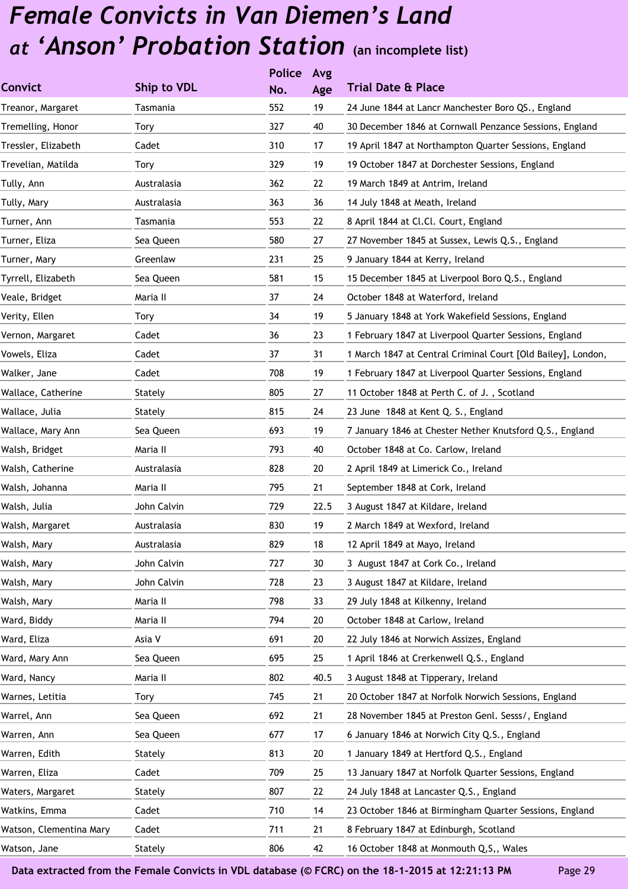# *Female Convicts in Van Diemen's Land at 'Anson' Probation Station* (an incomplete list)

| Convict | Ship to VDL | Police No. | Avg Age | Trial Date & Place |
|---|---|---|---|---|
| Treanor, Margaret | Tasmania | 552 | 19 | 24 June 1844 at Lancr Manchester Boro QS., England |
| Tremelling, Honor | Tory | 327 | 40 | 30 December 1846 at Cornwall Penzance Sessions, England |
| Tressler, Elizabeth | Cadet | 310 | 17 | 19 April 1847 at Northampton Quarter Sessions, England |
| Trevelian, Matilda | Tory | 329 | 19 | 19 October 1847 at Dorchester Sessions, England |
| Tully, Ann | Australasia | 362 | 22 | 19 March 1849 at Antrim, Ireland |
| Tully, Mary | Australasia | 363 | 36 | 14 July 1848 at Meath, Ireland |
| Turner, Ann | Tasmania | 553 | 22 | 8 April 1844 at Cl.Cl. Court, England |
| Turner, Eliza | Sea Queen | 580 | 27 | 27 November 1845 at Sussex, Lewis Q.S., England |
| Turner, Mary | Greenlaw | 231 | 25 | 9 January 1844 at Kerry, Ireland |
| Tyrrell, Elizabeth | Sea Queen | 581 | 15 | 15 December 1845 at Liverpool Boro Q.S., England |
| Veale, Bridget | Maria II | 37 | 24 | October 1848 at Waterford, Ireland |
| Verity, Ellen | Tory | 34 | 19 | 5 January 1848 at York Wakefield Sessions, England |
| Vernon, Margaret | Cadet | 36 | 23 | 1 February 1847 at Liverpool Quarter Sessions, England |
| Vowels, Eliza | Cadet | 37 | 31 | 1 March 1847 at Central Criminal Court [Old Bailey], London, |
| Walker, Jane | Cadet | 708 | 19 | 1 February 1847 at Liverpool Quarter Sessions, England |
| Wallace, Catherine | Stately | 805 | 27 | 11 October 1848 at Perth C. of J. , Scotland |
| Wallace, Julia | Stately | 815 | 24 | 23 June 1848 at Kent Q. S., England |
| Wallace, Mary Ann | Sea Queen | 693 | 19 | 7 January 1846 at Chester Nether Knutsford Q.S., England |
| Walsh, Bridget | Maria II | 793 | 40 | October 1848 at Co. Carlow, Ireland |
| Walsh, Catherine | Australasia | 828 | 20 | 2 April 1849 at Limerick Co., Ireland |
| Walsh, Johanna | Maria II | 795 | 21 | September 1848 at Cork, Ireland |
| Walsh, Julia | John Calvin | 729 | 22.5 | 3 August 1847 at Kildare, Ireland |
| Walsh, Margaret | Australasia | 830 | 19 | 2 March 1849 at Wexford, Ireland |
| Walsh, Mary | Australasia | 829 | 18 | 12 April 1849 at Mayo, Ireland |
| Walsh, Mary | John Calvin | 727 | 30 | 3 August 1847 at Cork Co., Ireland |
| Walsh, Mary | John Calvin | 728 | 23 | 3 August 1847 at Kildare, Ireland |
| Walsh, Mary | Maria II | 798 | 33 | 29 July 1848 at Kilkenny, Ireland |
| Ward, Biddy | Maria II | 794 | 20 | October 1848 at Carlow, Ireland |
| Ward, Eliza | Asia V | 691 | 20 | 22 July 1846 at Norwich Assizes, England |
| Ward, Mary Ann | Sea Queen | 695 | 25 | 1 April 1846 at Crerkenwell Q.S., England |
| Ward, Nancy | Maria II | 802 | 40.5 | 3 August 1848 at Tipperary, Ireland |
| Warnes, Letitia | Tory | 745 | 21 | 20 October 1847 at Norfolk Norwich Sessions, England |
| Warrel, Ann | Sea Queen | 692 | 21 | 28 November 1845 at Preston Genl. Sesss/, England |
| Warren, Ann | Sea Queen | 677 | 17 | 6 January 1846 at Norwich City Q.S., England |
| Warren, Edith | Stately | 813 | 20 | 1 January 1849 at Hertford Q.S., England |
| Warren, Eliza | Cadet | 709 | 25 | 13 January 1847 at Norfolk Quarter Sessions, England |
| Waters, Margaret | Stately | 807 | 22 | 24 July 1848 at Lancaster Q.S., England |
| Watkins, Emma | Cadet | 710 | 14 | 23 October 1846 at Birmingham Quarter Sessions, England |
| Watson, Clementina Mary | Cadet | 711 | 21 | 8 February 1847 at Edinburgh, Scotland |
| Watson, Jane | Stately | 806 | 42 | 16 October 1848 at Monmouth Q,S,, Wales |

**Data extracted from the Female Convicts in VDL database (© FCRC) on the 18-1-2015 at 12:21:13 PM**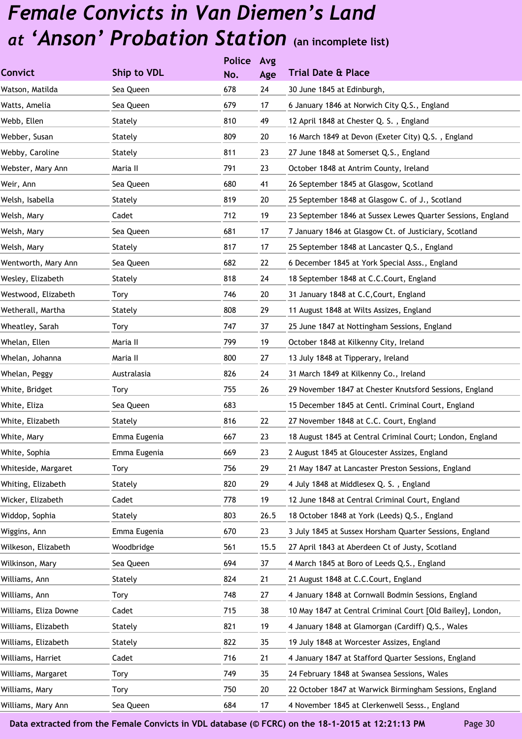# *Female Convicts in Van Diemen's Land at 'Anson' Probation Station* (an incomplete list)

| Convict | Ship to VDL | Police No. | Avg Age | Trial Date & Place |
|---|---|---|---|---|
| Watson, Matilda | Sea Queen | 678 | 24 | 30 June 1845 at Edinburgh, |
| Watts, Amelia | Sea Queen | 679 | 17 | 6 January 1846 at Norwich City Q.S., England |
| Webb, Ellen | Stately | 810 | 49 | 12 April 1848 at Chester Q. S. , England |
| Webber, Susan | Stately | 809 | 20 | 16 March 1849 at Devon (Exeter City) Q.S. , England |
| Webby, Caroline | Stately | 811 | 23 | 27 June 1848 at Somerset Q.S., England |
| Webster, Mary Ann | Maria II | 791 | 23 | October 1848 at Antrim County, Ireland |
| Weir, Ann | Sea Queen | 680 | 41 | 26 September 1845 at Glasgow, Scotland |
| Welsh, Isabella | Stately | 819 | 20 | 25 September 1848 at Glasgow C. of J., Scotland |
| Welsh, Mary | Cadet | 712 | 19 | 23 September 1846 at Sussex Lewes Quarter Sessions, England |
| Welsh, Mary | Sea Queen | 681 | 17 | 7 January 1846 at Glasgow Ct. of Justiciary, Scotland |
| Welsh, Mary | Stately | 817 | 17 | 25 September 1848 at Lancaster Q.S., England |
| Wentworth, Mary Ann | Sea Queen | 682 | 22 | 6 December 1845 at York Special Asss., England |
| Wesley, Elizabeth | Stately | 818 | 24 | 18 September 1848 at C.C.Court, England |
| Westwood, Elizabeth | Tory | 746 | 20 | 31 January 1848 at C.C,Court, England |
| Wetherall, Martha | Stately | 808 | 29 | 11 August 1848 at Wilts Assizes, England |
| Wheatley, Sarah | Tory | 747 | 37 | 25 June 1847 at Nottingham Sessions, England |
| Whelan, Ellen | Maria II | 799 | 19 | October 1848 at Kilkenny City, Ireland |
| Whelan, Johanna | Maria II | 800 | 27 | 13 July 1848 at Tipperary, Ireland |
| Whelan, Peggy | Australasia | 826 | 24 | 31 March 1849 at Kilkenny Co., Ireland |
| White, Bridget | Tory | 755 | 26 | 29 November 1847 at Chester Knutsford Sessions, England |
| White, Eliza | Sea Queen | 683 | | 15 December 1845 at Centl. Criminal Court, England |
| White, Elizabeth | Stately | 816 | 22 | 27 November 1848 at C.C. Court, England |
| White, Mary | Emma Eugenia | 667 | 23 | 18 August 1845 at Central Criminal Court; London, England |
| White, Sophia | Emma Eugenia | 669 | 23 | 2 August 1845 at Gloucester Assizes, England |
| Whiteside, Margaret | Tory | 756 | 29 | 21 May 1847 at Lancaster Preston Sessions, England |
| Whiting, Elizabeth | Stately | 820 | 29 | 4 July 1848 at Middlesex Q. S. , England |
| Wicker, Elizabeth | Cadet | 778 | 19 | 12 June 1848 at Central Criminal Court, England |
| Widdop, Sophia | Stately | 803 | 26.5 | 18 October 1848 at York (Leeds) Q.S., England |
| Wiggins, Ann | Emma Eugenia | 670 | 23 | 3 July 1845 at Sussex Horsham Quarter Sessions, England |
| Wilkeson, Elizabeth | Woodbridge | 561 | 15.5 | 27 April 1843 at Aberdeen Ct of Justy, Scotland |
| Wilkinson, Mary | Sea Queen | 694 | 37 | 4 March 1845 at Boro of Leeds Q.S., England |
| Williams, Ann | Stately | 824 | 21 | 21 August 1848 at C.C.Court, England |
| Williams, Ann | Tory | 748 | 27 | 4 January 1848 at Cornwall Bodmin Sessions, England |
| Williams, Eliza Downe | Cadet | 715 | 38 | 10 May 1847 at Central Criminal Court [Old Bailey], London, |
| Williams, Elizabeth | Stately | 821 | 19 | 4 January 1848 at Glamorgan (Cardiff) Q.S., Wales |
| Williams, Elizabeth | Stately | 822 | 35 | 19 July 1848 at Worcester Assizes, England |
| Williams, Harriet | Cadet | 716 | 21 | 4 January 1847 at Stafford Quarter Sessions, England |
| Williams, Margaret | Tory | 749 | 35 | 24 February 1848 at Swansea Sessions, Wales |
| Williams, Mary | Tory | 750 | 20 | 22 October 1847 at Warwick Birmingham Sessions, England |
| Williams, Mary Ann | Sea Queen | 684 | 17 | 4 November 1845 at Clerkenwell Sesss., England |

**Data extracted from the Female Convicts in VDL database (© FCRC) on the 18-1-2015 at 12:21:13 PM**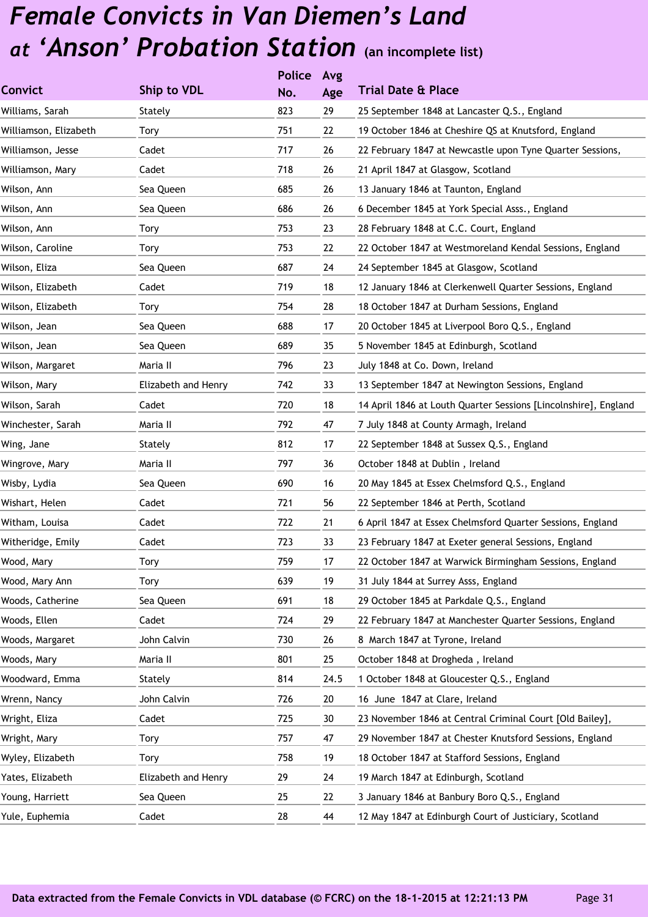# *Female Convicts in Van Diemen's Land at 'Anson' Probation Station* (an incomplete list)

| Convict | Ship to VDL | Police No. | Avg Age | Trial Date & Place |
|---|---|---|---|---|
| Williams, Sarah | Stately | 823 | 29 | 25 September 1848 at Lancaster Q.S., England |
| Williamson, Elizabeth | Tory | 751 | 22 | 19 October 1846 at Cheshire QS at Knutsford, England |
| Williamson, Jesse | Cadet | 717 | 26 | 22 February 1847 at Newcastle upon Tyne Quarter Sessions, |
| Williamson, Mary | Cadet | 718 | 26 | 21 April 1847 at Glasgow, Scotland |
| Wilson, Ann | Sea Queen | 685 | 26 | 13 January 1846 at Taunton, England |
| Wilson, Ann | Sea Queen | 686 | 26 | 6 December 1845 at York Special Asss., England |
| Wilson, Ann | Tory | 753 | 23 | 28 February 1848 at C.C. Court, England |
| Wilson, Caroline | Tory | 753 | 22 | 22 October 1847 at Westmoreland Kendal Sessions, England |
| Wilson, Eliza | Sea Queen | 687 | 24 | 24 September 1845 at Glasgow, Scotland |
| Wilson, Elizabeth | Cadet | 719 | 18 | 12 January 1846 at Clerkenwell Quarter Sessions, England |
| Wilson, Elizabeth | Tory | 754 | 28 | 18 October 1847 at Durham Sessions, England |
| Wilson, Jean | Sea Queen | 688 | 17 | 20 October 1845 at Liverpool Boro Q.S., England |
| Wilson, Jean | Sea Queen | 689 | 35 | 5 November 1845 at Edinburgh, Scotland |
| Wilson, Margaret | Maria II | 796 | 23 | July 1848 at Co. Down, Ireland |
| Wilson, Mary | Elizabeth and Henry | 742 | 33 | 13 September 1847 at Newington Sessions, England |
| Wilson, Sarah | Cadet | 720 | 18 | 14 April 1846 at Louth Quarter Sessions [Lincolnshire], England |
| Winchester, Sarah | Maria II | 792 | 47 | 7 July 1848 at County Armagh, Ireland |
| Wing, Jane | Stately | 812 | 17 | 22 September 1848 at Sussex Q.S., England |
| Wingrove, Mary | Maria II | 797 | 36 | October 1848 at Dublin , Ireland |
| Wisby, Lydia | Sea Queen | 690 | 16 | 20 May 1845 at Essex Chelmsford Q.S., England |
| Wishart, Helen | Cadet | 721 | 56 | 22 September 1846 at Perth, Scotland |
| Witham, Louisa | Cadet | 722 | 21 | 6 April 1847 at Essex Chelmsford Quarter Sessions, England |
| Witheridge, Emily | Cadet | 723 | 33 | 23 February 1847 at Exeter general Sessions, England |
| Wood, Mary | Tory | 759 | 17 | 22 October 1847 at Warwick Birmingham Sessions, England |
| Wood, Mary Ann | Tory | 639 | 19 | 31 July 1844 at Surrey Asss, England |
| Woods, Catherine | Sea Queen | 691 | 18 | 29 October 1845 at Parkdale Q.S., England |
| Woods, Ellen | Cadet | 724 | 29 | 22 February 1847 at Manchester Quarter Sessions, England |
| Woods, Margaret | John Calvin | 730 | 26 | 8 March 1847 at Tyrone, Ireland |
| Woods, Mary | Maria II | 801 | 25 | October 1848 at Drogheda , Ireland |
| Woodward, Emma | Stately | 814 | 24.5 | 1 October 1848 at Gloucester Q.S., England |
| Wrenn, Nancy | John Calvin | 726 | 20 | 16 June 1847 at Clare, Ireland |
| Wright, Eliza | Cadet | 725 | 30 | 23 November 1846 at Central Criminal Court [Old Bailey], |
| Wright, Mary | Tory | 757 | 47 | 29 November 1847 at Chester Knutsford Sessions, England |
| Wyley, Elizabeth | Tory | 758 | 19 | 18 October 1847 at Stafford Sessions, England |
| Yates, Elizabeth | Elizabeth and Henry | 29 | 24 | 19 March 1847 at Edinburgh, Scotland |
| Young, Harriett | Sea Queen | 25 | 22 | 3 January 1846 at Banbury Boro Q.S., England |
| Yule, Euphemia | Cadet | 28 | 44 | 12 May 1847 at Edinburgh Court of Justiciary, Scotland |

**Data extracted from the Female Convicts in VDL database (© FCRC) on the 18-1-2015 at 12:21:13 PM**